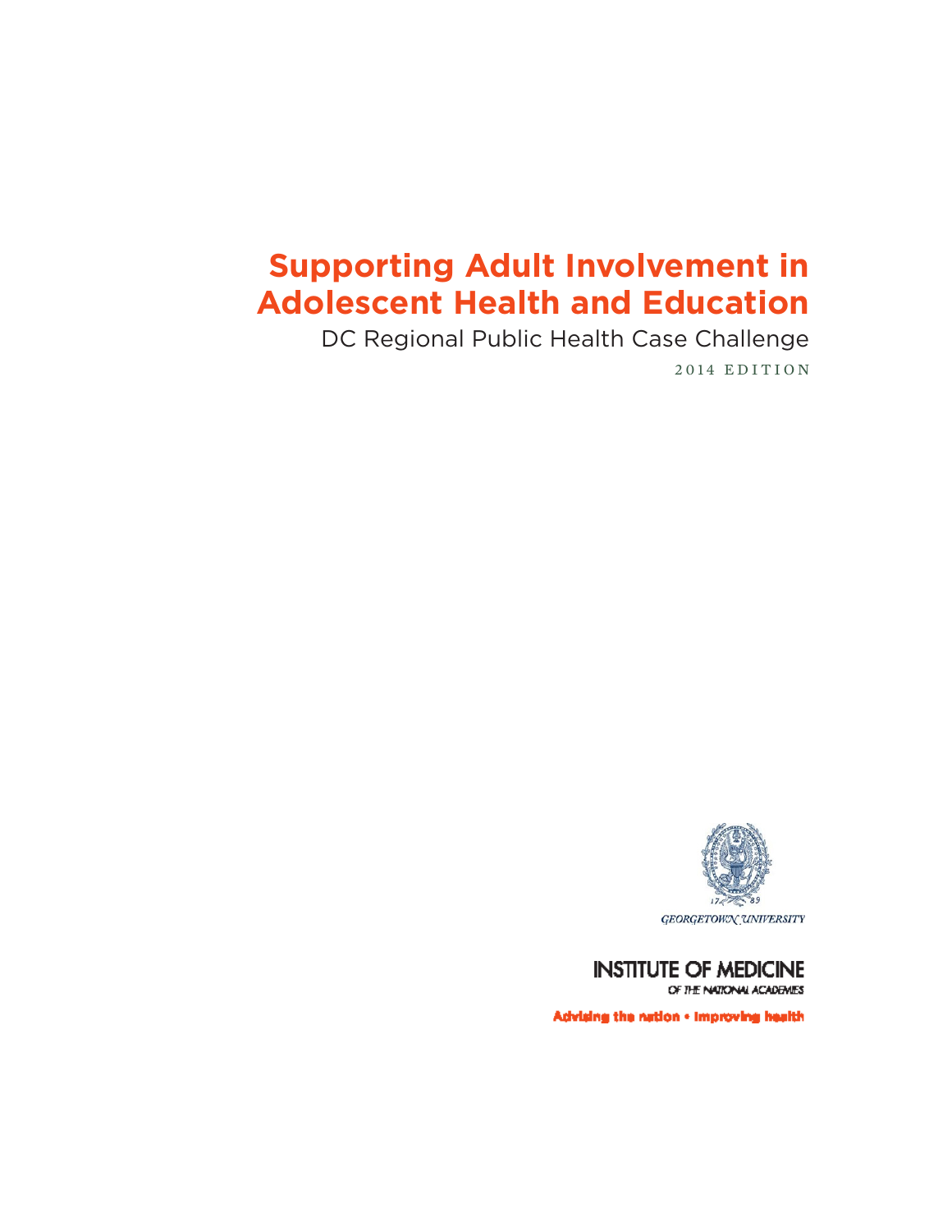# Supporting Adult Involvement in Adolescent Health and Education

DC Regional Public Health Case Challenge

2014 EDITION

GEORGETOWN UNIVERSITY

INSTITUTE OF MEDICINE

OF THE NATIONAL ACADEMIES

Advising the nation • Improving health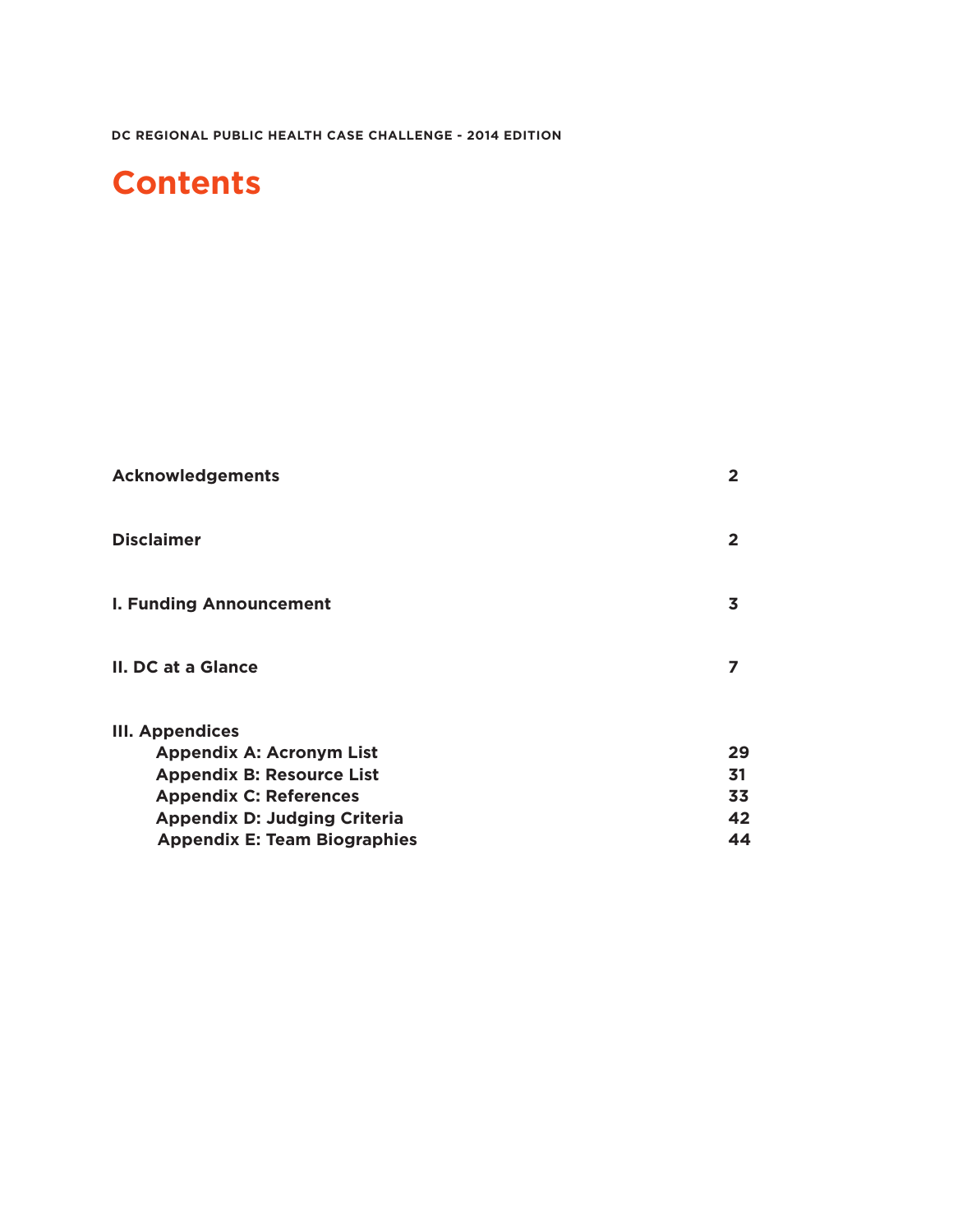# Contents

| | |
|---|---|
| **Acknowledgements** | **2** |
| **Disclaimer** | **2** |
| **I. Funding Announcement** | **3** |
| **II. DC at a Glance** | **7** |
| **III. Appendices** | |
| **Appendix A: Acronym List** | **29** |
| **Appendix B: Resource List** | **31** |
| **Appendix C: References** | **33** |
| **Appendix D: Judging Criteria** | **42** |
| **Appendix E: Team Biographies** | **44** |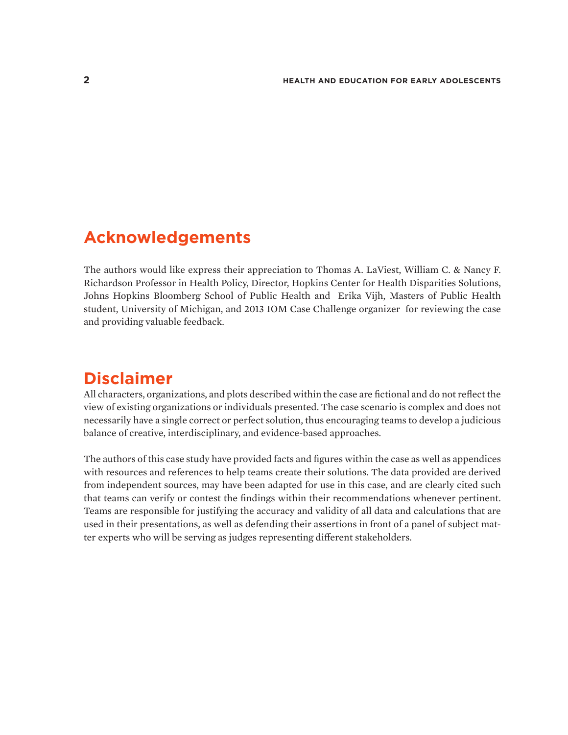## Acknowledgements

The authors would like express their appreciation to Thomas A. LaViest, William C. & Nancy F. Richardson Professor in Health Policy, Director, Hopkins Center for Health Disparities Solutions, Johns Hopkins Bloomberg School of Public Health and Erika Vijh, Masters of Public Health student, University of Michigan, and 2013 IOM Case Challenge organizer for reviewing the case and providing valuable feedback.

## Disclaimer

All characters, organizations, and plots described within the case are fictional and do not reflect the view of existing organizations or individuals presented. The case scenario is complex and does not necessarily have a single correct or perfect solution, thus encouraging teams to develop a judicious balance of creative, interdisciplinary, and evidence-based approaches.

The authors of this case study have provided facts and figures within the case as well as appendices with resources and references to help teams create their solutions. The data provided are derived from independent sources, may have been adapted for use in this case, and are clearly cited such that teams can verify or contest the findings within their recommendations whenever pertinent. Teams are responsible for justifying the accuracy and validity of all data and calculations that are used in their presentations, as well as defending their assertions in front of a panel of subject matter experts who will be serving as judges representing different stakeholders.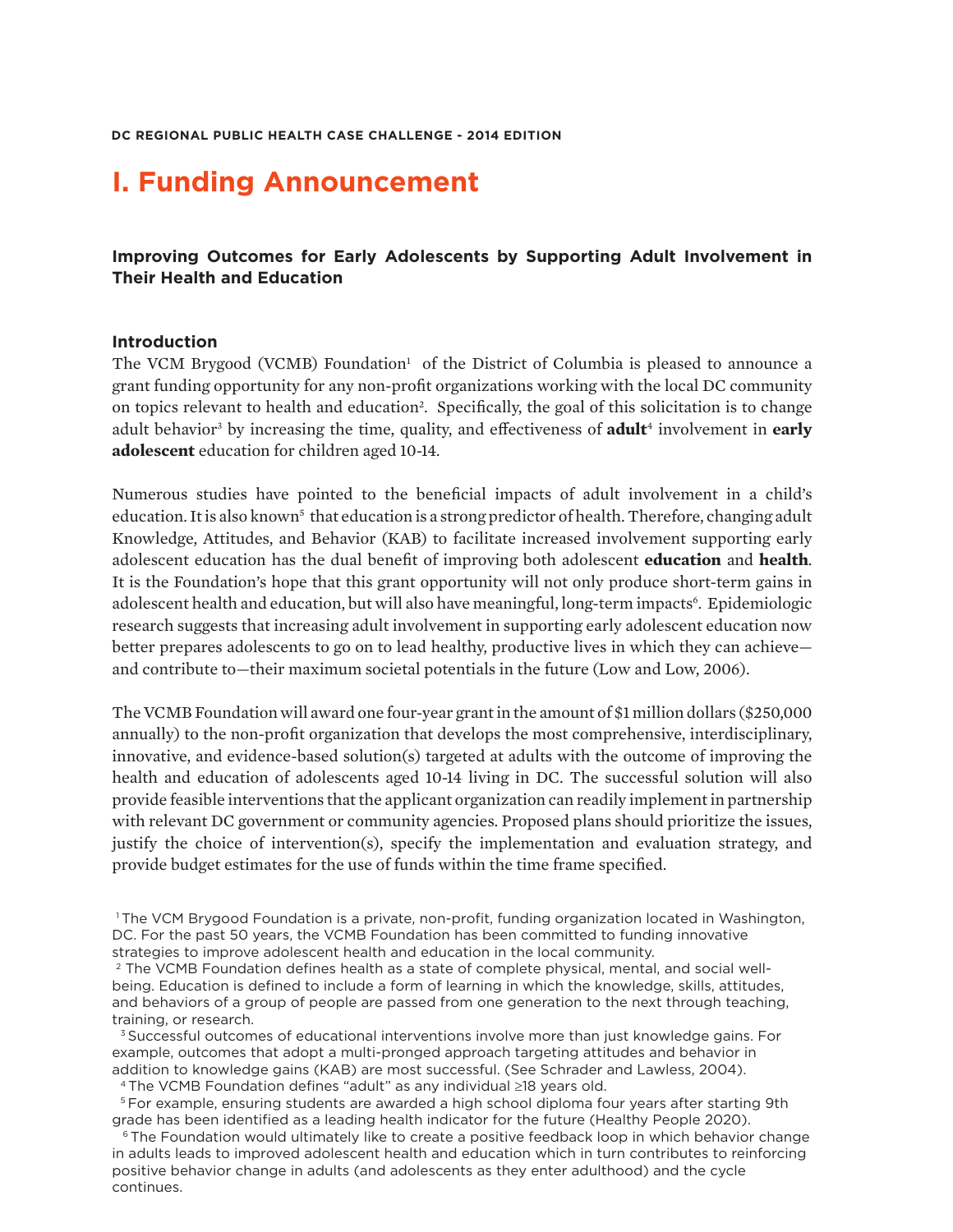# I. Funding Announcement

## Improving Outcomes for Early Adolescents by Supporting Adult Involvement in Their Health and Education

### Introduction

The VCM Brygood (VCMB) Foundation[1] of the District of Columbia is pleased to announce a grant funding opportunity for any non-profit organizations working with the local DC community on topics relevant to health and education[2]. Specifically, the goal of this solicitation is to change adult behavior[3] by increasing the time, quality, and effectiveness of **adult**[4] involvement in **early adolescent** education for children aged 10-14.

Numerous studies have pointed to the beneficial impacts of adult involvement in a child's education. It is also known[5] that education is a strong predictor of health. Therefore, changing adult Knowledge, Attitudes, and Behavior (KAB) to facilitate increased involvement supporting early adolescent education has the dual benefit of improving both adolescent **education** and **health**. It is the Foundation's hope that this grant opportunity will not only produce short-term gains in adolescent health and education, but will also have meaningful, long-term impacts[6]. Epidemiologic research suggests that increasing adult involvement in supporting early adolescent education now better prepares adolescents to go on to lead healthy, productive lives in which they can achieve—and contribute to—their maximum societal potentials in the future (Low and Low, 2006).

The VCMB Foundation will award one four-year grant in the amount of $1 million dollars ($250,000 annually) to the non-profit organization that develops the most comprehensive, interdisciplinary, innovative, and evidence-based solution(s) targeted at adults with the outcome of improving the health and education of adolescents aged 10-14 living in DC. The successful solution will also provide feasible interventions that the applicant organization can readily implement in partnership with relevant DC government or community agencies. Proposed plans should prioritize the issues, justify the choice of intervention(s), specify the implementation and evaluation strategy, and provide budget estimates for the use of funds within the time frame specified.

[1] The VCM Brygood Foundation is a private, non-profit, funding organization located in Washington, DC. For the past 50 years, the VCMB Foundation has been committed to funding innovative strategies to improve adolescent health and education in the local community.

[2] The VCMB Foundation defines health as a state of complete physical, mental, and social well-being. Education is defined to include a form of learning in which the knowledge, skills, attitudes, and behaviors of a group of people are passed from one generation to the next through teaching, training, or research.

[3] Successful outcomes of educational interventions involve more than just knowledge gains. For example, outcomes that adopt a multi-pronged approach targeting attitudes and behavior in addition to knowledge gains (KAB) are most successful. (See Schrader and Lawless, 2004).

[4] The VCMB Foundation defines "adult" as any individual ≥18 years old.

[5] For example, ensuring students are awarded a high school diploma four years after starting 9th grade has been identified as a leading health indicator for the future (Healthy People 2020).

[6] The Foundation would ultimately like to create a positive feedback loop in which behavior change in adults leads to improved adolescent health and education which in turn contributes to reinforcing positive behavior change in adults (and adolescents as they enter adulthood) and the cycle continues.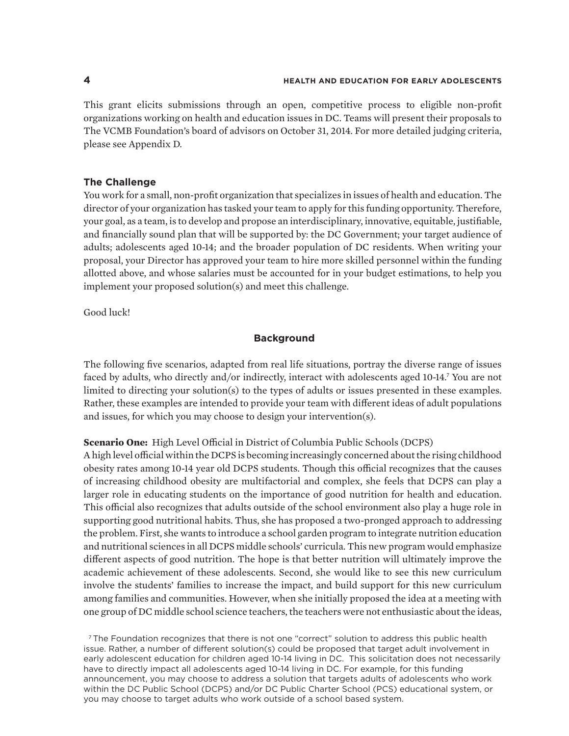This grant elicits submissions through an open, competitive process to eligible non-profit organizations working on health and education issues in DC. Teams will present their proposals to The VCMB Foundation's board of advisors on October 31, 2014. For more detailed judging criteria, please see Appendix D.

### The Challenge

You work for a small, non-profit organization that specializes in issues of health and education. The director of your organization has tasked your team to apply for this funding opportunity. Therefore, your goal, as a team, is to develop and propose an interdisciplinary, innovative, equitable, justifiable, and financially sound plan that will be supported by: the DC Government; your target audience of adults; adolescents aged 10-14; and the broader population of DC residents. When writing your proposal, your Director has approved your team to hire more skilled personnel within the funding allotted above, and whose salaries must be accounted for in your budget estimations, to help you implement your proposed solution(s) and meet this challenge.

Good luck!

## Background

The following five scenarios, adapted from real life situations, portray the diverse range of issues faced by adults, who directly and/or indirectly, interact with adolescents aged 10-14.[7] You are not limited to directing your solution(s) to the types of adults or issues presented in these examples. Rather, these examples are intended to provide your team with different ideas of adult populations and issues, for which you may choose to design your intervention(s).

**Scenario One:** High Level Official in District of Columbia Public Schools (DCPS)
A high level official within the DCPS is becoming increasingly concerned about the rising childhood obesity rates among 10-14 year old DCPS students. Though this official recognizes that the causes of increasing childhood obesity are multifactorial and complex, she feels that DCPS can play a larger role in educating students on the importance of good nutrition for health and education. This official also recognizes that adults outside of the school environment also play a huge role in supporting good nutritional habits. Thus, she has proposed a two-pronged approach to addressing the problem. First, she wants to introduce a school garden program to integrate nutrition education and nutritional sciences in all DCPS middle schools' curricula. This new program would emphasize different aspects of good nutrition. The hope is that better nutrition will ultimately improve the academic achievement of these adolescents. Second, she would like to see this new curriculum involve the students' families to increase the impact, and build support for this new curriculum among families and communities. However, when she initially proposed the idea at a meeting with one group of DC middle school science teachers, the teachers were not enthusiastic about the ideas,

[7] The Foundation recognizes that there is not one "correct" solution to address this public health issue. Rather, a number of different solution(s) could be proposed that target adult involvement in early adolescent education for children aged 10-14 living in DC. This solicitation does not necessarily have to directly impact all adolescents aged 10-14 living in DC. For example, for this funding announcement, you may choose to address a solution that targets adults of adolescents who work within the DC Public School (DCPS) and/or DC Public Charter School (PCS) educational system, or you may choose to target adults who work outside of a school based system.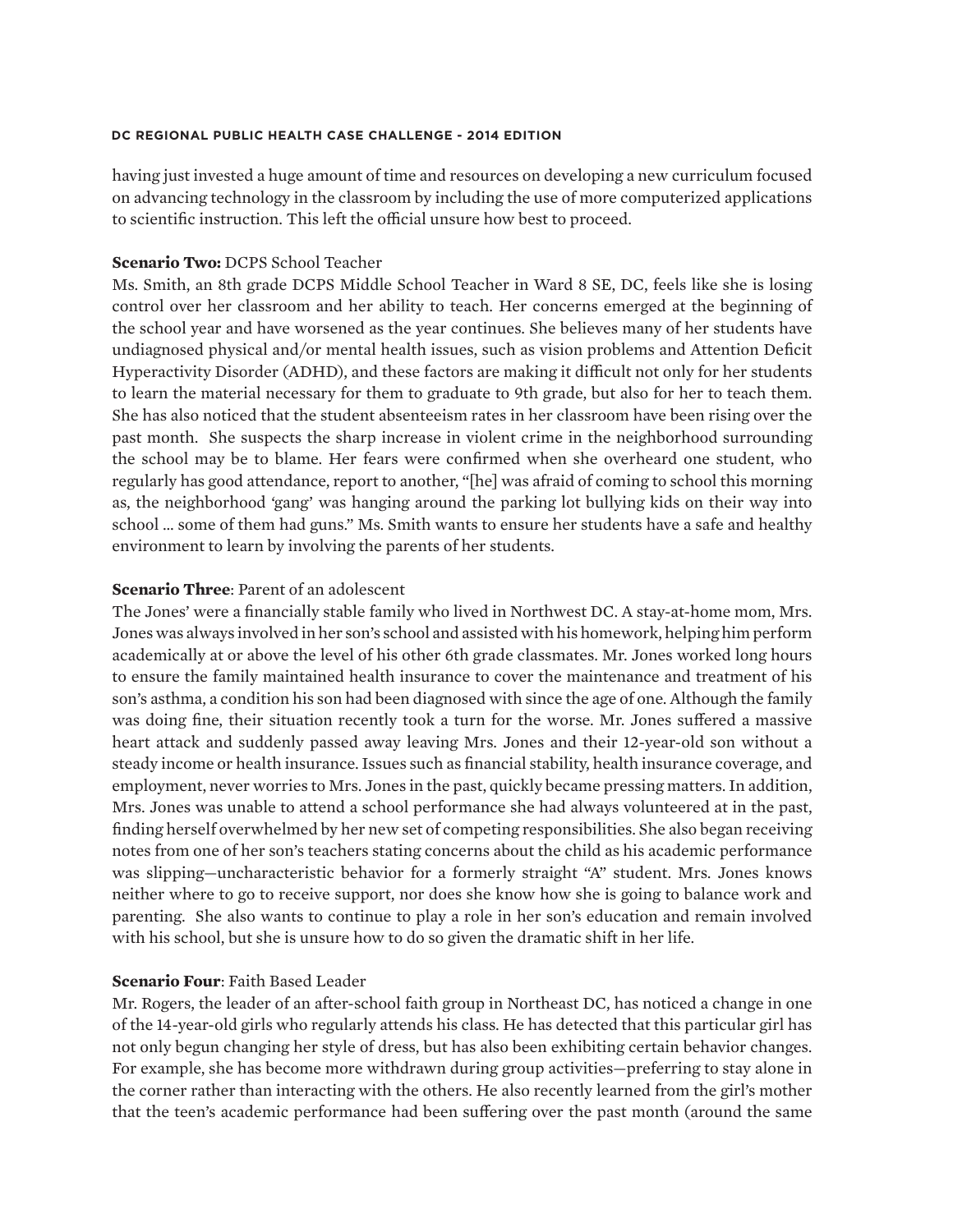having just invested a huge amount of time and resources on developing a new curriculum focused on advancing technology in the classroom by including the use of more computerized applications to scientific instruction. This left the official unsure how best to proceed.

**Scenario Two:** DCPS School Teacher

Ms. Smith, an 8th grade DCPS Middle School Teacher in Ward 8 SE, DC, feels like she is losing control over her classroom and her ability to teach. Her concerns emerged at the beginning of the school year and have worsened as the year continues. She believes many of her students have undiagnosed physical and/or mental health issues, such as vision problems and Attention Deficit Hyperactivity Disorder (ADHD), and these factors are making it difficult not only for her students to learn the material necessary for them to graduate to 9th grade, but also for her to teach them. She has also noticed that the student absenteeism rates in her classroom have been rising over the past month. She suspects the sharp increase in violent crime in the neighborhood surrounding the school may be to blame. Her fears were confirmed when she overheard one student, who regularly has good attendance, report to another, "[he] was afraid of coming to school this morning as, the neighborhood 'gang' was hanging around the parking lot bullying kids on their way into school ... some of them had guns." Ms. Smith wants to ensure her students have a safe and healthy environment to learn by involving the parents of her students.

**Scenario Three**: Parent of an adolescent

The Jones' were a financially stable family who lived in Northwest DC. A stay-at-home mom, Mrs. Jones was always involved in her son's school and assisted with his homework, helping him perform academically at or above the level of his other 6th grade classmates. Mr. Jones worked long hours to ensure the family maintained health insurance to cover the maintenance and treatment of his son's asthma, a condition his son had been diagnosed with since the age of one. Although the family was doing fine, their situation recently took a turn for the worse. Mr. Jones suffered a massive heart attack and suddenly passed away leaving Mrs. Jones and their 12-year-old son without a steady income or health insurance. Issues such as financial stability, health insurance coverage, and employment, never worries to Mrs. Jones in the past, quickly became pressing matters. In addition, Mrs. Jones was unable to attend a school performance she had always volunteered at in the past, finding herself overwhelmed by her new set of competing responsibilities. She also began receiving notes from one of her son's teachers stating concerns about the child as his academic performance was slipping—uncharacteristic behavior for a formerly straight "A" student. Mrs. Jones knows neither where to go to receive support, nor does she know how she is going to balance work and parenting. She also wants to continue to play a role in her son's education and remain involved with his school, but she is unsure how to do so given the dramatic shift in her life.

**Scenario Four**: Faith Based Leader

Mr. Rogers, the leader of an after-school faith group in Northeast DC, has noticed a change in one of the 14-year-old girls who regularly attends his class. He has detected that this particular girl has not only begun changing her style of dress, but has also been exhibiting certain behavior changes. For example, she has become more withdrawn during group activities—preferring to stay alone in the corner rather than interacting with the others. He also recently learned from the girl's mother that the teen's academic performance had been suffering over the past month (around the same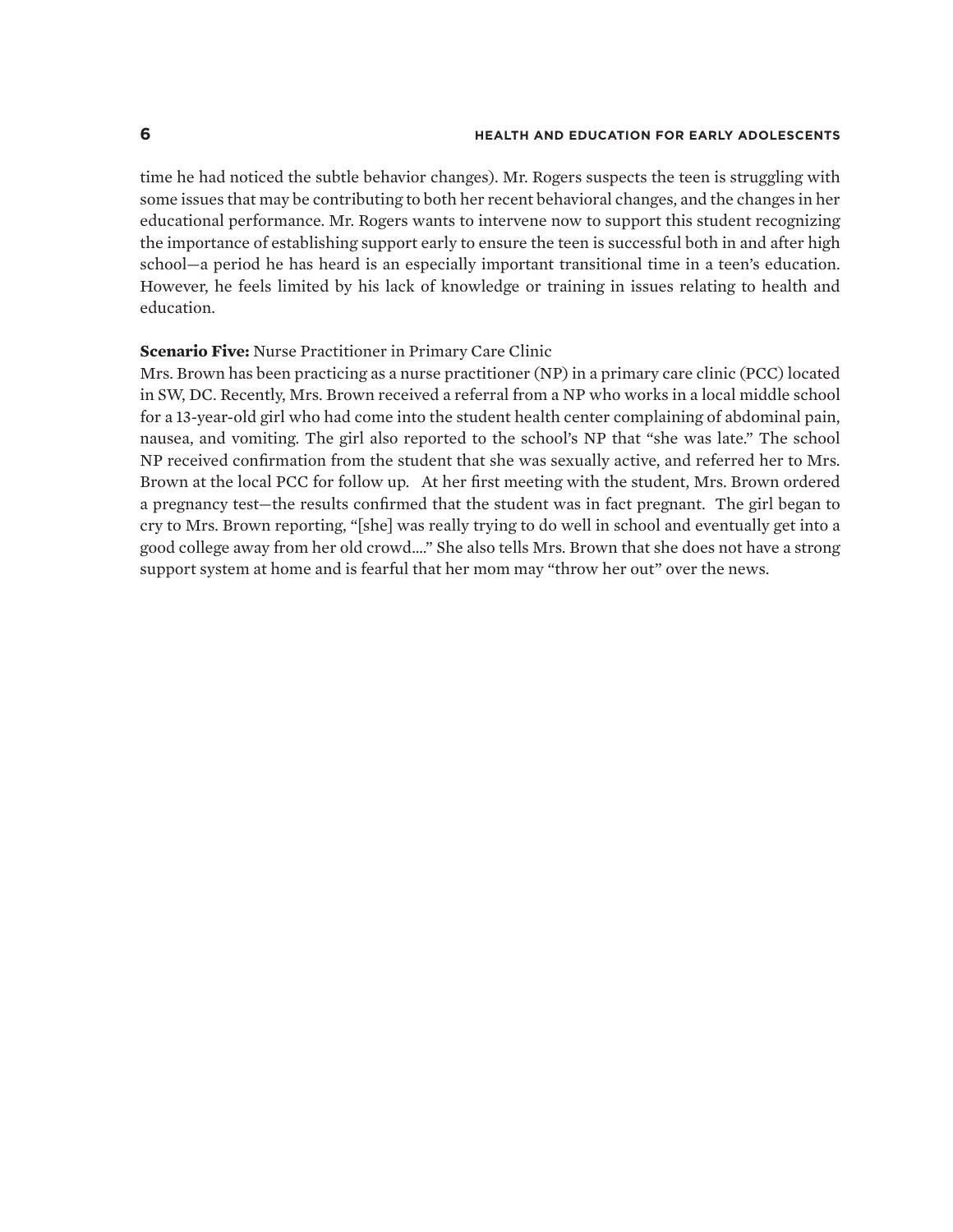time he had noticed the subtle behavior changes). Mr. Rogers suspects the teen is struggling with some issues that may be contributing to both her recent behavioral changes, and the changes in her educational performance. Mr. Rogers wants to intervene now to support this student recognizing the importance of establishing support early to ensure the teen is successful both in and after high school—a period he has heard is an especially important transitional time in a teen's education. However, he feels limited by his lack of knowledge or training in issues relating to health and education.

**Scenario Five:** Nurse Practitioner in Primary Care Clinic

Mrs. Brown has been practicing as a nurse practitioner (NP) in a primary care clinic (PCC) located in SW, DC. Recently, Mrs. Brown received a referral from a NP who works in a local middle school for a 13-year-old girl who had come into the student health center complaining of abdominal pain, nausea, and vomiting. The girl also reported to the school's NP that "she was late." The school NP received confirmation from the student that she was sexually active, and referred her to Mrs. Brown at the local PCC for follow up. At her first meeting with the student, Mrs. Brown ordered a pregnancy test—the results confirmed that the student was in fact pregnant. The girl began to cry to Mrs. Brown reporting, "[she] was really trying to do well in school and eventually get into a good college away from her old crowd...." She also tells Mrs. Brown that she does not have a strong support system at home and is fearful that her mom may "throw her out" over the news.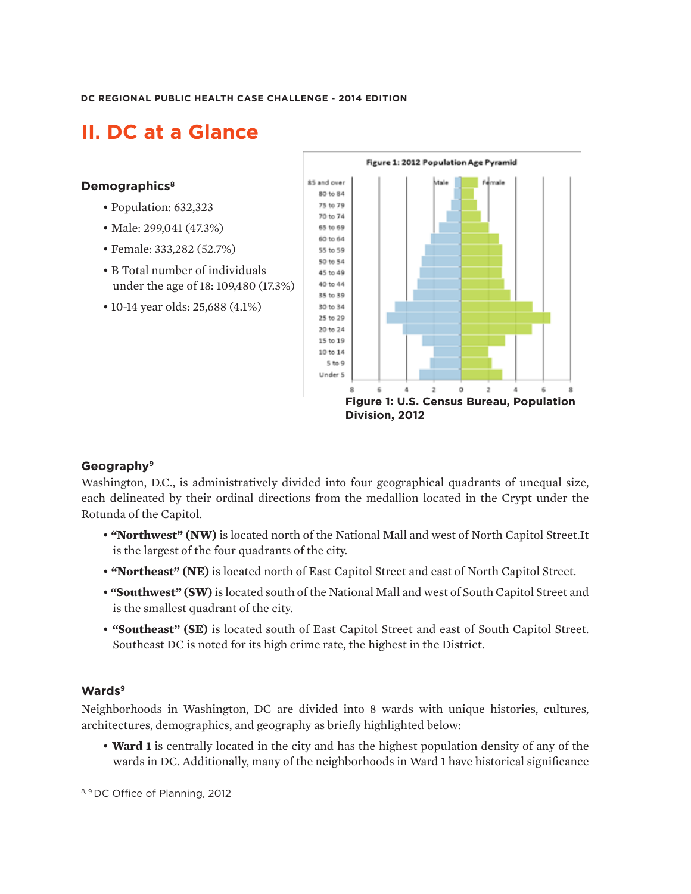## II. DC at a Glance

### Demographics[8]

- Population: 632,323
- Male: 299,041 (47.3%)
- Female: 333,282 (52.7%)
- B Total number of individuals under the age of 18: 109,480 (17.3%)
- 10-14 year olds: 25,688 (4.1%)

Figure 1: U.S. Census Bureau, Population Division, 2012

### Geography[9]

Washington, D.C., is administratively divided into four geographical quadrants of unequal size, each delineated by their ordinal directions from the medallion located in the Crypt under the Rotunda of the Capitol.

- **"Northwest" (NW)** is located north of the National Mall and west of North Capitol Street.It is the largest of the four quadrants of the city.
- **"Northeast" (NE)** is located north of East Capitol Street and east of North Capitol Street.
- **"Southwest" (SW)** is located south of the National Mall and west of South Capitol Street and is the smallest quadrant of the city.
- **"Southeast" (SE)** is located south of East Capitol Street and east of South Capitol Street. Southeast DC is noted for its high crime rate, the highest in the District.

### Wards[9]

Neighborhoods in Washington, DC are divided into 8 wards with unique histories, cultures, architectures, demographics, and geography as briefly highlighted below:

- **Ward 1** is centrally located in the city and has the highest population density of any of the wards in DC. Additionally, many of the neighborhoods in Ward 1 have historical significance

[8, 9] DC Office of Planning, 2012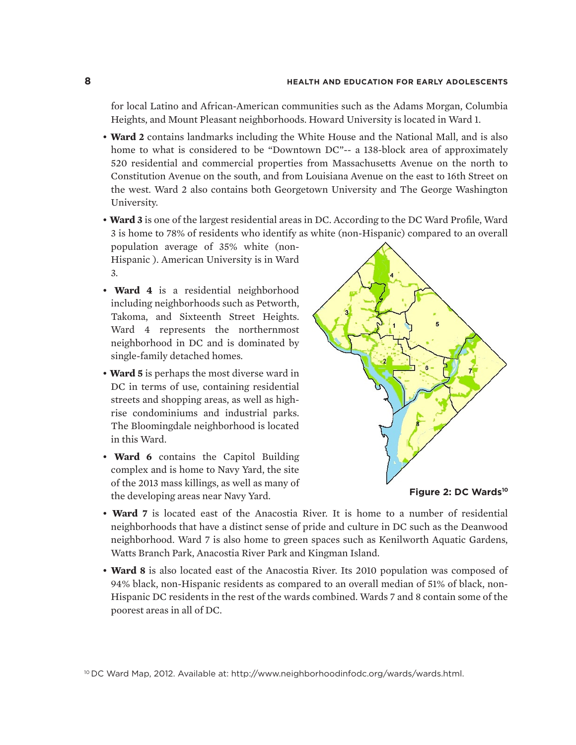for local Latino and African-American communities such as the Adams Morgan, Columbia Heights, and Mount Pleasant neighborhoods. Howard University is located in Ward 1.

- **Ward 2** contains landmarks including the White House and the National Mall, and is also home to what is considered to be "Downtown DC"-- a 138-block area of approximately 520 residential and commercial properties from Massachusetts Avenue on the north to Constitution Avenue on the south, and from Louisiana Avenue on the east to 16th Street on the west. Ward 2 also contains both Georgetown University and The George Washington University.
- **Ward 3** is one of the largest residential areas in DC. According to the DC Ward Profile, Ward 3 is home to 78% of residents who identify as white (non-Hispanic) compared to an overall population average of 35% white (non-Hispanic ). American University is in Ward 3.
- **Ward 4** is a residential neighborhood including neighborhoods such as Petworth, Takoma, and Sixteenth Street Heights. Ward 4 represents the northernmost neighborhood in DC and is dominated by single-family detached homes.
- **Ward 5** is perhaps the most diverse ward in DC in terms of use, containing residential streets and shopping areas, as well as high-rise condominiums and industrial parks. The Bloomingdale neighborhood is located in this Ward.
- **Ward 6** contains the Capitol Building complex and is home to Navy Yard, the site of the 2013 mass killings, as well as many of the developing areas near Navy Yard.

**Figure 2: DC Wards**[10]

- **Ward 7** is located east of the Anacostia River. It is home to a number of residential neighborhoods that have a distinct sense of pride and culture in DC such as the Deanwood neighborhood. Ward 7 is also home to green spaces such as Kenilworth Aquatic Gardens, Watts Branch Park, Anacostia River Park and Kingman Island.
- **Ward 8** is also located east of the Anacostia River. Its 2010 population was composed of 94% black, non-Hispanic residents as compared to an overall median of 51% of black, non-Hispanic DC residents in the rest of the wards combined. Wards 7 and 8 contain some of the poorest areas in all of DC.

[10] DC Ward Map, 2012. Available at: http://www.neighborhoodinfodc.org/wards/wards.html.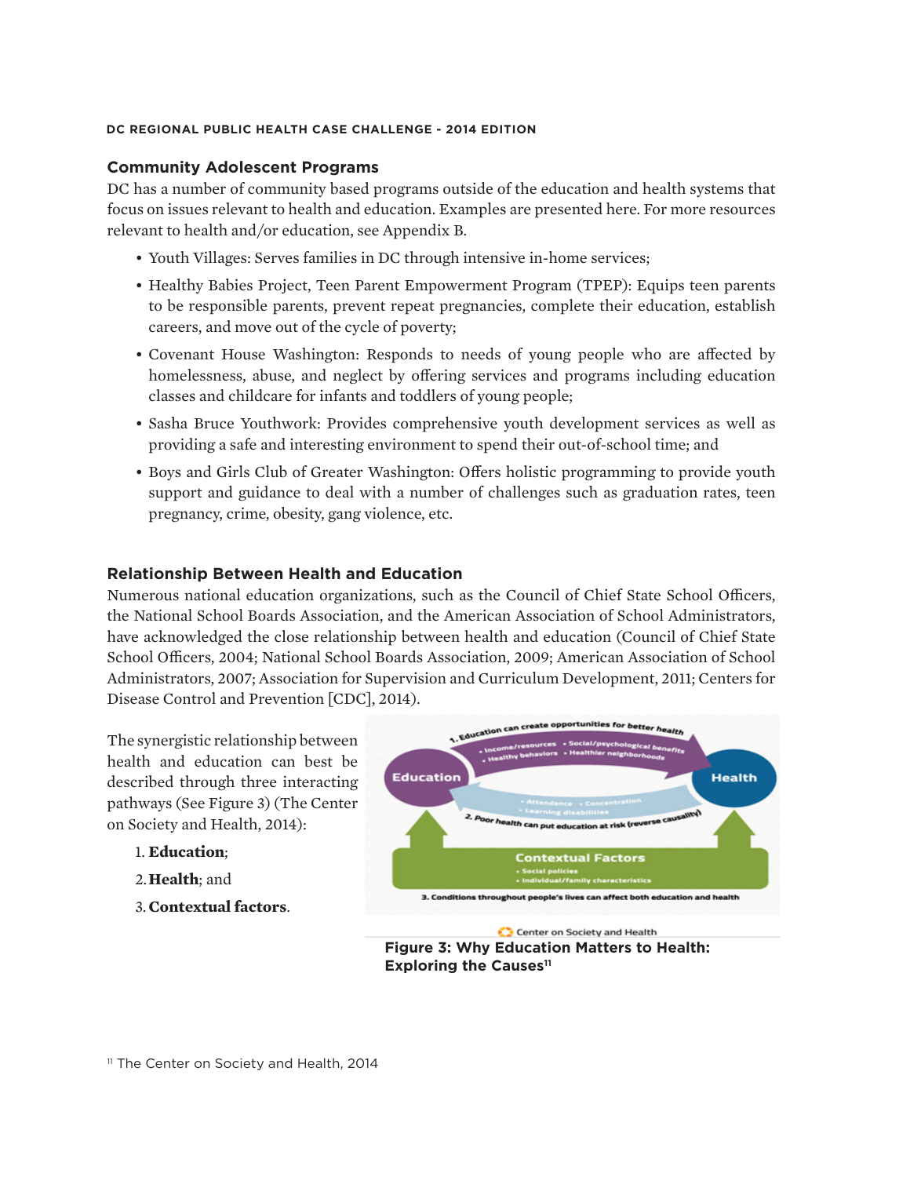## Community Adolescent Programs

DC has a number of community based programs outside of the education and health systems that focus on issues relevant to health and education. Examples are presented here. For more resources relevant to health and/or education, see Appendix B.

- Youth Villages: Serves families in DC through intensive in-home services;
- Healthy Babies Project, Teen Parent Empowerment Program (TPEP): Equips teen parents to be responsible parents, prevent repeat pregnancies, complete their education, establish careers, and move out of the cycle of poverty;
- Covenant House Washington: Responds to needs of young people who are affected by homelessness, abuse, and neglect by offering services and programs including education classes and childcare for infants and toddlers of young people;
- Sasha Bruce Youthwork: Provides comprehensive youth development services as well as providing a safe and interesting environment to spend their out-of-school time; and
- Boys and Girls Club of Greater Washington: Offers holistic programming to provide youth support and guidance to deal with a number of challenges such as graduation rates, teen pregnancy, crime, obesity, gang violence, etc.

## Relationship Between Health and Education

Numerous national education organizations, such as the Council of Chief State School Officers, the National School Boards Association, and the American Association of School Administrators, have acknowledged the close relationship between health and education (Council of Chief State School Officers, 2004; National School Boards Association, 2009; American Association of School Administrators, 2007; Association for Supervision and Curriculum Development, 2011; Centers for Disease Control and Prevention [CDC], 2014).

The synergistic relationship between health and education can best be described through three interacting pathways (See Figure 3) (The Center on Society and Health, 2014):

1. **Education**;
2. **Health**; and
3. **Contextual factors**.

1. Education can create opportunities for better health
- Income/resources
- Social/psychological benefits
- Healthy behaviors
- Healthier neighborhoods

Education | Health

2. Poor health can put education at risk (reverse causality)
- Attendance
- Concentration
- Learning disabilities

Contextual Factors
- Social policies
- Individual/family characteristics

3. Conditions throughout people's lives can affect both education and health

Center on Society and Health

**Figure 3: Why Education Matters to Health: Exploring the Causes**[11]

[11] The Center on Society and Health, 2014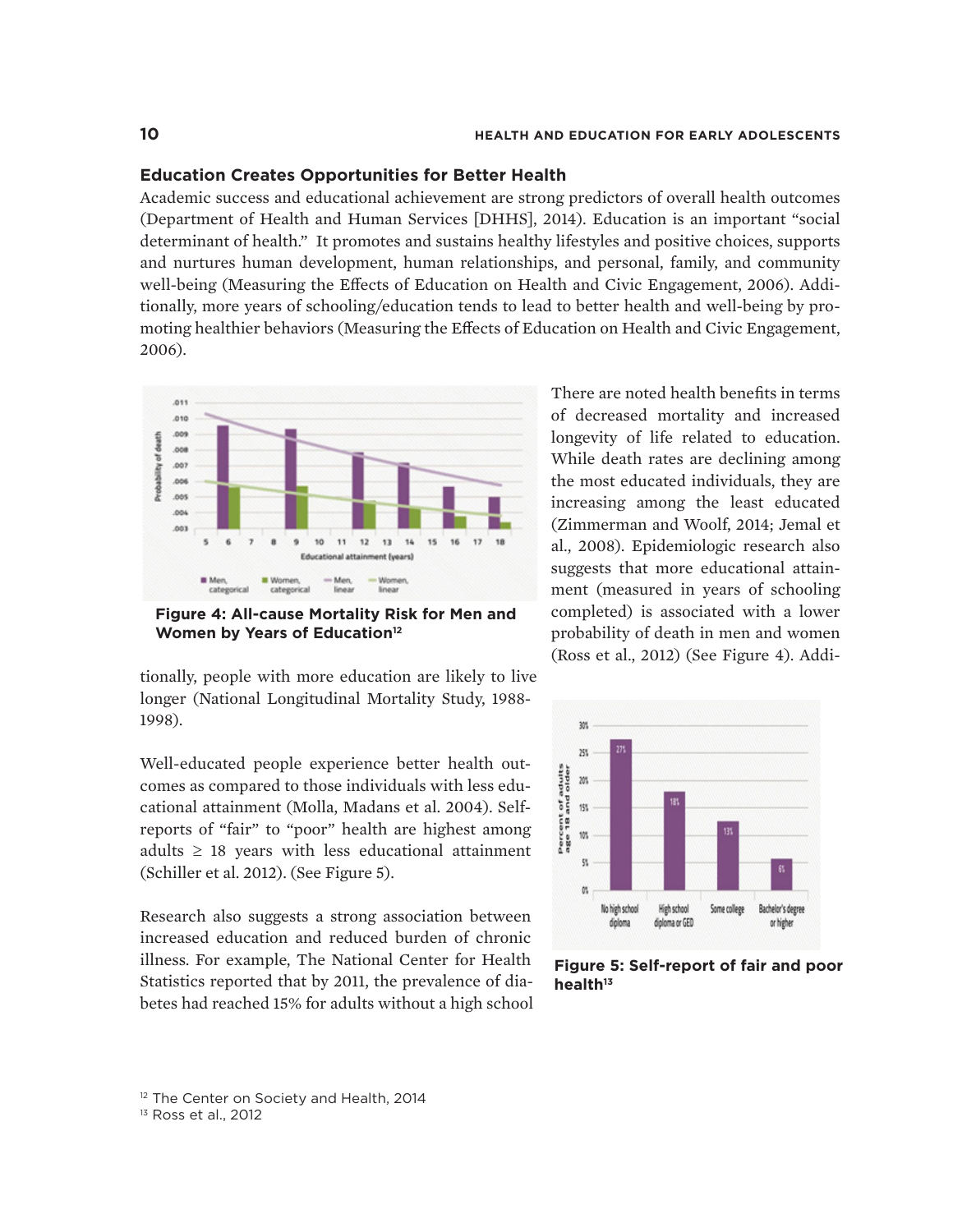## Education Creates Opportunities for Better Health

Academic success and educational achievement are strong predictors of overall health outcomes (Department of Health and Human Services [DHHS], 2014). Education is an important "social determinant of health." It promotes and sustains healthy lifestyles and positive choices, supports and nurtures human development, human relationships, and personal, family, and community well-being (Measuring the Effects of Education on Health and Civic Engagement, 2006). Additionally, more years of schooling/education tends to lead to better health and well-being by promoting healthier behaviors (Measuring the Effects of Education on Health and Civic Engagement, 2006).

**Figure 4: All-cause Mortality Risk for Men and Women by Years of Education**[12]

There are noted health benefits in terms of decreased mortality and increased longevity of life related to education. While death rates are declining among the most educated individuals, they are increasing among the least educated (Zimmerman and Woolf, 2014; Jemal et al., 2008). Epidemiologic research also suggests that more educational attainment (measured in years of schooling completed) is associated with a lower probability of death in men and women (Ross et al., 2012) (See Figure 4). Additionally, people with more education are likely to live longer (National Longitudinal Mortality Study, 1988-1998).

Well-educated people experience better health outcomes as compared to those individuals with less educational attainment (Molla, Madans et al. 2004). Self-reports of "fair" to "poor" health are highest among adults ≥ 18 years with less educational attainment (Schiller et al. 2012). (See Figure 5).

**Figure 5: Self-report of fair and poor health**[13]

Research also suggests a strong association between increased education and reduced burden of chronic illness. For example, The National Center for Health Statistics reported that by 2011, the prevalence of diabetes had reached 15% for adults without a high school

[12] The Center on Society and Health, 2014

[13] Ross et al., 2012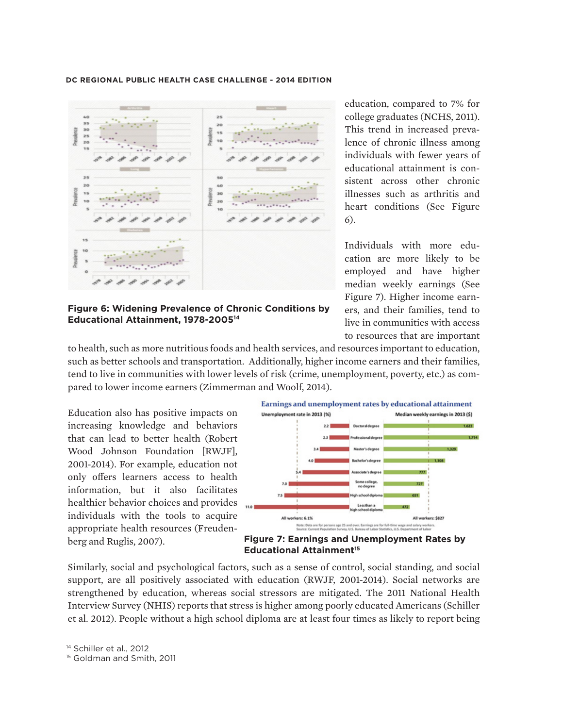education, compared to 7% for college graduates (NCHS, 2011). This trend in increased prevalence of chronic illness among individuals with fewer years of educational attainment is consistent across other chronic illnesses such as arthritis and heart conditions (See Figure 6).

**Figure 6: Widening Prevalence of Chronic Conditions by Educational Attainment, 1978-2005**[14]

Individuals with more education are more likely to be employed and have higher median weekly earnings (See Figure 7). Higher income earners, and their families, tend to live in communities with access to resources that are important to health, such as more nutritious foods and health services, and resources important to education, such as better schools and transportation. Additionally, higher income earners and their families, tend to live in communities with lower levels of risk (crime, unemployment, poverty, etc.) as compared to lower income earners (Zimmerman and Woolf, 2014).

Education also has positive impacts on increasing knowledge and behaviors that can lead to better health (Robert Wood Johnson Foundation [RWJF], 2001-2014). For example, education not only offers learners access to health information, but it also facilitates healthier behavior choices and provides individuals with the tools to acquire appropriate health resources (Freudenberg and Ruglis, 2007).

**Earnings and unemployment rates by educational attainment**

| Unemployment rate in 2013 (%) | Educational attainment | Median weekly earnings in 2013 ($) |
|---|---|---|
| 2.2 | Doctoral degree | 1,623 |
| 2.3 | Professional degree | 1,714 |
| 3.4 | Master's degree | 1,329 |
| 4.0 | Bachelor's degree | 1,108 |
| 5.4 | Associate's degree | 777 |
| 7.0 | Some college, no degree | 727 |
| 7.5 | High school diploma | 651 |
| 11.0 | Less than a high school diploma | 472 |
| All workers: 6.1% | | All workers: $827 |

Note: Data are for persons age 25 and over. Earnings are for full-time wage and salary workers.
Source: Current Population Survey, U.S. Bureau of Labor Statistics, U.S. Department of Labor

**Figure 7: Earnings and Unemployment Rates by Educational Attainment**[15]

Similarly, social and psychological factors, such as a sense of control, social standing, and social support, are all positively associated with education (RWJF, 2001-2014). Social networks are strengthened by education, whereas social stressors are mitigated. The 2011 National Health Interview Survey (NHIS) reports that stress is higher among poorly educated Americans (Schiller et al. 2012). People without a high school diploma are at least four times as likely to report being

[14] Schiller et al., 2012
[15] Goldman and Smith, 2011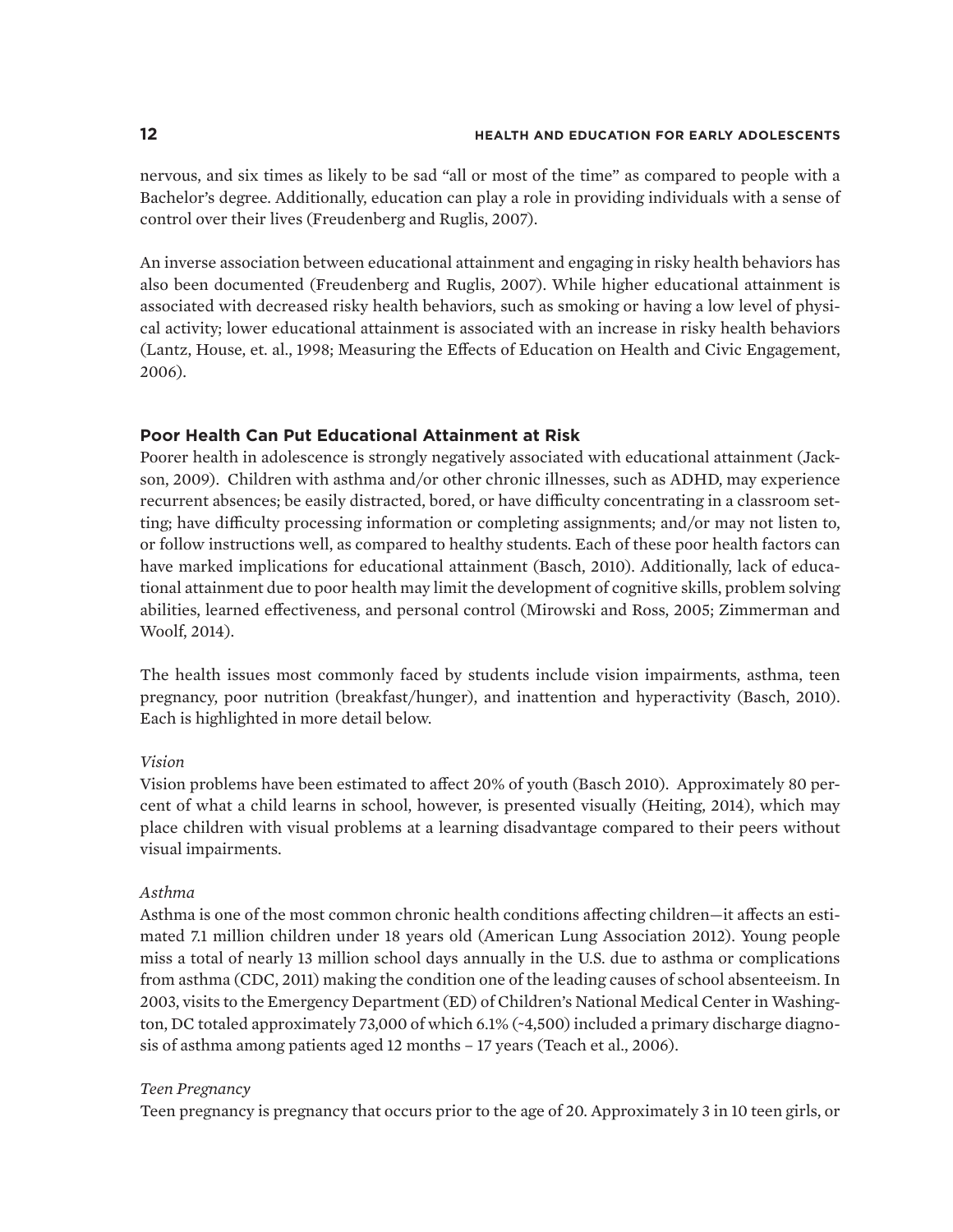nervous, and six times as likely to be sad "all or most of the time" as compared to people with a Bachelor's degree. Additionally, education can play a role in providing individuals with a sense of control over their lives (Freudenberg and Ruglis, 2007).

An inverse association between educational attainment and engaging in risky health behaviors has also been documented (Freudenberg and Ruglis, 2007). While higher educational attainment is associated with decreased risky health behaviors, such as smoking or having a low level of physical activity; lower educational attainment is associated with an increase in risky health behaviors (Lantz, House, et. al., 1998; Measuring the Effects of Education on Health and Civic Engagement, 2006).

### Poor Health Can Put Educational Attainment at Risk

Poorer health in adolescence is strongly negatively associated with educational attainment (Jackson, 2009). Children with asthma and/or other chronic illnesses, such as ADHD, may experience recurrent absences; be easily distracted, bored, or have difficulty concentrating in a classroom setting; have difficulty processing information or completing assignments; and/or may not listen to, or follow instructions well, as compared to healthy students. Each of these poor health factors can have marked implications for educational attainment (Basch, 2010). Additionally, lack of educational attainment due to poor health may limit the development of cognitive skills, problem solving abilities, learned effectiveness, and personal control (Mirowski and Ross, 2005; Zimmerman and Woolf, 2014).

The health issues most commonly faced by students include vision impairments, asthma, teen pregnancy, poor nutrition (breakfast/hunger), and inattention and hyperactivity (Basch, 2010). Each is highlighted in more detail below.

*Vision*

Vision problems have been estimated to affect 20% of youth (Basch 2010). Approximately 80 percent of what a child learns in school, however, is presented visually (Heiting, 2014), which may place children with visual problems at a learning disadvantage compared to their peers without visual impairments.

*Asthma*

Asthma is one of the most common chronic health conditions affecting children—it affects an estimated 7.1 million children under 18 years old (American Lung Association 2012). Young people miss a total of nearly 13 million school days annually in the U.S. due to asthma or complications from asthma (CDC, 2011) making the condition one of the leading causes of school absenteeism. In 2003, visits to the Emergency Department (ED) of Children's National Medical Center in Washington, DC totaled approximately 73,000 of which 6.1% (~4,500) included a primary discharge diagnosis of asthma among patients aged 12 months – 17 years (Teach et al., 2006).

*Teen Pregnancy*

Teen pregnancy is pregnancy that occurs prior to the age of 20. Approximately 3 in 10 teen girls, or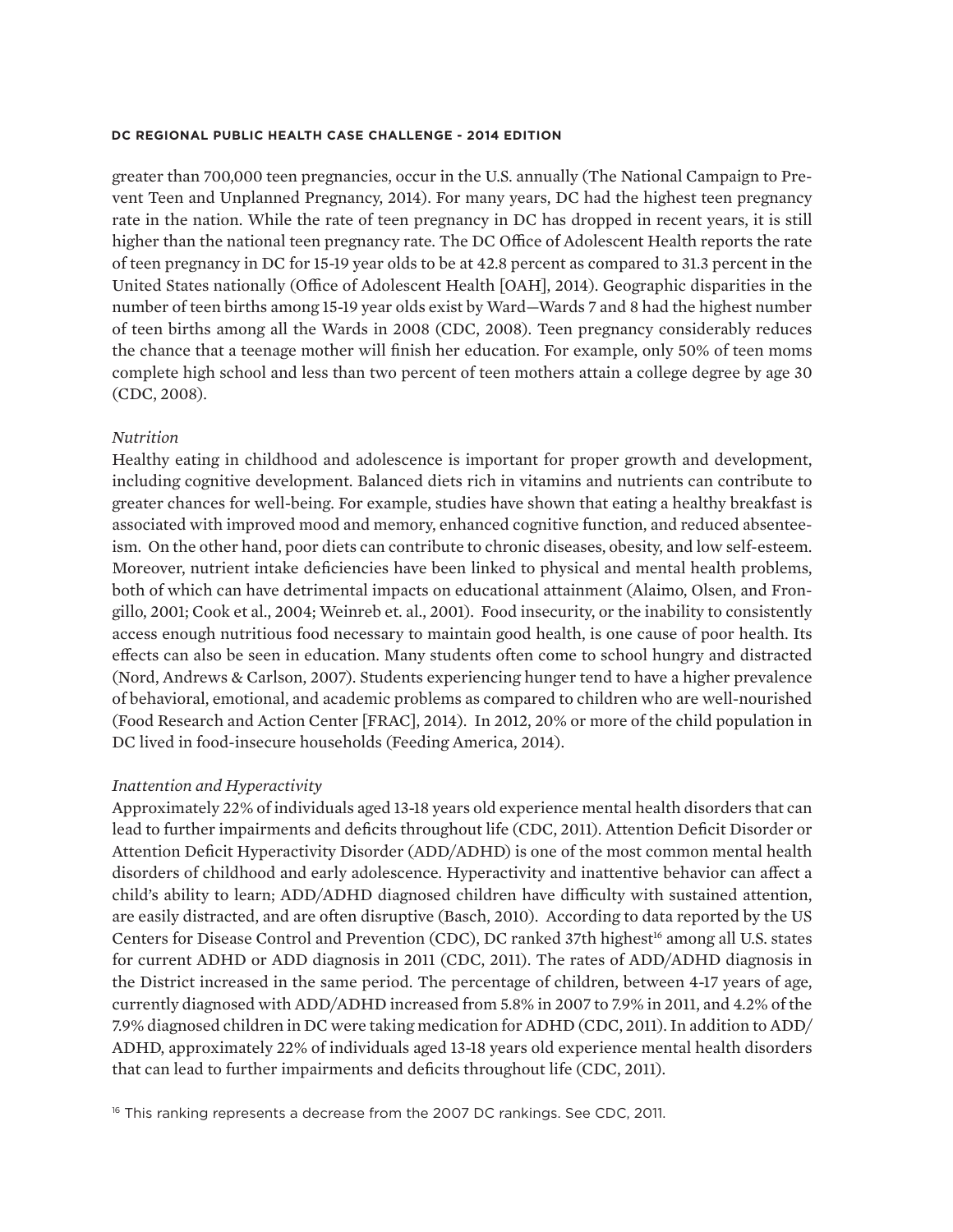greater than 700,000 teen pregnancies, occur in the U.S. annually (The National Campaign to Prevent Teen and Unplanned Pregnancy, 2014). For many years, DC had the highest teen pregnancy rate in the nation. While the rate of teen pregnancy in DC has dropped in recent years, it is still higher than the national teen pregnancy rate. The DC Office of Adolescent Health reports the rate of teen pregnancy in DC for 15-19 year olds to be at 42.8 percent as compared to 31.3 percent in the United States nationally (Office of Adolescent Health [OAH], 2014). Geographic disparities in the number of teen births among 15-19 year olds exist by Ward—Wards 7 and 8 had the highest number of teen births among all the Wards in 2008 (CDC, 2008). Teen pregnancy considerably reduces the chance that a teenage mother will finish her education. For example, only 50% of teen moms complete high school and less than two percent of teen mothers attain a college degree by age 30 (CDC, 2008).

*Nutrition*

Healthy eating in childhood and adolescence is important for proper growth and development, including cognitive development. Balanced diets rich in vitamins and nutrients can contribute to greater chances for well-being. For example, studies have shown that eating a healthy breakfast is associated with improved mood and memory, enhanced cognitive function, and reduced absenteeism. On the other hand, poor diets can contribute to chronic diseases, obesity, and low self-esteem. Moreover, nutrient intake deficiencies have been linked to physical and mental health problems, both of which can have detrimental impacts on educational attainment (Alaimo, Olsen, and Frongillo, 2001; Cook et al., 2004; Weinreb et. al., 2001). Food insecurity, or the inability to consistently access enough nutritious food necessary to maintain good health, is one cause of poor health. Its effects can also be seen in education. Many students often come to school hungry and distracted (Nord, Andrews & Carlson, 2007). Students experiencing hunger tend to have a higher prevalence of behavioral, emotional, and academic problems as compared to children who are well-nourished (Food Research and Action Center [FRAC], 2014). In 2012, 20% or more of the child population in DC lived in food-insecure households (Feeding America, 2014).

*Inattention and Hyperactivity*

Approximately 22% of individuals aged 13-18 years old experience mental health disorders that can lead to further impairments and deficits throughout life (CDC, 2011). Attention Deficit Disorder or Attention Deficit Hyperactivity Disorder (ADD/ADHD) is one of the most common mental health disorders of childhood and early adolescence. Hyperactivity and inattentive behavior can affect a child's ability to learn; ADD/ADHD diagnosed children have difficulty with sustained attention, are easily distracted, and are often disruptive (Basch, 2010). According to data reported by the US Centers for Disease Control and Prevention (CDC), DC ranked 37th highest[16] among all U.S. states for current ADHD or ADD diagnosis in 2011 (CDC, 2011). The rates of ADD/ADHD diagnosis in the District increased in the same period. The percentage of children, between 4-17 years of age, currently diagnosed with ADD/ADHD increased from 5.8% in 2007 to 7.9% in 2011, and 4.2% of the 7.9% diagnosed children in DC were taking medication for ADHD (CDC, 2011). In addition to ADD/ADHD, approximately 22% of individuals aged 13-18 years old experience mental health disorders that can lead to further impairments and deficits throughout life (CDC, 2011).

[16] This ranking represents a decrease from the 2007 DC rankings. See CDC, 2011.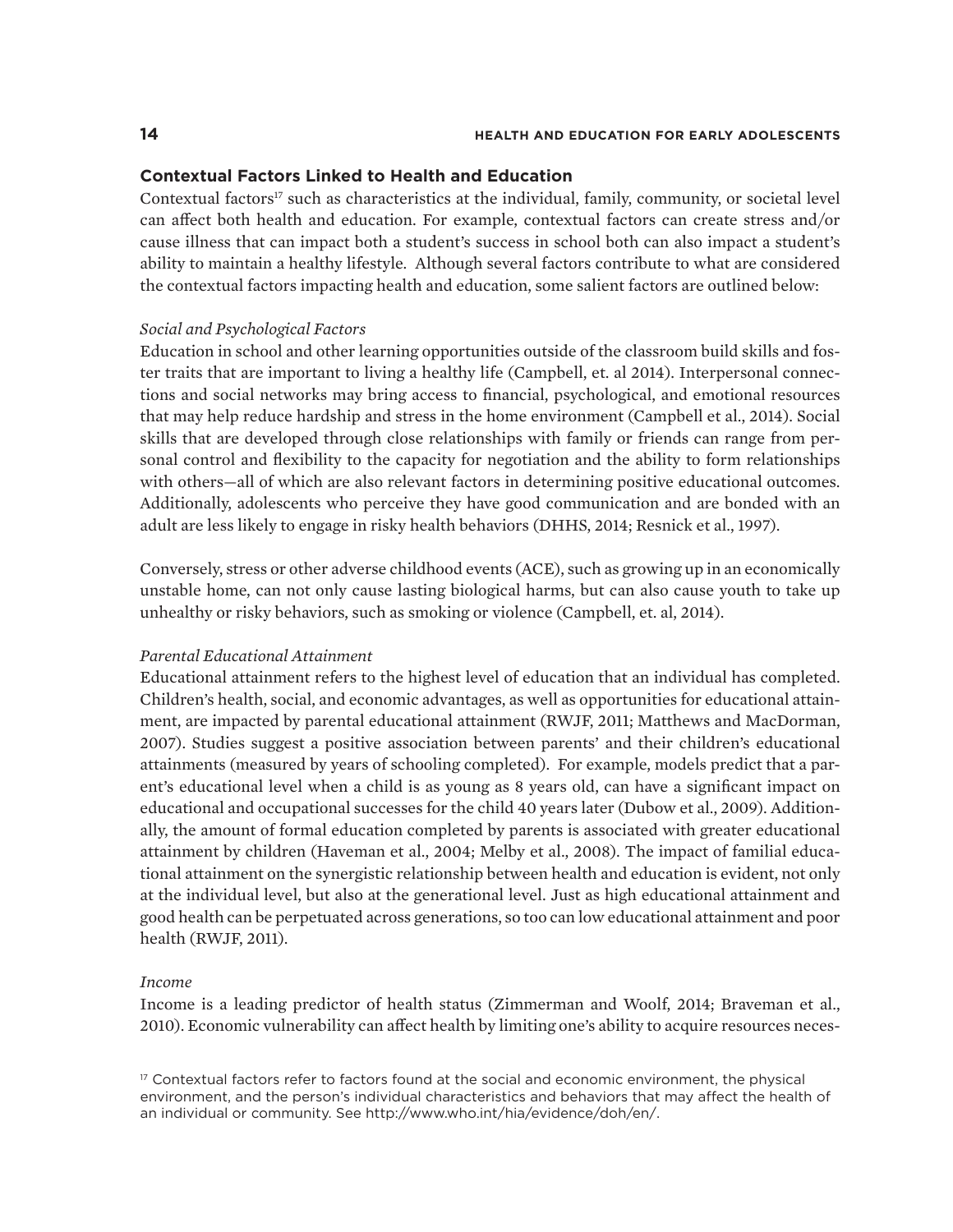### Contextual Factors Linked to Health and Education

Contextual factors[17] such as characteristics at the individual, family, community, or societal level can affect both health and education. For example, contextual factors can create stress and/or cause illness that can impact both a student's success in school both can also impact a student's ability to maintain a healthy lifestyle. Although several factors contribute to what are considered the contextual factors impacting health and education, some salient factors are outlined below:

*Social and Psychological Factors*

Education in school and other learning opportunities outside of the classroom build skills and foster traits that are important to living a healthy life (Campbell, et. al 2014). Interpersonal connections and social networks may bring access to financial, psychological, and emotional resources that may help reduce hardship and stress in the home environment (Campbell et al., 2014). Social skills that are developed through close relationships with family or friends can range from personal control and flexibility to the capacity for negotiation and the ability to form relationships with others—all of which are also relevant factors in determining positive educational outcomes. Additionally, adolescents who perceive they have good communication and are bonded with an adult are less likely to engage in risky health behaviors (DHHS, 2014; Resnick et al., 1997).

Conversely, stress or other adverse childhood events (ACE), such as growing up in an economically unstable home, can not only cause lasting biological harms, but can also cause youth to take up unhealthy or risky behaviors, such as smoking or violence (Campbell, et. al, 2014).

*Parental Educational Attainment*

Educational attainment refers to the highest level of education that an individual has completed. Children's health, social, and economic advantages, as well as opportunities for educational attainment, are impacted by parental educational attainment (RWJF, 2011; Matthews and MacDorman, 2007). Studies suggest a positive association between parents' and their children's educational attainments (measured by years of schooling completed). For example, models predict that a parent's educational level when a child is as young as 8 years old, can have a significant impact on educational and occupational successes for the child 40 years later (Dubow et al., 2009). Additionally, the amount of formal education completed by parents is associated with greater educational attainment by children (Haveman et al., 2004; Melby et al., 2008). The impact of familial educational attainment on the synergistic relationship between health and education is evident, not only at the individual level, but also at the generational level. Just as high educational attainment and good health can be perpetuated across generations, so too can low educational attainment and poor health (RWJF, 2011).

*Income*

Income is a leading predictor of health status (Zimmerman and Woolf, 2014; Braveman et al., 2010). Economic vulnerability can affect health by limiting one's ability to acquire resources neces-

[17] Contextual factors refer to factors found at the social and economic environment, the physical environment, and the person's individual characteristics and behaviors that may affect the health of an individual or community. See http://www.who.int/hia/evidence/doh/en/.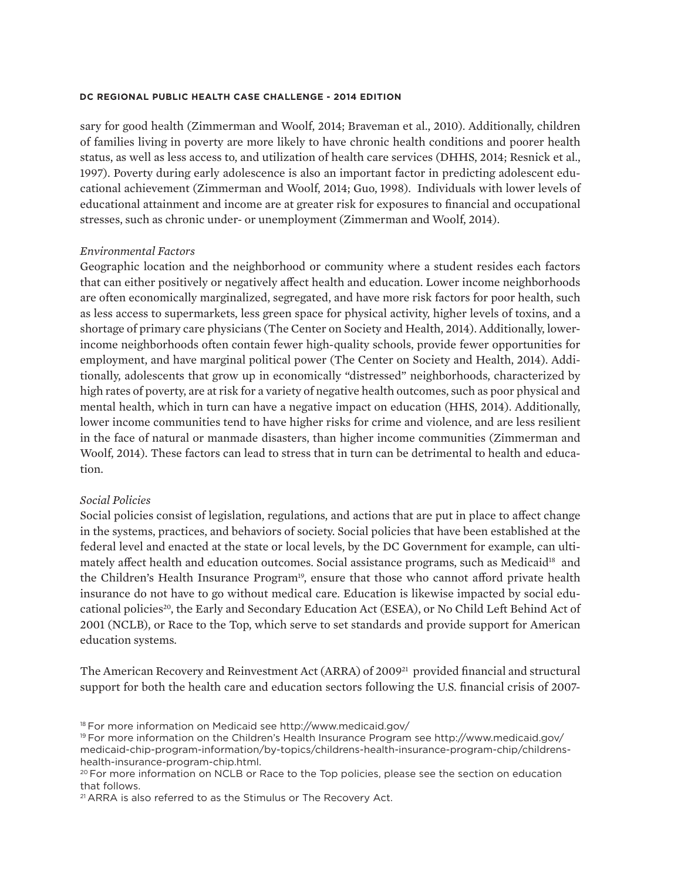sary for good health (Zimmerman and Woolf, 2014; Braveman et al., 2010). Additionally, children of families living in poverty are more likely to have chronic health conditions and poorer health status, as well as less access to, and utilization of health care services (DHHS, 2014; Resnick et al., 1997). Poverty during early adolescence is also an important factor in predicting adolescent educational achievement (Zimmerman and Woolf, 2014; Guo, 1998). Individuals with lower levels of educational attainment and income are at greater risk for exposures to financial and occupational stresses, such as chronic under- or unemployment (Zimmerman and Woolf, 2014).

*Environmental Factors*

Geographic location and the neighborhood or community where a student resides each factors that can either positively or negatively affect health and education. Lower income neighborhoods are often economically marginalized, segregated, and have more risk factors for poor health, such as less access to supermarkets, less green space for physical activity, higher levels of toxins, and a shortage of primary care physicians (The Center on Society and Health, 2014). Additionally, lower-income neighborhoods often contain fewer high-quality schools, provide fewer opportunities for employment, and have marginal political power (The Center on Society and Health, 2014). Additionally, adolescents that grow up in economically "distressed" neighborhoods, characterized by high rates of poverty, are at risk for a variety of negative health outcomes, such as poor physical and mental health, which in turn can have a negative impact on education (HHS, 2014). Additionally, lower income communities tend to have higher risks for crime and violence, and are less resilient in the face of natural or manmade disasters, than higher income communities (Zimmerman and Woolf, 2014). These factors can lead to stress that in turn can be detrimental to health and education.

*Social Policies*

Social policies consist of legislation, regulations, and actions that are put in place to affect change in the systems, practices, and behaviors of society. Social policies that have been established at the federal level and enacted at the state or local levels, by the DC Government for example, can ultimately affect health and education outcomes. Social assistance programs, such as Medicaid[18] and the Children's Health Insurance Program[19], ensure that those who cannot afford private health insurance do not have to go without medical care. Education is likewise impacted by social educational policies[20], the Early and Secondary Education Act (ESEA), or No Child Left Behind Act of 2001 (NCLB), or Race to the Top, which serve to set standards and provide support for American education systems.

The American Recovery and Reinvestment Act (ARRA) of 2009[21] provided financial and structural support for both the health care and education sectors following the U.S. financial crisis of 2007-

[18] For more information on Medicaid see http://www.medicaid.gov/

[19] For more information on the Children's Health Insurance Program see http://www.medicaid.gov/medicaid-chip-program-information/by-topics/childrens-health-insurance-program-chip/childrens-health-insurance-program-chip.html.

[20] For more information on NCLB or Race to the Top policies, please see the section on education that follows.

[21] ARRA is also referred to as the Stimulus or The Recovery Act.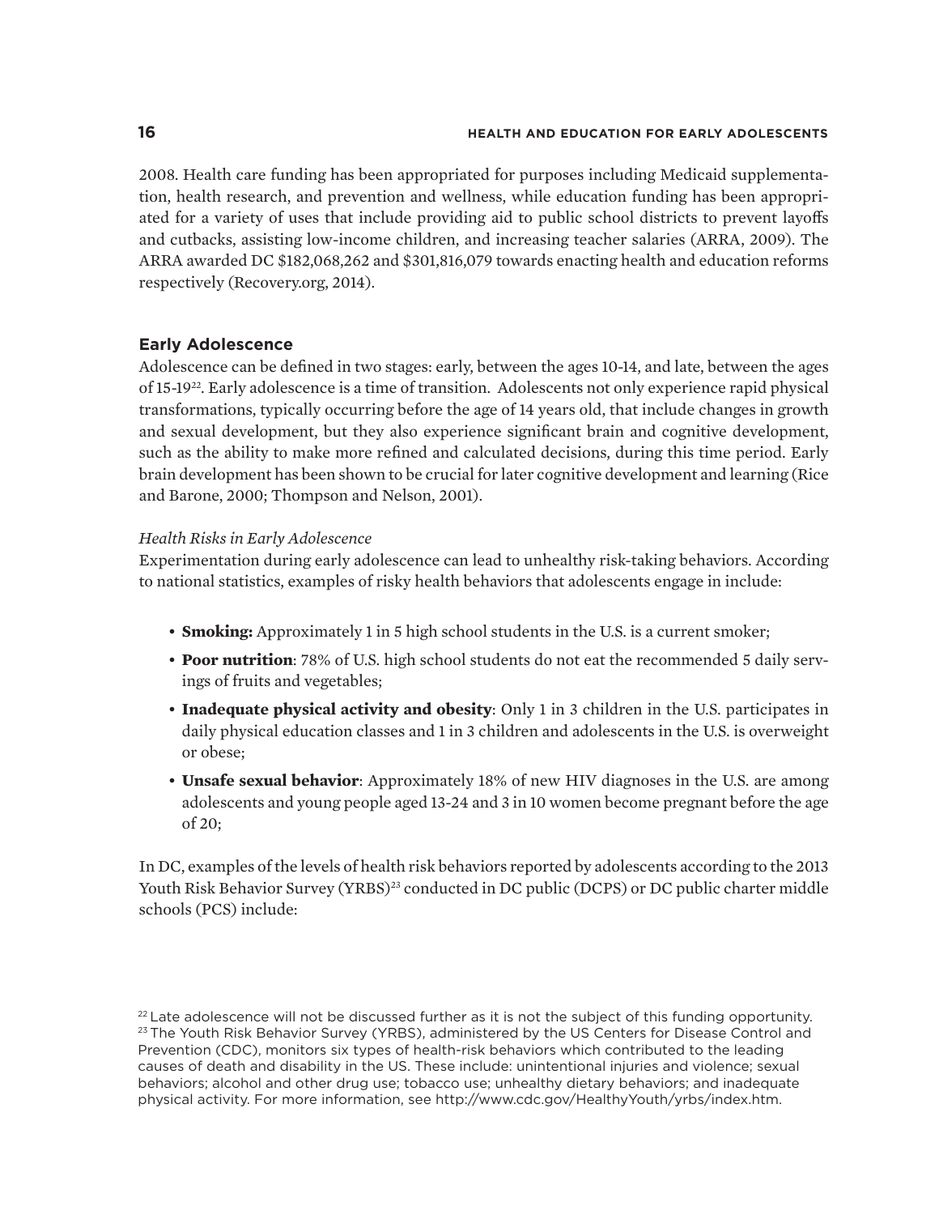2008. Health care funding has been appropriated for purposes including Medicaid supplementation, health research, and prevention and wellness, while education funding has been appropriated for a variety of uses that include providing aid to public school districts to prevent layoffs and cutbacks, assisting low-income children, and increasing teacher salaries (ARRA, 2009). The ARRA awarded DC $182,068,262 and $301,816,079 towards enacting health and education reforms respectively (Recovery.org, 2014).

## Early Adolescence

Adolescence can be defined in two stages: early, between the ages 10-14, and late, between the ages of 15-19[22]. Early adolescence is a time of transition. Adolescents not only experience rapid physical transformations, typically occurring before the age of 14 years old, that include changes in growth and sexual development, but they also experience significant brain and cognitive development, such as the ability to make more refined and calculated decisions, during this time period. Early brain development has been shown to be crucial for later cognitive development and learning (Rice and Barone, 2000; Thompson and Nelson, 2001).

### *Health Risks in Early Adolescence*

Experimentation during early adolescence can lead to unhealthy risk-taking behaviors. According to national statistics, examples of risky health behaviors that adolescents engage in include:

- **Smoking:** Approximately 1 in 5 high school students in the U.S. is a current smoker;
- **Poor nutrition**: 78% of U.S. high school students do not eat the recommended 5 daily servings of fruits and vegetables;
- **Inadequate physical activity and obesity**: Only 1 in 3 children in the U.S. participates in daily physical education classes and 1 in 3 children and adolescents in the U.S. is overweight or obese;
- **Unsafe sexual behavior**: Approximately 18% of new HIV diagnoses in the U.S. are among adolescents and young people aged 13-24 and 3 in 10 women become pregnant before the age of 20;

In DC, examples of the levels of health risk behaviors reported by adolescents according to the 2013 Youth Risk Behavior Survey (YRBS)[23] conducted in DC public (DCPS) or DC public charter middle schools (PCS) include:

[22] Late adolescence will not be discussed further as it is not the subject of this funding opportunity.
[23] The Youth Risk Behavior Survey (YRBS), administered by the US Centers for Disease Control and Prevention (CDC), monitors six types of health-risk behaviors which contributed to the leading causes of death and disability in the US. These include: unintentional injuries and violence; sexual behaviors; alcohol and other drug use; tobacco use; unhealthy dietary behaviors; and inadequate physical activity. For more information, see http://www.cdc.gov/HealthyYouth/yrbs/index.htm.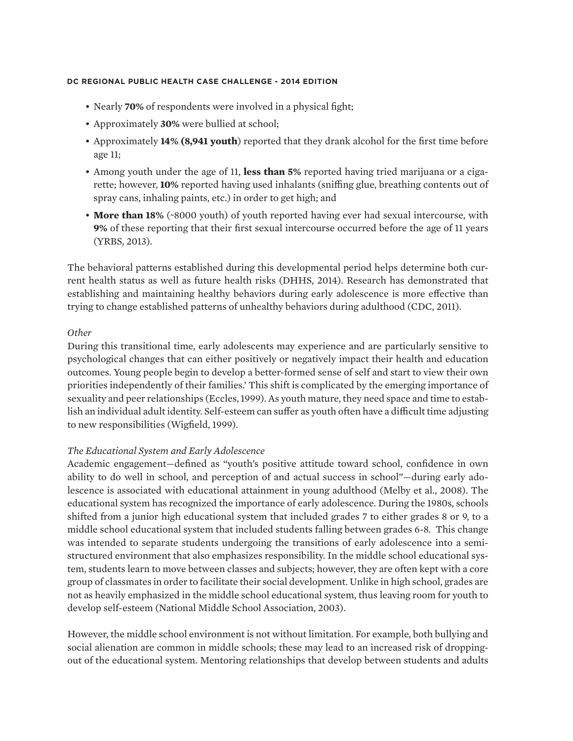- Nearly **70%** of respondents were involved in a physical fight;
- Approximately **30%** were bullied at school;
- Approximately **14% (8,941 youth**) reported that they drank alcohol for the first time before age 11;
- Among youth under the age of 11, **less than 5%** reported having tried marijuana or a cigarette; however, **10%** reported having used inhalants (sniffing glue, breathing contents out of spray cans, inhaling paints, etc.) in order to get high; and
- **More than 18%** (~8000 youth) of youth reported having ever had sexual intercourse, with **9%** of these reporting that their first sexual intercourse occurred before the age of 11 years (YRBS, 2013).

The behavioral patterns established during this developmental period helps determine both current health status as well as future health risks (DHHS, 2014). Research has demonstrated that establishing and maintaining healthy behaviors during early adolescence is more effective than trying to change established patterns of unhealthy behaviors during adulthood (CDC, 2011).

*Other*

During this transitional time, early adolescents may experience and are particularly sensitive to psychological changes that can either positively or negatively impact their health and education outcomes. Young people begin to develop a better-formed sense of self and start to view their own priorities independently of their families.' This shift is complicated by the emerging importance of sexuality and peer relationships (Eccles, 1999). As youth mature, they need space and time to establish an individual adult identity. Self-esteem can suffer as youth often have a difficult time adjusting to new responsibilities (Wigfield, 1999).

*The Educational System and Early Adolescence*

Academic engagement—defined as "youth's positive attitude toward school, confidence in own ability to do well in school, and perception of and actual success in school"—during early adolescence is associated with educational attainment in young adulthood (Melby et al., 2008). The educational system has recognized the importance of early adolescence. During the 1980s, schools shifted from a junior high educational system that included grades 7 to either grades 8 or 9, to a middle school educational system that included students falling between grades 6-8. This change was intended to separate students undergoing the transitions of early adolescence into a semi-structured environment that also emphasizes responsibility. In the middle school educational system, students learn to move between classes and subjects; however, they are often kept with a core group of classmates in order to facilitate their social development. Unlike in high school, grades are not as heavily emphasized in the middle school educational system, thus leaving room for youth to develop self-esteem (National Middle School Association, 2003).

However, the middle school environment is not without limitation. For example, both bullying and social alienation are common in middle schools; these may lead to an increased risk of dropping-out of the educational system. Mentoring relationships that develop between students and adults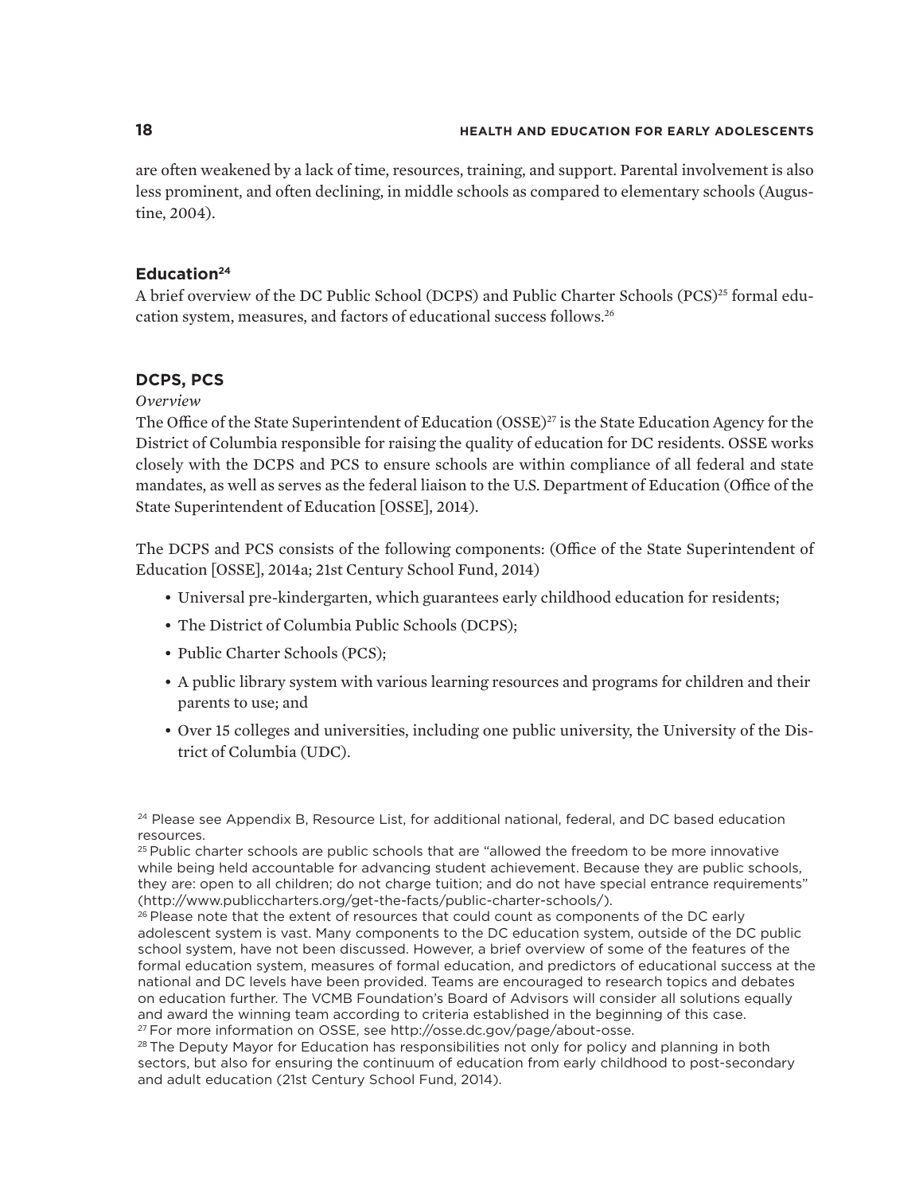are often weakened by a lack of time, resources, training, and support. Parental involvement is also less prominent, and often declining, in middle schools as compared to elementary schools (Augustine, 2004).

## Education[24]

A brief overview of the DC Public School (DCPS) and Public Charter Schools (PCS)[25] formal education system, measures, and factors of educational success follows.[26]

## DCPS, PCS

*Overview*

The Office of the State Superintendent of Education (OSSE)[27] is the State Education Agency for the District of Columbia responsible for raising the quality of education for DC residents. OSSE works closely with the DCPS and PCS to ensure schools are within compliance of all federal and state mandates, as well as serves as the federal liaison to the U.S. Department of Education (Office of the State Superintendent of Education [OSSE], 2014).

The DCPS and PCS consists of the following components: (Office of the State Superintendent of Education [OSSE], 2014a; 21st Century School Fund, 2014)

- Universal pre-kindergarten, which guarantees early childhood education for residents;
- The District of Columbia Public Schools (DCPS);
- Public Charter Schools (PCS);
- A public library system with various learning resources and programs for children and their parents to use; and
- Over 15 colleges and universities, including one public university, the University of the District of Columbia (UDC).

---

[24] Please see Appendix B, Resource List, for additional national, federal, and DC based education resources.

[25] Public charter schools are public schools that are "allowed the freedom to be more innovative while being held accountable for advancing student achievement. Because they are public schools, they are: open to all children; do not charge tuition; and do not have special entrance requirements" (http://www.publiccharters.org/get-the-facts/public-charter-schools/).

[26] Please note that the extent of resources that could count as components of the DC early adolescent system is vast. Many components to the DC education system, outside of the DC public school system, have not been discussed. However, a brief overview of some of the features of the formal education system, measures of formal education, and predictors of educational success at the national and DC levels have been provided. Teams are encouraged to research topics and debates on education further. The VCMB Foundation's Board of Advisors will consider all solutions equally and award the winning team according to criteria established in the beginning of this case.

[27] For more information on OSSE, see http://osse.dc.gov/page/about-osse.

[28] The Deputy Mayor for Education has responsibilities not only for policy and planning in both sectors, but also for ensuring the continuum of education from early childhood to post-secondary and adult education (21st Century School Fund, 2014).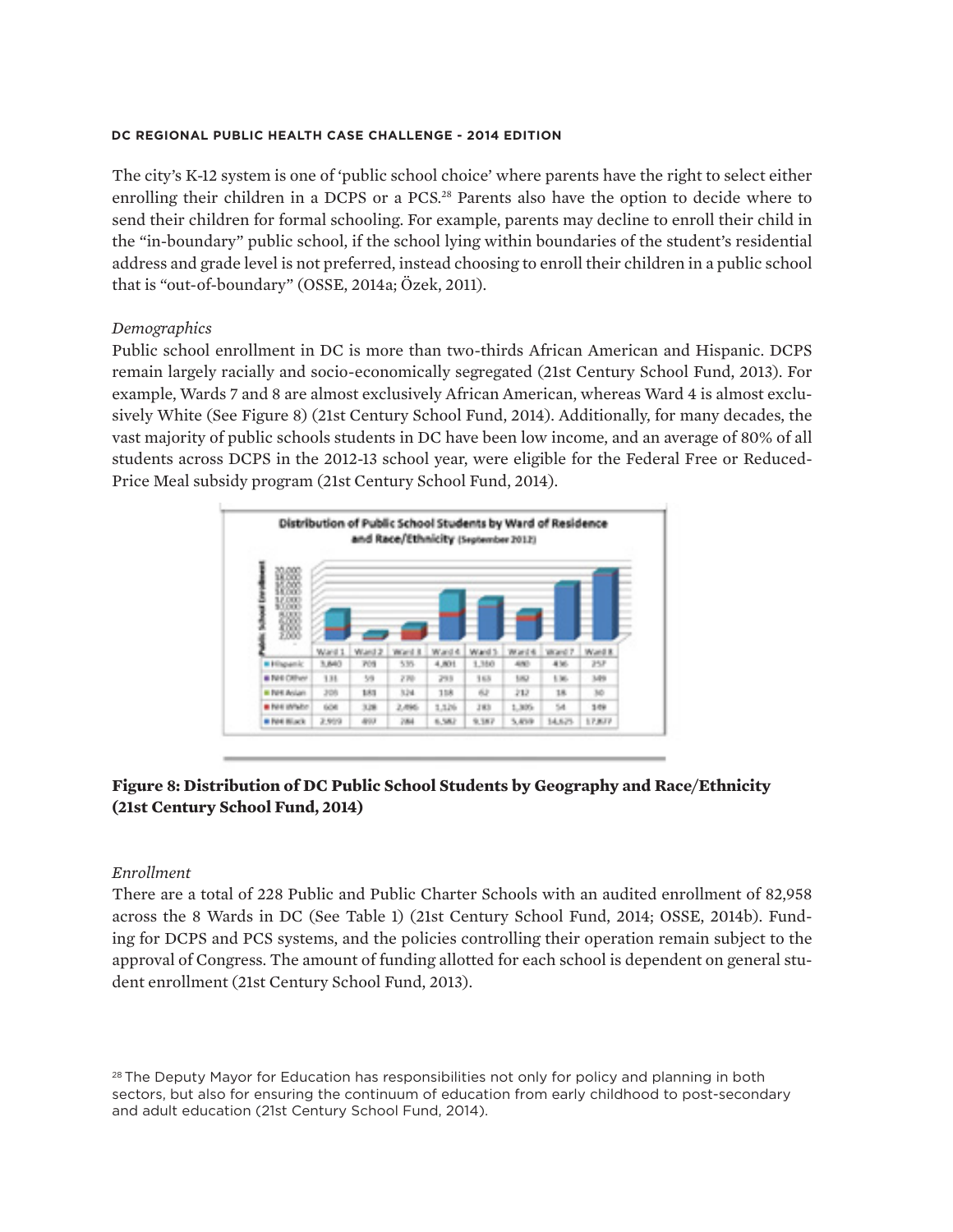The city's K-12 system is one of 'public school choice' where parents have the right to select either enrolling their children in a DCPS or a PCS.[28] Parents also have the option to decide where to send their children for formal schooling. For example, parents may decline to enroll their child in the "in-boundary" public school, if the school lying within boundaries of the student's residential address and grade level is not preferred, instead choosing to enroll their children in a public school that is "out-of-boundary" (OSSE, 2014a; Özek, 2011).

*Demographics*

Public school enrollment in DC is more than two-thirds African American and Hispanic. DCPS remain largely racially and socio-economically segregated (21st Century School Fund, 2013). For example, Wards 7 and 8 are almost exclusively African American, whereas Ward 4 is almost exclusively White (See Figure 8) (21st Century School Fund, 2014). Additionally, for many decades, the vast majority of public schools students in DC have been low income, and an average of 80% of all students across DCPS in the 2012-13 school year, were eligible for the Federal Free or Reduced-Price Meal subsidy program (21st Century School Fund, 2014).

**Distribution of Public School Students by Ward of Residence and Race/Ethnicity** (September 2012)

| | Ward 1 | Ward 2 | Ward 3 | Ward 4 | Ward 5 | Ward 6 | Ward 7 | Ward 8 |
|---|---|---|---|---|---|---|---|---|
| Hispanic | 3,840 | 709 | 535 | 4,801 | 1,310 | 480 | 436 | 257 |
| NH Other | 131 | 59 | 270 | 293 | 163 | 182 | 136 | 349 |
| NH Asian | 208 | 183 | 324 | 158 | 62 | 212 | 18 | 30 |
| NH White | 608 | 328 | 2,496 | 1,126 | 283 | 1,305 | 54 | 149 |
| NH Black | 2,919 | 497 | 284 | 6,582 | 9,387 | 5,459 | 14,625 | 17,877 |

**Figure 8: Distribution of DC Public School Students by Geography and Race/Ethnicity (21st Century School Fund, 2014)**

*Enrollment*

There are a total of 228 Public and Public Charter Schools with an audited enrollment of 82,958 across the 8 Wards in DC (See Table 1) (21st Century School Fund, 2014; OSSE, 2014b). Funding for DCPS and PCS systems, and the policies controlling their operation remain subject to the approval of Congress. The amount of funding allotted for each school is dependent on general student enrollment (21st Century School Fund, 2013).

[28] The Deputy Mayor for Education has responsibilities not only for policy and planning in both sectors, but also for ensuring the continuum of education from early childhood to post-secondary and adult education (21st Century School Fund, 2014).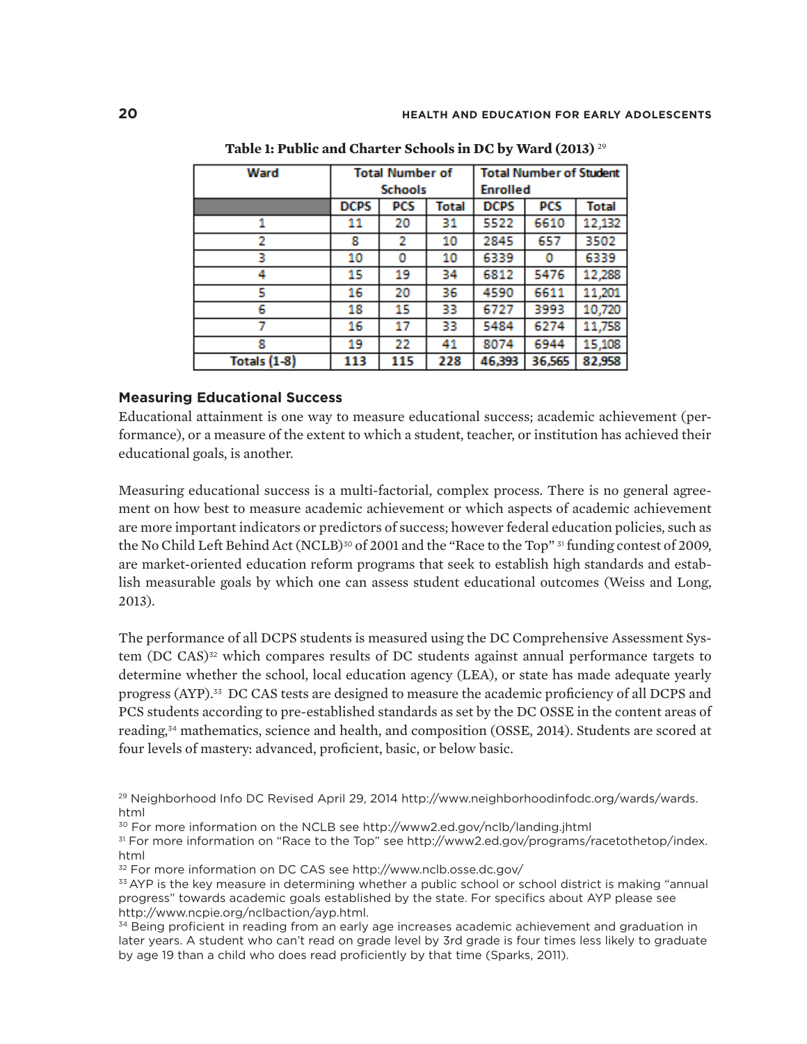**Table 1: Public and Charter Schools in DC by Ward (2013)** [29]

| Ward | Total Number of Schools | | | Total Number of Student Enrolled | | |
|---|---|---|---|---|---|---|
| | DCPS | PCS | Total | DCPS | PCS | Total |
| 1 | 11 | 20 | 31 | 5522 | 6610 | 12,132 |
| 2 | 8 | 2 | 10 | 2845 | 657 | 3502 |
| 3 | 10 | 0 | 10 | 6339 | 0 | 6339 |
| 4 | 15 | 19 | 34 | 6812 | 5476 | 12,288 |
| 5 | 16 | 20 | 36 | 4590 | 6611 | 11,201 |
| 6 | 18 | 15 | 33 | 6727 | 3993 | 10,720 |
| 7 | 16 | 17 | 33 | 5484 | 6274 | 11,758 |
| 8 | 19 | 22 | 41 | 8074 | 6944 | 15,108 |
| Totals (1-8) | 113 | 115 | 228 | 46,393 | 36,565 | 82,958 |

### Measuring Educational Success

Educational attainment is one way to measure educational success; academic achievement (performance), or a measure of the extent to which a student, teacher, or institution has achieved their educational goals, is another.

Measuring educational success is a multi-factorial, complex process. There is no general agreement on how best to measure academic achievement or which aspects of academic achievement are more important indicators or predictors of success; however federal education policies, such as the No Child Left Behind Act (NCLB)[30] of 2001 and the "Race to the Top" [31] funding contest of 2009, are market-oriented education reform programs that seek to establish high standards and establish measurable goals by which one can assess student educational outcomes (Weiss and Long, 2013).

The performance of all DCPS students is measured using the DC Comprehensive Assessment System (DC CAS)[32] which compares results of DC students against annual performance targets to determine whether the school, local education agency (LEA), or state has made adequate yearly progress (AYP).[33] DC CAS tests are designed to measure the academic proficiency of all DCPS and PCS students according to pre-established standards as set by the DC OSSE in the content areas of reading,[34] mathematics, science and health, and composition (OSSE, 2014). Students are scored at four levels of mastery: advanced, proficient, basic, or below basic.

[29] Neighborhood Info DC Revised April 29, 2014 http://www.neighborhoodinfodc.org/wards/wards.html

[30] For more information on the NCLB see http://www2.ed.gov/nclb/landing.jhtml

[31] For more information on "Race to the Top" see http://www2.ed.gov/programs/racetothetop/index.html

[32] For more information on DC CAS see http://www.nclb.osse.dc.gov/

[33] AYP is the key measure in determining whether a public school or school district is making "annual progress" towards academic goals established by the state. For specifics about AYP please see http://www.ncpie.org/nclbaction/ayp.html.

[34] Being proficient in reading from an early age increases academic achievement and graduation in later years. A student who can't read on grade level by 3rd grade is four times less likely to graduate by age 19 than a child who does read proficiently by that time (Sparks, 2011).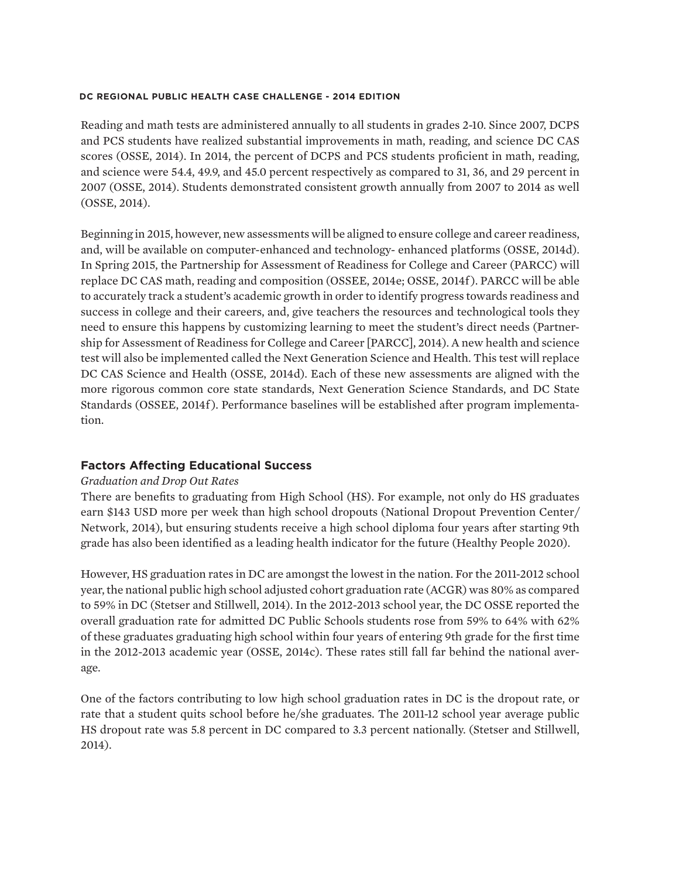Reading and math tests are administered annually to all students in grades 2-10. Since 2007, DCPS and PCS students have realized substantial improvements in math, reading, and science DC CAS scores (OSSE, 2014). In 2014, the percent of DCPS and PCS students proficient in math, reading, and science were 54.4, 49.9, and 45.0 percent respectively as compared to 31, 36, and 29 percent in 2007 (OSSE, 2014). Students demonstrated consistent growth annually from 2007 to 2014 as well (OSSE, 2014).

Beginning in 2015, however, new assessments will be aligned to ensure college and career readiness, and, will be available on computer-enhanced and technology- enhanced platforms (OSSE, 2014d). In Spring 2015, the Partnership for Assessment of Readiness for College and Career (PARCC) will replace DC CAS math, reading and composition (OSSEE, 2014e; OSSE, 2014f). PARCC will be able to accurately track a student's academic growth in order to identify progress towards readiness and success in college and their careers, and, give teachers the resources and technological tools they need to ensure this happens by customizing learning to meet the student's direct needs (Partnership for Assessment of Readiness for College and Career [PARCC], 2014). A new health and science test will also be implemented called the Next Generation Science and Health. This test will replace DC CAS Science and Health (OSSE, 2014d). Each of these new assessments are aligned with the more rigorous common core state standards, Next Generation Science Standards, and DC State Standards (OSSEE, 2014f). Performance baselines will be established after program implementation.

## Factors Affecting Educational Success

*Graduation and Drop Out Rates*

There are benefits to graduating from High School (HS). For example, not only do HS graduates earn $143 USD more per week than high school dropouts (National Dropout Prevention Center/Network, 2014), but ensuring students receive a high school diploma four years after starting 9th grade has also been identified as a leading health indicator for the future (Healthy People 2020).

However, HS graduation rates in DC are amongst the lowest in the nation. For the 2011-2012 school year, the national public high school adjusted cohort graduation rate (ACGR) was 80% as compared to 59% in DC (Stetser and Stillwell, 2014). In the 2012-2013 school year, the DC OSSE reported the overall graduation rate for admitted DC Public Schools students rose from 59% to 64% with 62% of these graduates graduating high school within four years of entering 9th grade for the first time in the 2012-2013 academic year (OSSE, 2014c). These rates still fall far behind the national average.

One of the factors contributing to low high school graduation rates in DC is the dropout rate, or rate that a student quits school before he/she graduates. The 2011-12 school year average public HS dropout rate was 5.8 percent in DC compared to 3.3 percent nationally. (Stetser and Stillwell, 2014).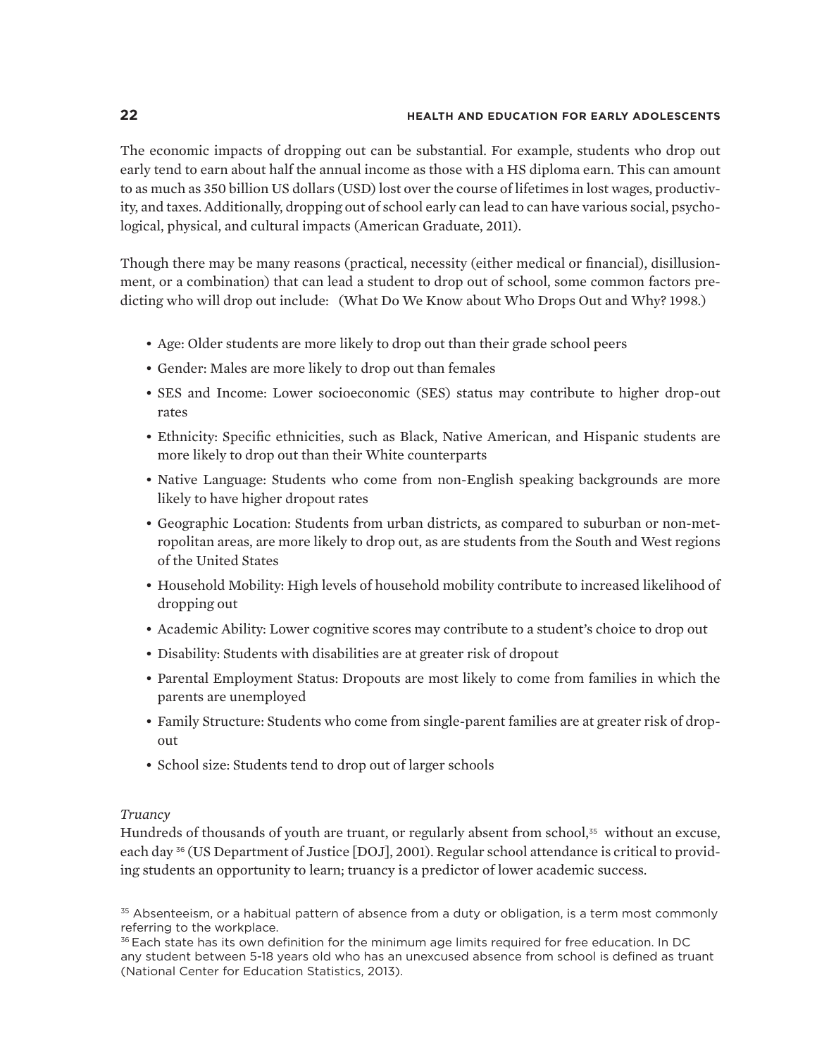The economic impacts of dropping out can be substantial. For example, students who drop out early tend to earn about half the annual income as those with a HS diploma earn. This can amount to as much as 350 billion US dollars (USD) lost over the course of lifetimes in lost wages, productivity, and taxes. Additionally, dropping out of school early can lead to can have various social, psychological, physical, and cultural impacts (American Graduate, 2011).

Though there may be many reasons (practical, necessity (either medical or financial), disillusionment, or a combination) that can lead a student to drop out of school, some common factors predicting who will drop out include:   (What Do We Know about Who Drops Out and Why? 1998.)

- Age: Older students are more likely to drop out than their grade school peers
- Gender: Males are more likely to drop out than females
- SES and Income: Lower socioeconomic (SES) status may contribute to higher drop-out rates
- Ethnicity: Specific ethnicities, such as Black, Native American, and Hispanic students are more likely to drop out than their White counterparts
- Native Language: Students who come from non-English speaking backgrounds are more likely to have higher dropout rates
- Geographic Location: Students from urban districts, as compared to suburban or non-metropolitan areas, are more likely to drop out, as are students from the South and West regions of the United States
- Household Mobility: High levels of household mobility contribute to increased likelihood of dropping out
- Academic Ability: Lower cognitive scores may contribute to a student's choice to drop out
- Disability: Students with disabilities are at greater risk of dropout
- Parental Employment Status: Dropouts are most likely to come from families in which the parents are unemployed
- Family Structure: Students who come from single-parent families are at greater risk of dropout
- School size: Students tend to drop out of larger schools

*Truancy*

Hundreds of thousands of youth are truant, or regularly absent from school,[35] without an excuse, each day [36] (US Department of Justice [DOJ], 2001). Regular school attendance is critical to providing students an opportunity to learn; truancy is a predictor of lower academic success.

[35] Absenteeism, or a habitual pattern of absence from a duty or obligation, is a term most commonly referring to the workplace.

[36] Each state has its own definition for the minimum age limits required for free education. In DC any student between 5-18 years old who has an unexcused absence from school is defined as truant (National Center for Education Statistics, 2013).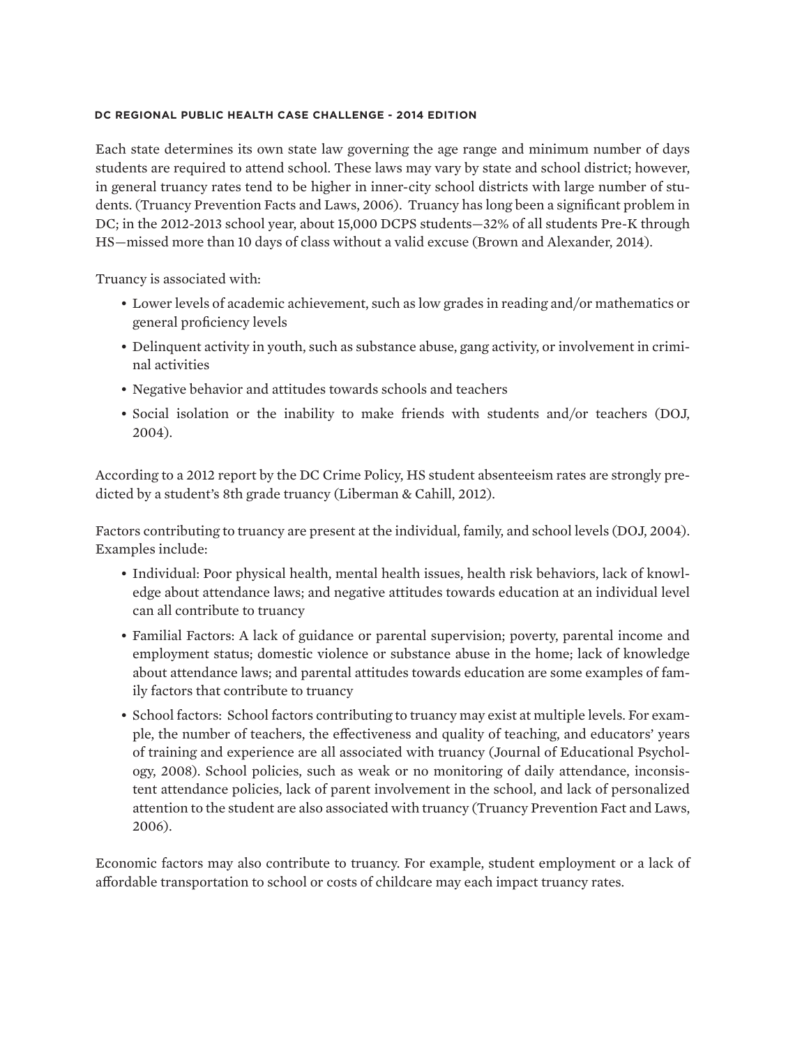Each state determines its own state law governing the age range and minimum number of days students are required to attend school. These laws may vary by state and school district; however, in general truancy rates tend to be higher in inner-city school districts with large number of students. (Truancy Prevention Facts and Laws, 2006). Truancy has long been a significant problem in DC; in the 2012-2013 school year, about 15,000 DCPS students—32% of all students Pre-K through HS—missed more than 10 days of class without a valid excuse (Brown and Alexander, 2014).

Truancy is associated with:

- Lower levels of academic achievement, such as low grades in reading and/or mathematics or general proficiency levels
- Delinquent activity in youth, such as substance abuse, gang activity, or involvement in criminal activities
- Negative behavior and attitudes towards schools and teachers
- Social isolation or the inability to make friends with students and/or teachers (DOJ, 2004).

According to a 2012 report by the DC Crime Policy, HS student absenteeism rates are strongly predicted by a student's 8th grade truancy (Liberman & Cahill, 2012).

Factors contributing to truancy are present at the individual, family, and school levels (DOJ, 2004). Examples include:

- Individual: Poor physical health, mental health issues, health risk behaviors, lack of knowledge about attendance laws; and negative attitudes towards education at an individual level can all contribute to truancy
- Familial Factors: A lack of guidance or parental supervision; poverty, parental income and employment status; domestic violence or substance abuse in the home; lack of knowledge about attendance laws; and parental attitudes towards education are some examples of family factors that contribute to truancy
- School factors: School factors contributing to truancy may exist at multiple levels. For example, the number of teachers, the effectiveness and quality of teaching, and educators' years of training and experience are all associated with truancy (Journal of Educational Psychology, 2008). School policies, such as weak or no monitoring of daily attendance, inconsistent attendance policies, lack of parent involvement in the school, and lack of personalized attention to the student are also associated with truancy (Truancy Prevention Fact and Laws, 2006).

Economic factors may also contribute to truancy. For example, student employment or a lack of affordable transportation to school or costs of childcare may each impact truancy rates.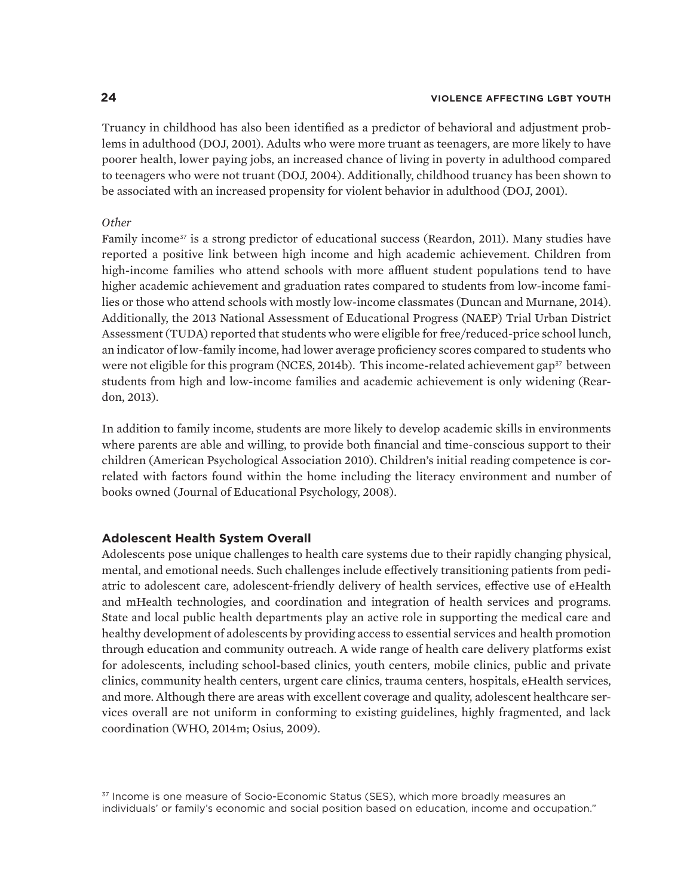Truancy in childhood has also been identified as a predictor of behavioral and adjustment problems in adulthood (DOJ, 2001). Adults who were more truant as teenagers, are more likely to have poorer health, lower paying jobs, an increased chance of living in poverty in adulthood compared to teenagers who were not truant (DOJ, 2004). Additionally, childhood truancy has been shown to be associated with an increased propensity for violent behavior in adulthood (DOJ, 2001).

*Other*

Family income[37] is a strong predictor of educational success (Reardon, 2011). Many studies have reported a positive link between high income and high academic achievement. Children from high-income families who attend schools with more affluent student populations tend to have higher academic achievement and graduation rates compared to students from low-income families or those who attend schools with mostly low-income classmates (Duncan and Murnane, 2014). Additionally, the 2013 National Assessment of Educational Progress (NAEP) Trial Urban District Assessment (TUDA) reported that students who were eligible for free/reduced-price school lunch, an indicator of low-family income, had lower average proficiency scores compared to students who were not eligible for this program (NCES, 2014b). This income-related achievement gap[37] between students from high and low-income families and academic achievement is only widening (Reardon, 2013).

In addition to family income, students are more likely to develop academic skills in environments where parents are able and willing, to provide both financial and time-conscious support to their children (American Psychological Association 2010). Children's initial reading competence is correlated with factors found within the home including the literacy environment and number of books owned (Journal of Educational Psychology, 2008).

### Adolescent Health System Overall

Adolescents pose unique challenges to health care systems due to their rapidly changing physical, mental, and emotional needs. Such challenges include effectively transitioning patients from pediatric to adolescent care, adolescent-friendly delivery of health services, effective use of eHealth and mHealth technologies, and coordination and integration of health services and programs. State and local public health departments play an active role in supporting the medical care and healthy development of adolescents by providing access to essential services and health promotion through education and community outreach. A wide range of health care delivery platforms exist for adolescents, including school-based clinics, youth centers, mobile clinics, public and private clinics, community health centers, urgent care clinics, trauma centers, hospitals, eHealth services, and more. Although there are areas with excellent coverage and quality, adolescent healthcare services overall are not uniform in conforming to existing guidelines, highly fragmented, and lack coordination (WHO, 2014m; Osius, 2009).

[37] Income is one measure of Socio-Economic Status (SES), which more broadly measures an individuals' or family's economic and social position based on education, income and occupation."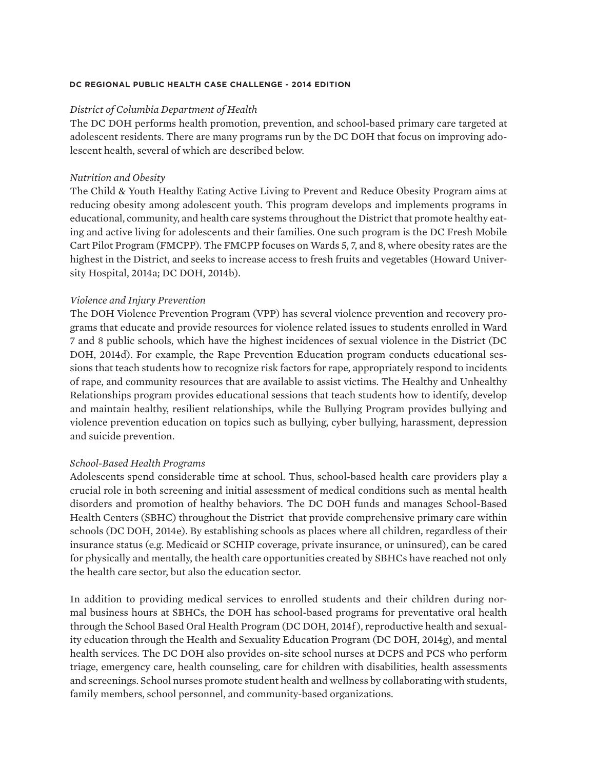*District of Columbia Department of Health*

The DC DOH performs health promotion, prevention, and school-based primary care targeted at adolescent residents. There are many programs run by the DC DOH that focus on improving adolescent health, several of which are described below.

*Nutrition and Obesity*

The Child & Youth Healthy Eating Active Living to Prevent and Reduce Obesity Program aims at reducing obesity among adolescent youth. This program develops and implements programs in educational, community, and health care systems throughout the District that promote healthy eating and active living for adolescents and their families. One such program is the DC Fresh Mobile Cart Pilot Program (FMCPP). The FMCPP focuses on Wards 5, 7, and 8, where obesity rates are the highest in the District, and seeks to increase access to fresh fruits and vegetables (Howard University Hospital, 2014a; DC DOH, 2014b).

*Violence and Injury Prevention*

The DOH Violence Prevention Program (VPP) has several violence prevention and recovery programs that educate and provide resources for violence related issues to students enrolled in Ward 7 and 8 public schools, which have the highest incidences of sexual violence in the District (DC DOH, 2014d). For example, the Rape Prevention Education program conducts educational sessions that teach students how to recognize risk factors for rape, appropriately respond to incidents of rape, and community resources that are available to assist victims. The Healthy and Unhealthy Relationships program provides educational sessions that teach students how to identify, develop and maintain healthy, resilient relationships, while the Bullying Program provides bullying and violence prevention education on topics such as bullying, cyber bullying, harassment, depression and suicide prevention.

*School-Based Health Programs*

Adolescents spend considerable time at school. Thus, school-based health care providers play a crucial role in both screening and initial assessment of medical conditions such as mental health disorders and promotion of healthy behaviors. The DC DOH funds and manages School-Based Health Centers (SBHC) throughout the District that provide comprehensive primary care within schools (DC DOH, 2014e). By establishing schools as places where all children, regardless of their insurance status (e.g. Medicaid or SCHIP coverage, private insurance, or uninsured), can be cared for physically and mentally, the health care opportunities created by SBHCs have reached not only the health care sector, but also the education sector.

In addition to providing medical services to enrolled students and their children during normal business hours at SBHCs, the DOH has school-based programs for preventative oral health through the School Based Oral Health Program (DC DOH, 2014f), reproductive health and sexuality education through the Health and Sexuality Education Program (DC DOH, 2014g), and mental health services. The DC DOH also provides on-site school nurses at DCPS and PCS who perform triage, emergency care, health counseling, care for children with disabilities, health assessments and screenings. School nurses promote student health and wellness by collaborating with students, family members, school personnel, and community-based organizations.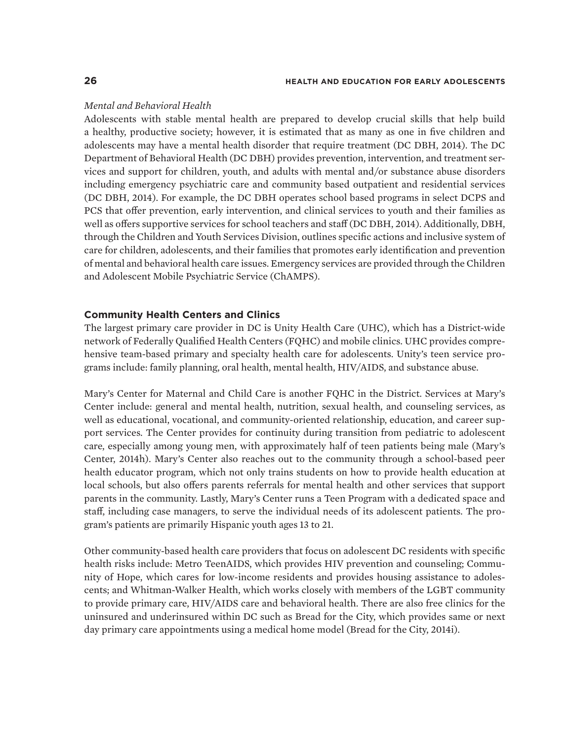*Mental and Behavioral Health*

Adolescents with stable mental health are prepared to develop crucial skills that help build a healthy, productive society; however, it is estimated that as many as one in five children and adolescents may have a mental health disorder that require treatment (DC DBH, 2014). The DC Department of Behavioral Health (DC DBH) provides prevention, intervention, and treatment services and support for children, youth, and adults with mental and/or substance abuse disorders including emergency psychiatric care and community based outpatient and residential services (DC DBH, 2014). For example, the DC DBH operates school based programs in select DCPS and PCS that offer prevention, early intervention, and clinical services to youth and their families as well as offers supportive services for school teachers and staff (DC DBH, 2014). Additionally, DBH, through the Children and Youth Services Division, outlines specific actions and inclusive system of care for children, adolescents, and their families that promotes early identification and prevention of mental and behavioral health care issues. Emergency services are provided through the Children and Adolescent Mobile Psychiatric Service (ChAMPS).

## Community Health Centers and Clinics

The largest primary care provider in DC is Unity Health Care (UHC), which has a District-wide network of Federally Qualified Health Centers (FQHC) and mobile clinics. UHC provides comprehensive team-based primary and specialty health care for adolescents. Unity's teen service programs include: family planning, oral health, mental health, HIV/AIDS, and substance abuse.

Mary's Center for Maternal and Child Care is another FQHC in the District. Services at Mary's Center include: general and mental health, nutrition, sexual health, and counseling services, as well as educational, vocational, and community-oriented relationship, education, and career support services. The Center provides for continuity during transition from pediatric to adolescent care, especially among young men, with approximately half of teen patients being male (Mary's Center, 2014h). Mary's Center also reaches out to the community through a school-based peer health educator program, which not only trains students on how to provide health education at local schools, but also offers parents referrals for mental health and other services that support parents in the community. Lastly, Mary's Center runs a Teen Program with a dedicated space and staff, including case managers, to serve the individual needs of its adolescent patients. The program's patients are primarily Hispanic youth ages 13 to 21.

Other community-based health care providers that focus on adolescent DC residents with specific health risks include: Metro TeenAIDS, which provides HIV prevention and counseling; Community of Hope, which cares for low-income residents and provides housing assistance to adolescents; and Whitman-Walker Health, which works closely with members of the LGBT community to provide primary care, HIV/AIDS care and behavioral health. There are also free clinics for the uninsured and underinsured within DC such as Bread for the City, which provides same or next day primary care appointments using a medical home model (Bread for the City, 2014i).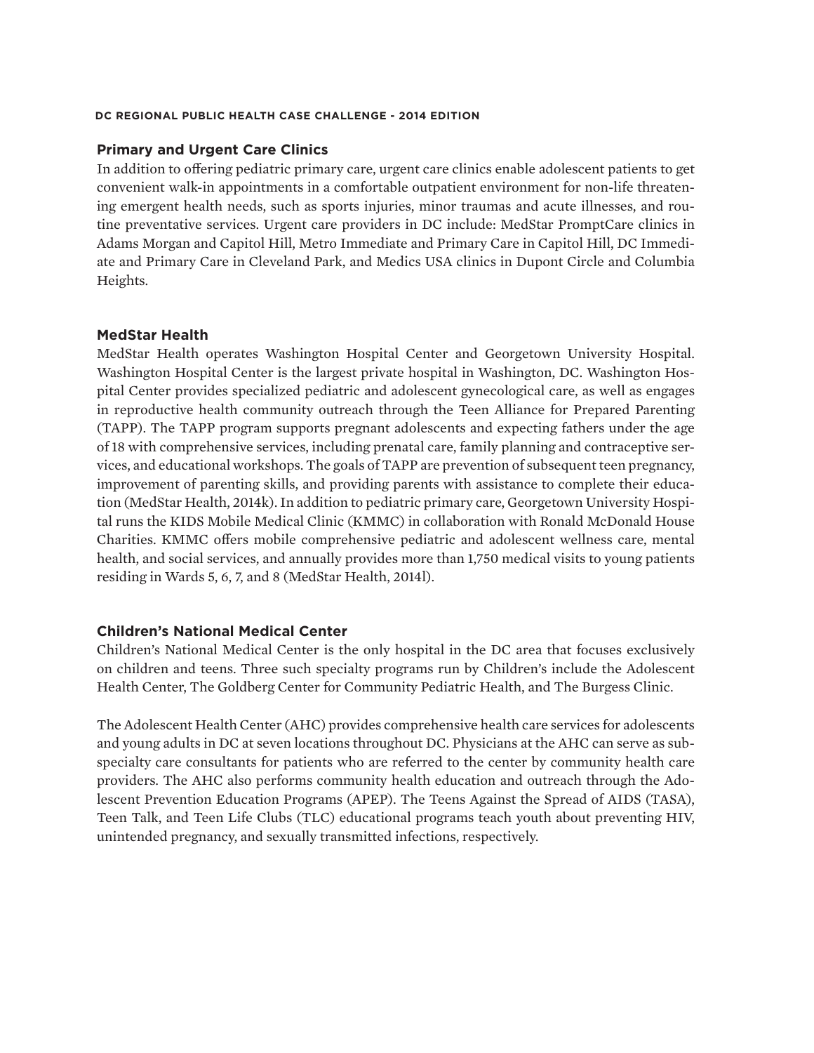### Primary and Urgent Care Clinics

In addition to offering pediatric primary care, urgent care clinics enable adolescent patients to get convenient walk-in appointments in a comfortable outpatient environment for non-life threatening emergent health needs, such as sports injuries, minor traumas and acute illnesses, and routine preventative services. Urgent care providers in DC include: MedStar PromptCare clinics in Adams Morgan and Capitol Hill, Metro Immediate and Primary Care in Capitol Hill, DC Immediate and Primary Care in Cleveland Park, and Medics USA clinics in Dupont Circle and Columbia Heights.

### MedStar Health

MedStar Health operates Washington Hospital Center and Georgetown University Hospital. Washington Hospital Center is the largest private hospital in Washington, DC. Washington Hospital Center provides specialized pediatric and adolescent gynecological care, as well as engages in reproductive health community outreach through the Teen Alliance for Prepared Parenting (TAPP). The TAPP program supports pregnant adolescents and expecting fathers under the age of 18 with comprehensive services, including prenatal care, family planning and contraceptive services, and educational workshops. The goals of TAPP are prevention of subsequent teen pregnancy, improvement of parenting skills, and providing parents with assistance to complete their education (MedStar Health, 2014k). In addition to pediatric primary care, Georgetown University Hospital runs the KIDS Mobile Medical Clinic (KMMC) in collaboration with Ronald McDonald House Charities. KMMC offers mobile comprehensive pediatric and adolescent wellness care, mental health, and social services, and annually provides more than 1,750 medical visits to young patients residing in Wards 5, 6, 7, and 8 (MedStar Health, 2014l).

### Children's National Medical Center

Children's National Medical Center is the only hospital in the DC area that focuses exclusively on children and teens. Three such specialty programs run by Children's include the Adolescent Health Center, The Goldberg Center for Community Pediatric Health, and The Burgess Clinic.

The Adolescent Health Center (AHC) provides comprehensive health care services for adolescents and young adults in DC at seven locations throughout DC. Physicians at the AHC can serve as subspecialty care consultants for patients who are referred to the center by community health care providers. The AHC also performs community health education and outreach through the Adolescent Prevention Education Programs (APEP). The Teens Against the Spread of AIDS (TASA), Teen Talk, and Teen Life Clubs (TLC) educational programs teach youth about preventing HIV, unintended pregnancy, and sexually transmitted infections, respectively.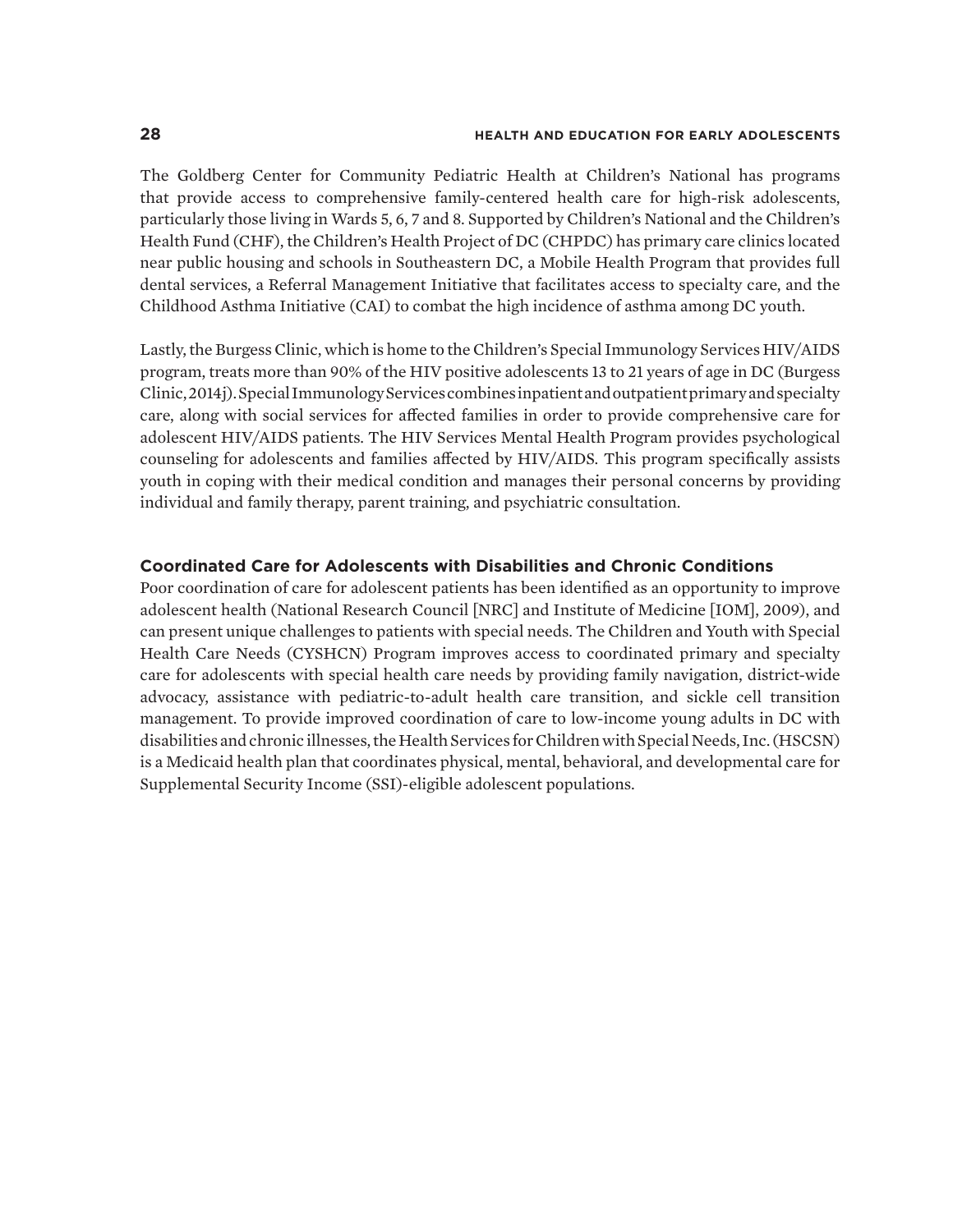The Goldberg Center for Community Pediatric Health at Children's National has programs that provide access to comprehensive family-centered health care for high-risk adolescents, particularly those living in Wards 5, 6, 7 and 8. Supported by Children's National and the Children's Health Fund (CHF), the Children's Health Project of DC (CHPDC) has primary care clinics located near public housing and schools in Southeastern DC, a Mobile Health Program that provides full dental services, a Referral Management Initiative that facilitates access to specialty care, and the Childhood Asthma Initiative (CAI) to combat the high incidence of asthma among DC youth.

Lastly, the Burgess Clinic, which is home to the Children's Special Immunology Services HIV/AIDS program, treats more than 90% of the HIV positive adolescents 13 to 21 years of age in DC (Burgess Clinic, 2014j). Special Immunology Services combines inpatient and outpatient primary and specialty care, along with social services for affected families in order to provide comprehensive care for adolescent HIV/AIDS patients. The HIV Services Mental Health Program provides psychological counseling for adolescents and families affected by HIV/AIDS. This program specifically assists youth in coping with their medical condition and manages their personal concerns by providing individual and family therapy, parent training, and psychiatric consultation.

### Coordinated Care for Adolescents with Disabilities and Chronic Conditions

Poor coordination of care for adolescent patients has been identified as an opportunity to improve adolescent health (National Research Council [NRC] and Institute of Medicine [IOM], 2009), and can present unique challenges to patients with special needs. The Children and Youth with Special Health Care Needs (CYSHCN) Program improves access to coordinated primary and specialty care for adolescents with special health care needs by providing family navigation, district-wide advocacy, assistance with pediatric-to-adult health care transition, and sickle cell transition management. To provide improved coordination of care to low-income young adults in DC with disabilities and chronic illnesses, the Health Services for Children with Special Needs, Inc. (HSCSN) is a Medicaid health plan that coordinates physical, mental, behavioral, and developmental care for Supplemental Security Income (SSI)-eligible adolescent populations.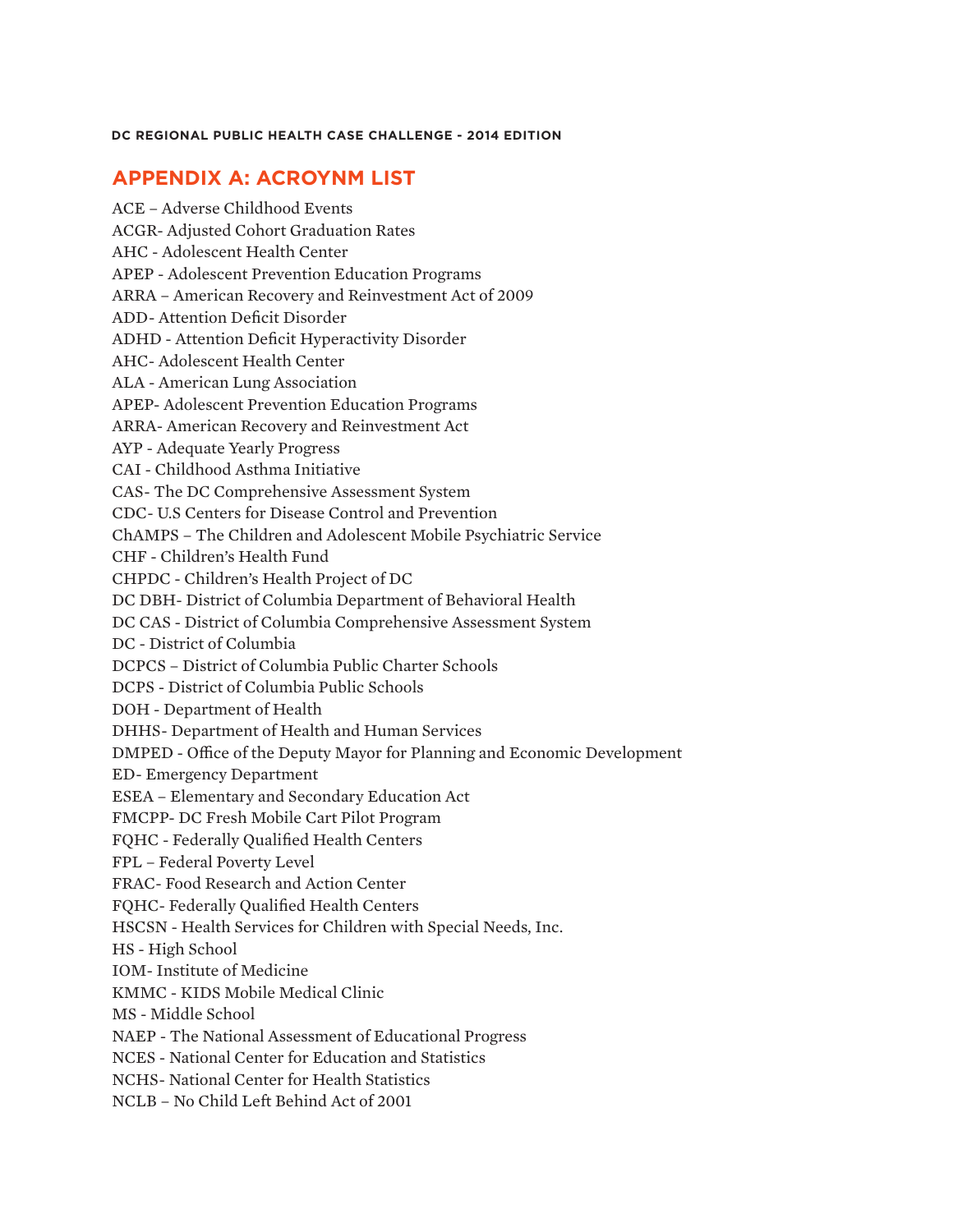## APPENDIX A: ACROYNM LIST

ACE – Adverse Childhood Events
ACGR- Adjusted Cohort Graduation Rates
AHC - Adolescent Health Center
APEP - Adolescent Prevention Education Programs
ARRA – American Recovery and Reinvestment Act of 2009
ADD- Attention Deficit Disorder
ADHD - Attention Deficit Hyperactivity Disorder
AHC- Adolescent Health Center
ALA - American Lung Association
APEP- Adolescent Prevention Education Programs
ARRA- American Recovery and Reinvestment Act
AYP - Adequate Yearly Progress
CAI - Childhood Asthma Initiative
CAS- The DC Comprehensive Assessment System
CDC- U.S Centers for Disease Control and Prevention
ChAMPS – The Children and Adolescent Mobile Psychiatric Service
CHF - Children's Health Fund
CHPDC - Children's Health Project of DC
DC DBH- District of Columbia Department of Behavioral Health
DC CAS - District of Columbia Comprehensive Assessment System
DC - District of Columbia
DCPCS – District of Columbia Public Charter Schools
DCPS - District of Columbia Public Schools
DOH - Department of Health
DHHS- Department of Health and Human Services
DMPED - Office of the Deputy Mayor for Planning and Economic Development
ED- Emergency Department
ESEA – Elementary and Secondary Education Act
FMCPP- DC Fresh Mobile Cart Pilot Program
FQHC - Federally Qualified Health Centers
FPL – Federal Poverty Level
FRAC- Food Research and Action Center
FQHC- Federally Qualified Health Centers
HSCSN - Health Services for Children with Special Needs, Inc.
HS - High School
IOM- Institute of Medicine
KMMC - KIDS Mobile Medical Clinic
MS - Middle School
NAEP - The National Assessment of Educational Progress
NCES - National Center for Education and Statistics
NCHS- National Center for Health Statistics
NCLB – No Child Left Behind Act of 2001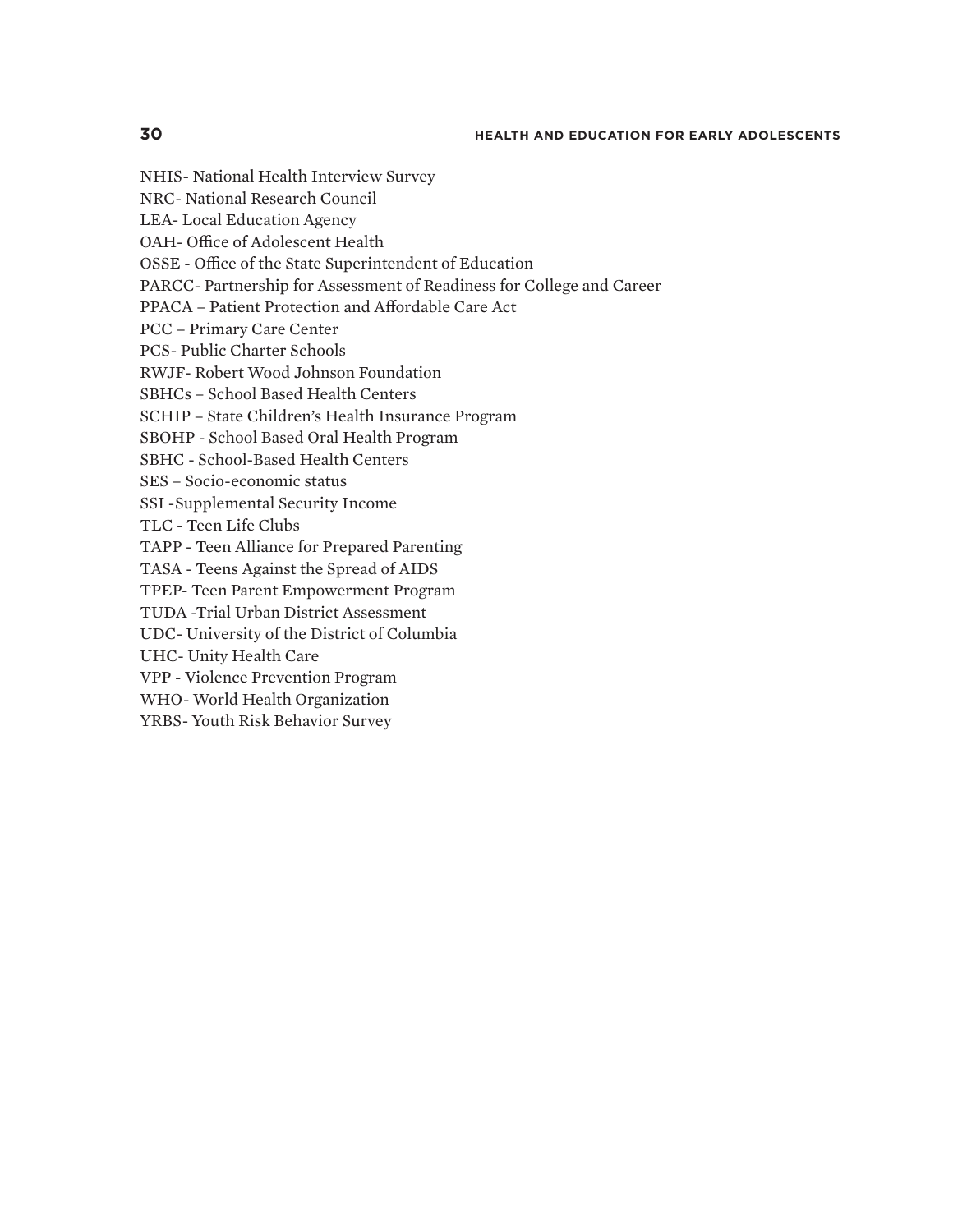NHIS- National Health Interview Survey
NRC- National Research Council
LEA- Local Education Agency
OAH- Office of Adolescent Health
OSSE - Office of the State Superintendent of Education
PARCC- Partnership for Assessment of Readiness for College and Career
PPACA – Patient Protection and Affordable Care Act
PCC – Primary Care Center
PCS- Public Charter Schools
RWJF- Robert Wood Johnson Foundation
SBHCs – School Based Health Centers
SCHIP – State Children's Health Insurance Program
SBOHP - School Based Oral Health Program
SBHC - School-Based Health Centers
SES – Socio-economic status
SSI -Supplemental Security Income
TLC - Teen Life Clubs
TAPP - Teen Alliance for Prepared Parenting
TASA - Teens Against the Spread of AIDS
TPEP- Teen Parent Empowerment Program
TUDA -Trial Urban District Assessment
UDC- University of the District of Columbia
UHC- Unity Health Care
VPP - Violence Prevention Program
WHO- World Health Organization
YRBS- Youth Risk Behavior Survey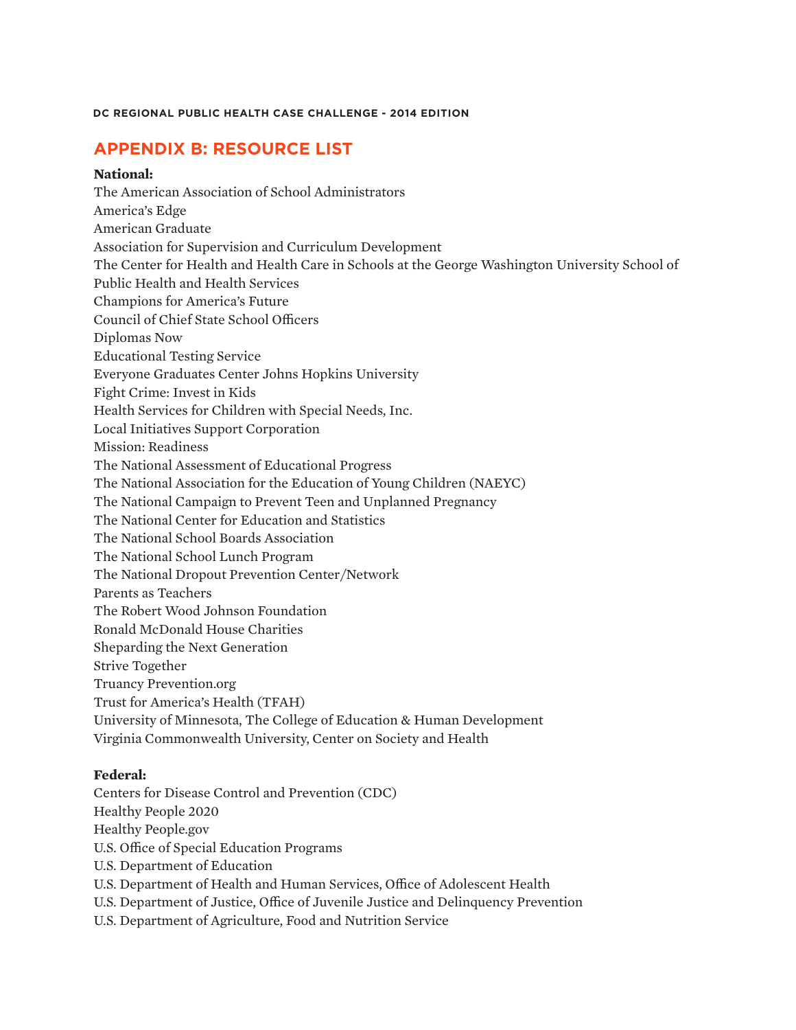## APPENDIX B: RESOURCE LIST

**National:**

The American Association of School Administrators
America's Edge
American Graduate
Association for Supervision and Curriculum Development
The Center for Health and Health Care in Schools at the George Washington University School of Public Health and Health Services
Champions for America's Future
Council of Chief State School Officers
Diplomas Now
Educational Testing Service
Everyone Graduates Center Johns Hopkins University
Fight Crime: Invest in Kids
Health Services for Children with Special Needs, Inc.
Local Initiatives Support Corporation
Mission: Readiness
The National Assessment of Educational Progress
The National Association for the Education of Young Children (NAEYC)
The National Campaign to Prevent Teen and Unplanned Pregnancy
The National Center for Education and Statistics
The National School Boards Association
The National School Lunch Program
The National Dropout Prevention Center/Network
Parents as Teachers
The Robert Wood Johnson Foundation
Ronald McDonald House Charities
Sheparding the Next Generation
Strive Together
Truancy Prevention.org
Trust for America's Health (TFAH)
University of Minnesota, The College of Education & Human Development
Virginia Commonwealth University, Center on Society and Health

**Federal:**

Centers for Disease Control and Prevention (CDC)
Healthy People 2020
Healthy People.gov
U.S. Office of Special Education Programs
U.S. Department of Education
U.S. Department of Health and Human Services, Office of Adolescent Health
U.S. Department of Justice, Office of Juvenile Justice and Delinquency Prevention
U.S. Department of Agriculture, Food and Nutrition Service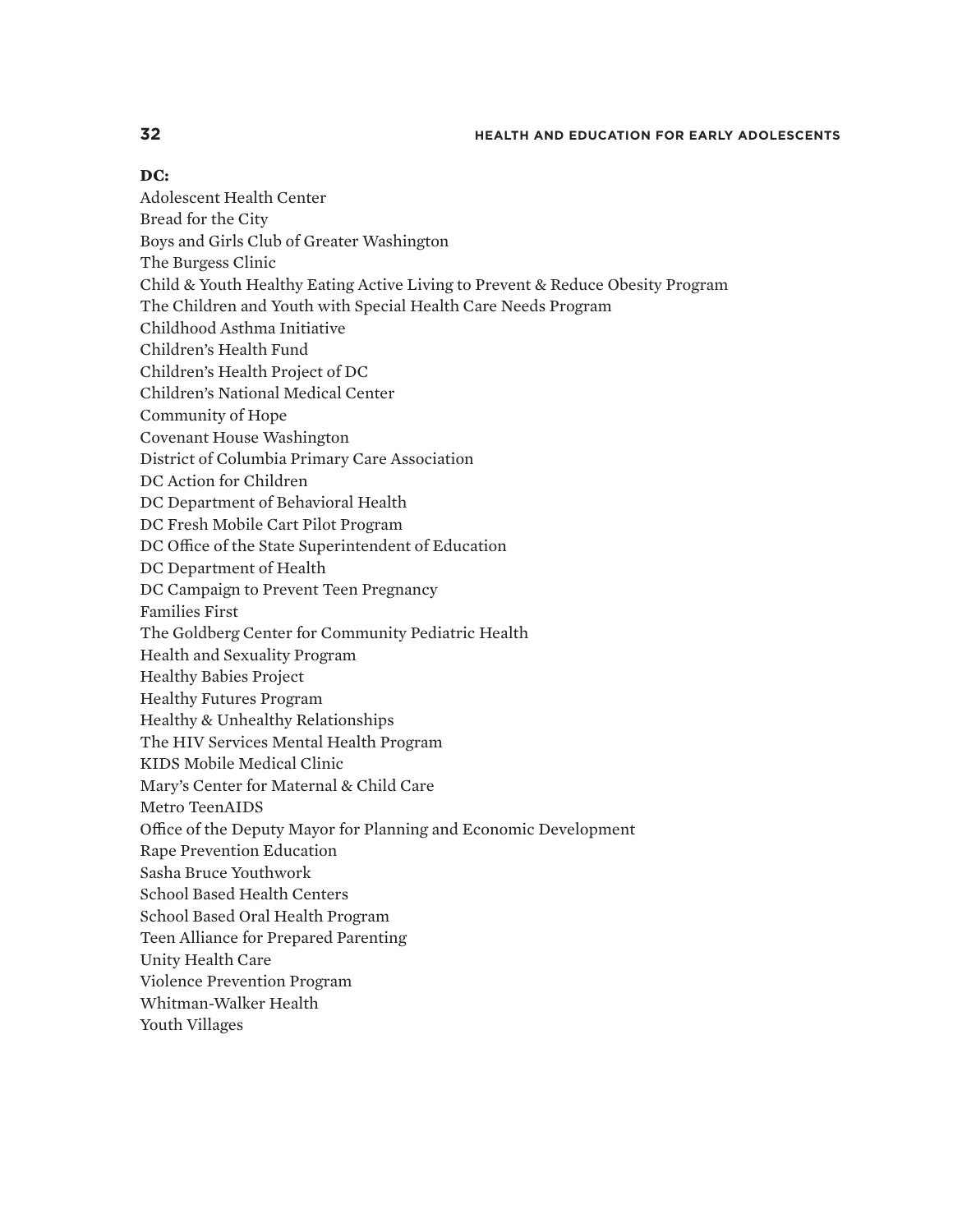**DC:**

Adolescent Health Center
Bread for the City
Boys and Girls Club of Greater Washington
The Burgess Clinic
Child & Youth Healthy Eating Active Living to Prevent & Reduce Obesity Program
The Children and Youth with Special Health Care Needs Program
Childhood Asthma Initiative
Children's Health Fund
Children's Health Project of DC
Children's National Medical Center
Community of Hope
Covenant House Washington
District of Columbia Primary Care Association
DC Action for Children
DC Department of Behavioral Health
DC Fresh Mobile Cart Pilot Program
DC Office of the State Superintendent of Education
DC Department of Health
DC Campaign to Prevent Teen Pregnancy
Families First
The Goldberg Center for Community Pediatric Health
Health and Sexuality Program
Healthy Babies Project
Healthy Futures Program
Healthy & Unhealthy Relationships
The HIV Services Mental Health Program
KIDS Mobile Medical Clinic
Mary's Center for Maternal & Child Care
Metro TeenAIDS
Office of the Deputy Mayor for Planning and Economic Development
Rape Prevention Education
Sasha Bruce Youthwork
School Based Health Centers
School Based Oral Health Program
Teen Alliance for Prepared Parenting
Unity Health Care
Violence Prevention Program
Whitman-Walker Health
Youth Villages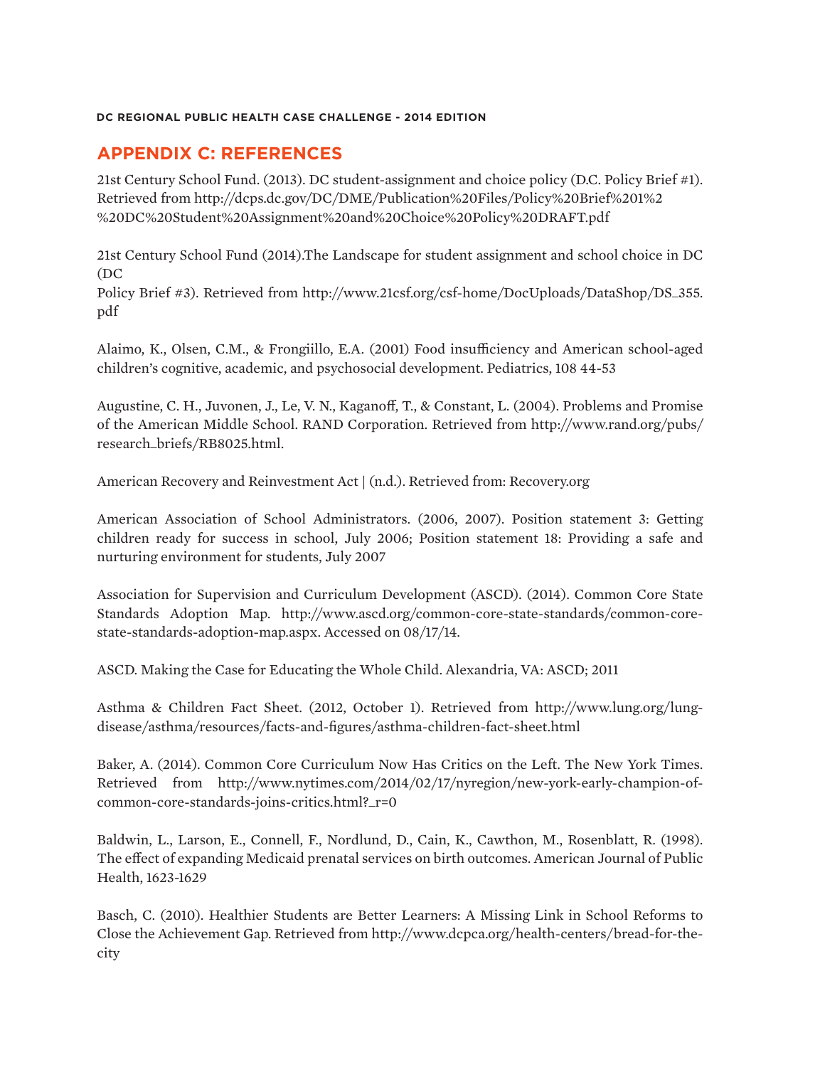## APPENDIX C: REFERENCES

21st Century School Fund. (2013). DC student-assignment and choice policy (D.C. Policy Brief #1). Retrieved from http://dcps.dc.gov/DC/DME/Publication%20Files/Policy%20Brief%201%2%20DC%20Student%20Assignment%20and%20Choice%20Policy%20DRAFT.pdf

21st Century School Fund (2014).The Landscape for student assignment and school choice in DC (DC
Policy Brief #3). Retrieved from http://www.21csf.org/csf-home/DocUploads/DataShop/DS_355.pdf

Alaimo, K., Olsen, C.M., & Frongiillo, E.A. (2001) Food insufficiency and American school-aged children's cognitive, academic, and psychosocial development. Pediatrics, 108 44-53

Augustine, C. H., Juvonen, J., Le, V. N., Kaganoff, T., & Constant, L. (2004). Problems and Promise of the American Middle School. RAND Corporation. Retrieved from http://www.rand.org/pubs/research_briefs/RB8025.html.

American Recovery and Reinvestment Act | (n.d.). Retrieved from: Recovery.org

American Association of School Administrators. (2006, 2007). Position statement 3: Getting children ready for success in school, July 2006; Position statement 18: Providing a safe and nurturing environment for students, July 2007

Association for Supervision and Curriculum Development (ASCD). (2014). Common Core State Standards Adoption Map. http://www.ascd.org/common-core-state-standards/common-core-state-standards-adoption-map.aspx. Accessed on 08/17/14.

ASCD. Making the Case for Educating the Whole Child. Alexandria, VA: ASCD; 2011

Asthma & Children Fact Sheet. (2012, October 1). Retrieved from http://www.lung.org/lung-disease/asthma/resources/facts-and-figures/asthma-children-fact-sheet.html

Baker, A. (2014). Common Core Curriculum Now Has Critics on the Left. The New York Times. Retrieved from http://www.nytimes.com/2014/02/17/nyregion/new-york-early-champion-of-common-core-standards-joins-critics.html?_r=0

Baldwin, L., Larson, E., Connell, F., Nordlund, D., Cain, K., Cawthon, M., Rosenblatt, R. (1998). The effect of expanding Medicaid prenatal services on birth outcomes. American Journal of Public Health, 1623-1629

Basch, C. (2010). Healthier Students are Better Learners: A Missing Link in School Reforms to Close the Achievement Gap. Retrieved from http://www.dcpca.org/health-centers/bread-for-the-city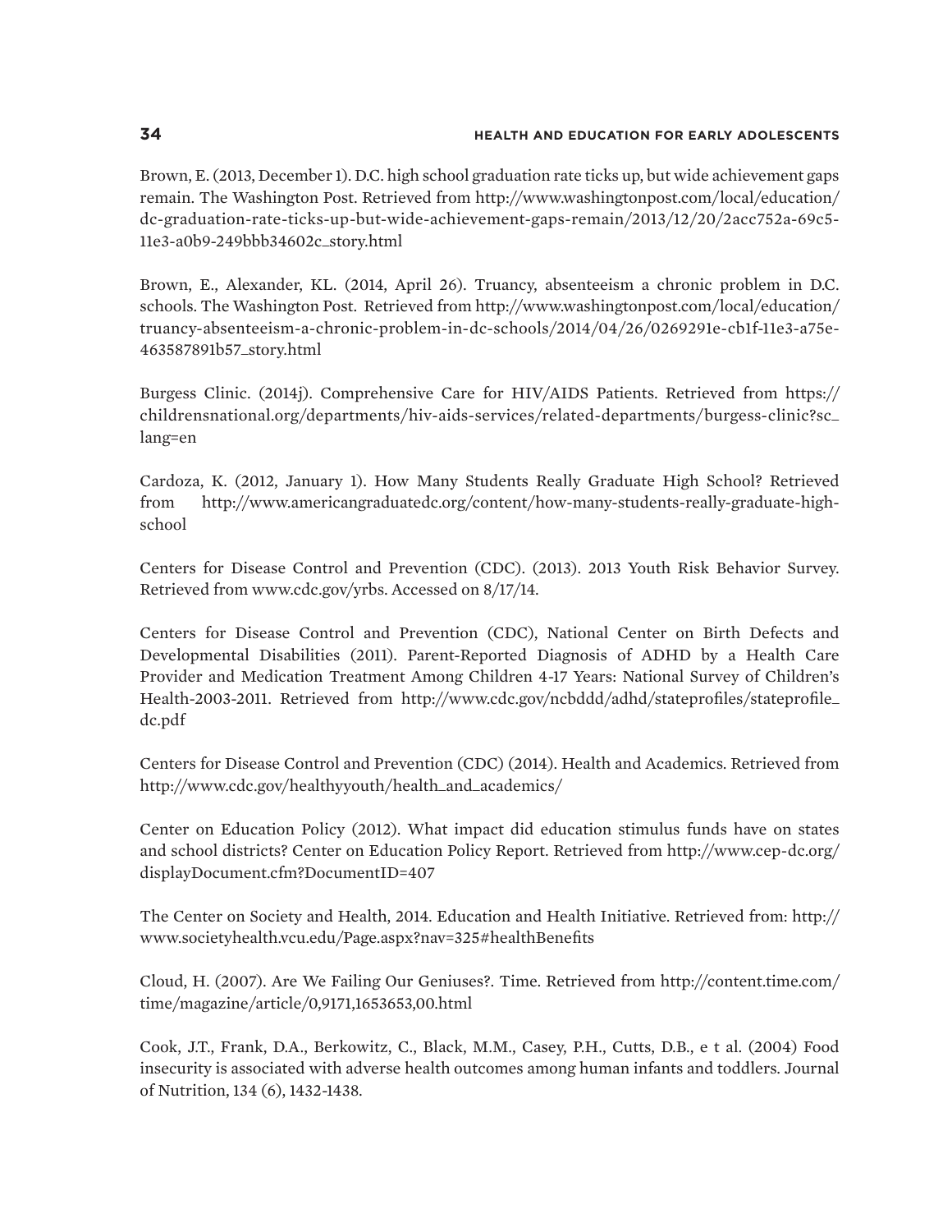Brown, E. (2013, December 1). D.C. high school graduation rate ticks up, but wide achievement gaps remain. The Washington Post. Retrieved from http://www.washingtonpost.com/local/education/dc-graduation-rate-ticks-up-but-wide-achievement-gaps-remain/2013/12/20/2acc752a-69c5-11e3-a0b9-249bbb34602c_story.html

Brown, E., Alexander, KL. (2014, April 26). Truancy, absenteeism a chronic problem in D.C. schools. The Washington Post. Retrieved from http://www.washingtonpost.com/local/education/truancy-absenteeism-a-chronic-problem-in-dc-schools/2014/04/26/0269291e-cb1f-11e3-a75e-463587891b57_story.html

Burgess Clinic. (2014j). Comprehensive Care for HIV/AIDS Patients. Retrieved from https://childrensnational.org/departments/hiv-aids-services/related-departments/burgess-clinic?sc_lang=en

Cardoza, K. (2012, January 1). How Many Students Really Graduate High School? Retrieved from http://www.americangraduatedc.org/content/how-many-students-really-graduate-high-school

Centers for Disease Control and Prevention (CDC). (2013). 2013 Youth Risk Behavior Survey. Retrieved from www.cdc.gov/yrbs. Accessed on 8/17/14.

Centers for Disease Control and Prevention (CDC), National Center on Birth Defects and Developmental Disabilities (2011). Parent-Reported Diagnosis of ADHD by a Health Care Provider and Medication Treatment Among Children 4-17 Years: National Survey of Children's Health-2003-2011. Retrieved from http://www.cdc.gov/ncbddd/adhd/stateprofiles/stateprofile_dc.pdf

Centers for Disease Control and Prevention (CDC) (2014). Health and Academics. Retrieved from http://www.cdc.gov/healthyyouth/health_and_academics/

Center on Education Policy (2012). What impact did education stimulus funds have on states and school districts? Center on Education Policy Report. Retrieved from http://www.cep-dc.org/displayDocument.cfm?DocumentID=407

The Center on Society and Health, 2014. Education and Health Initiative. Retrieved from: http://www.societyhealth.vcu.edu/Page.aspx?nav=325#healthBenefits

Cloud, H. (2007). Are We Failing Our Geniuses?. Time. Retrieved from http://content.time.com/time/magazine/article/0,9171,1653653,00.html

Cook, J.T., Frank, D.A., Berkowitz, C., Black, M.M., Casey, P.H., Cutts, D.B., e t al. (2004) Food insecurity is associated with adverse health outcomes among human infants and toddlers. Journal of Nutrition, 134 (6), 1432-1438.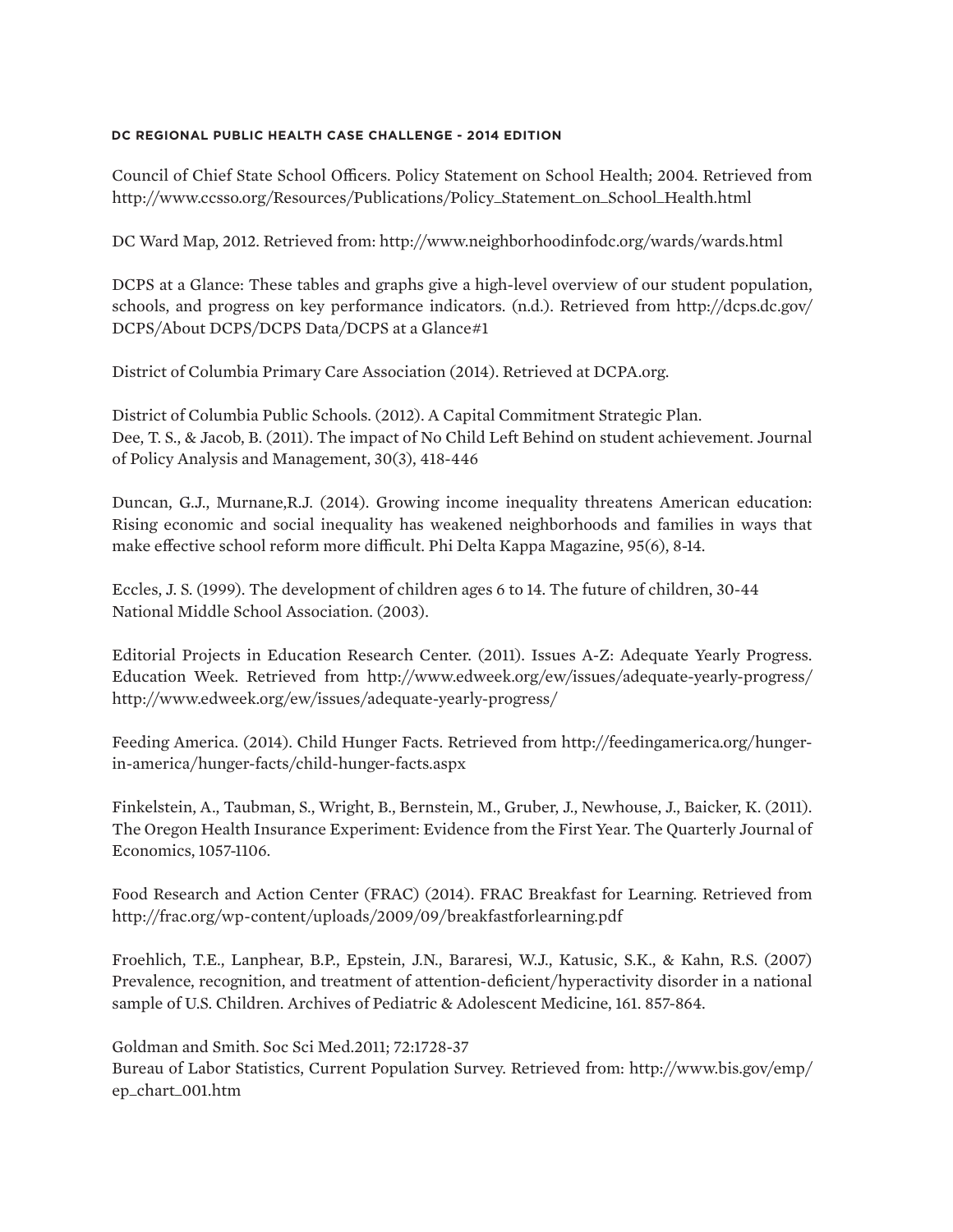Council of Chief State School Officers. Policy Statement on School Health; 2004. Retrieved from http://www.ccsso.org/Resources/Publications/Policy_Statement_on_School_Health.html

DC Ward Map, 2012. Retrieved from: http://www.neighborhoodinfodc.org/wards/wards.html

DCPS at a Glance: These tables and graphs give a high-level overview of our student population, schools, and progress on key performance indicators. (n.d.). Retrieved from http://dcps.dc.gov/DCPS/About DCPS/DCPS Data/DCPS at a Glance#1

District of Columbia Primary Care Association (2014). Retrieved at DCPA.org.

District of Columbia Public Schools. (2012). A Capital Commitment Strategic Plan.
Dee, T. S., & Jacob, B. (2011). The impact of No Child Left Behind on student achievement. Journal of Policy Analysis and Management, 30(3), 418-446

Duncan, G.J., Murnane,R.J. (2014). Growing income inequality threatens American education: Rising economic and social inequality has weakened neighborhoods and families in ways that make effective school reform more difficult. Phi Delta Kappa Magazine, 95(6), 8-14.

Eccles, J. S. (1999). The development of children ages 6 to 14. The future of children, 30-44
National Middle School Association. (2003).

Editorial Projects in Education Research Center. (2011). Issues A-Z: Adequate Yearly Progress. Education Week. Retrieved from http://www.edweek.org/ew/issues/adequate-yearly-progress/ http://www.edweek.org/ew/issues/adequate-yearly-progress/

Feeding America. (2014). Child Hunger Facts. Retrieved from http://feedingamerica.org/hunger-in-america/hunger-facts/child-hunger-facts.aspx

Finkelstein, A., Taubman, S., Wright, B., Bernstein, M., Gruber, J., Newhouse, J., Baicker, K. (2011). The Oregon Health Insurance Experiment: Evidence from the First Year. The Quarterly Journal of Economics, 1057-1106.

Food Research and Action Center (FRAC) (2014). FRAC Breakfast for Learning. Retrieved from http://frac.org/wp-content/uploads/2009/09/breakfastforlearning.pdf

Froehlich, T.E., Lanphear, B.P., Epstein, J.N., Bararesi, W.J., Katusic, S.K., & Kahn, R.S. (2007) Prevalence, recognition, and treatment of attention-deficient/hyperactivity disorder in a national sample of U.S. Children. Archives of Pediatric & Adolescent Medicine, 161. 857-864.

Goldman and Smith. Soc Sci Med.2011; 72:1728-37
Bureau of Labor Statistics, Current Population Survey. Retrieved from: http://www.bis.gov/emp/ep_chart_001.htm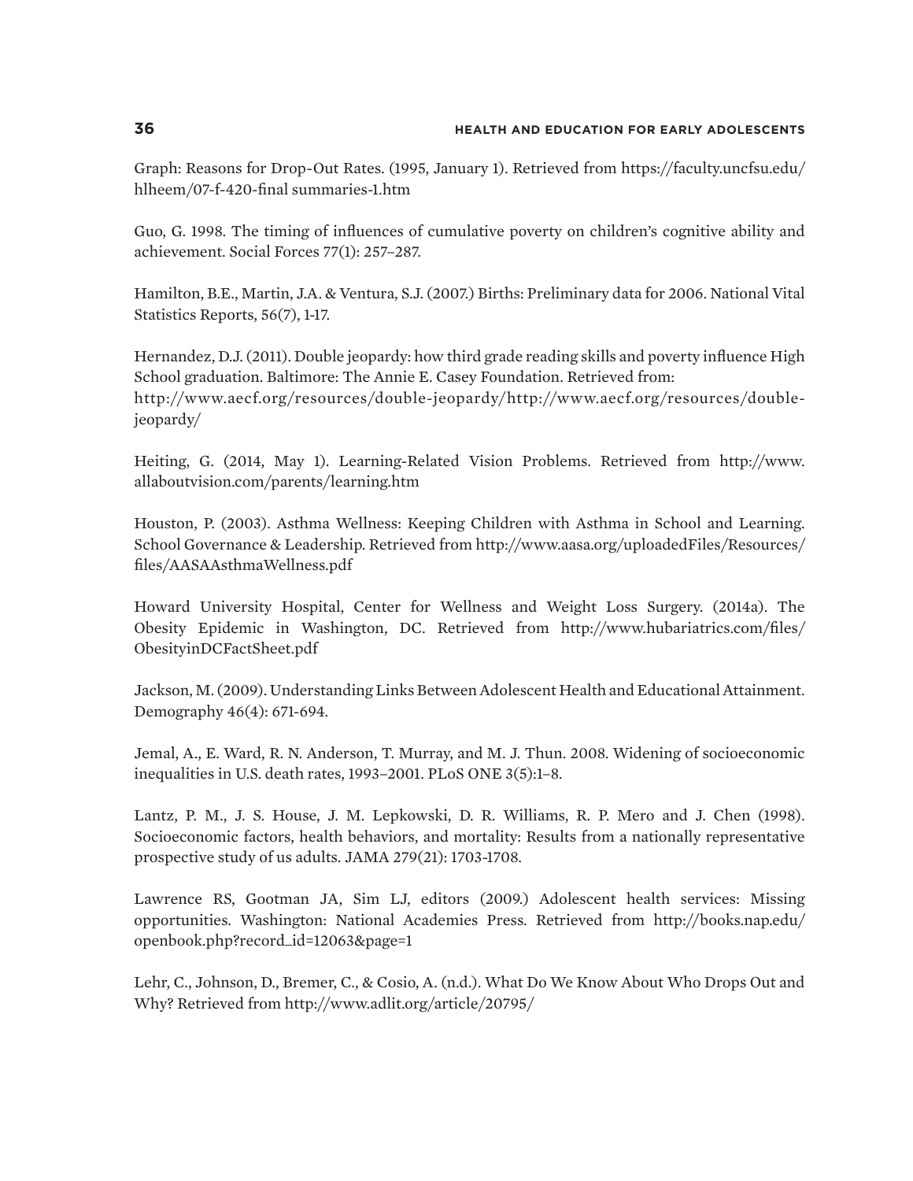Graph: Reasons for Drop-Out Rates. (1995, January 1). Retrieved from https://faculty.uncfsu.edu/hlheem/07-f-420-final summaries-1.htm

Guo, G. 1998. The timing of influences of cumulative poverty on children's cognitive ability and achievement. Social Forces 77(1): 257–287.

Hamilton, B.E., Martin, J.A. & Ventura, S.J. (2007.) Births: Preliminary data for 2006. National Vital Statistics Reports, 56(7), 1-17.

Hernandez, D.J. (2011). Double jeopardy: how third grade reading skills and poverty influence High School graduation. Baltimore: The Annie E. Casey Foundation. Retrieved from: http://www.aecf.org/resources/double-jeopardy/http://www.aecf.org/resources/double-jeopardy/

Heiting, G. (2014, May 1). Learning-Related Vision Problems. Retrieved from http://www.allaboutvision.com/parents/learning.htm

Houston, P. (2003). Asthma Wellness: Keeping Children with Asthma in School and Learning. School Governance & Leadership. Retrieved from http://www.aasa.org/uploadedFiles/Resources/files/AASAAsthmaWellness.pdf

Howard University Hospital, Center for Wellness and Weight Loss Surgery. (2014a). The Obesity Epidemic in Washington, DC. Retrieved from http://www.hubariatrics.com/files/ObesityinDCFactSheet.pdf

Jackson, M. (2009). Understanding Links Between Adolescent Health and Educational Attainment. Demography 46(4): 671-694.

Jemal, A., E. Ward, R. N. Anderson, T. Murray, and M. J. Thun. 2008. Widening of socioeconomic inequalities in U.S. death rates, 1993–2001. PLoS ONE 3(5):1–8.

Lantz, P. M., J. S. House, J. M. Lepkowski, D. R. Williams, R. P. Mero and J. Chen (1998). Socioeconomic factors, health behaviors, and mortality: Results from a nationally representative prospective study of us adults. JAMA 279(21): 1703-1708.

Lawrence RS, Gootman JA, Sim LJ, editors (2009.) Adolescent health services: Missing opportunities. Washington: National Academies Press. Retrieved from http://books.nap.edu/openbook.php?record_id=12063&page=1

Lehr, C., Johnson, D., Bremer, C., & Cosio, A. (n.d.). What Do We Know About Who Drops Out and Why? Retrieved from http://www.adlit.org/article/20795/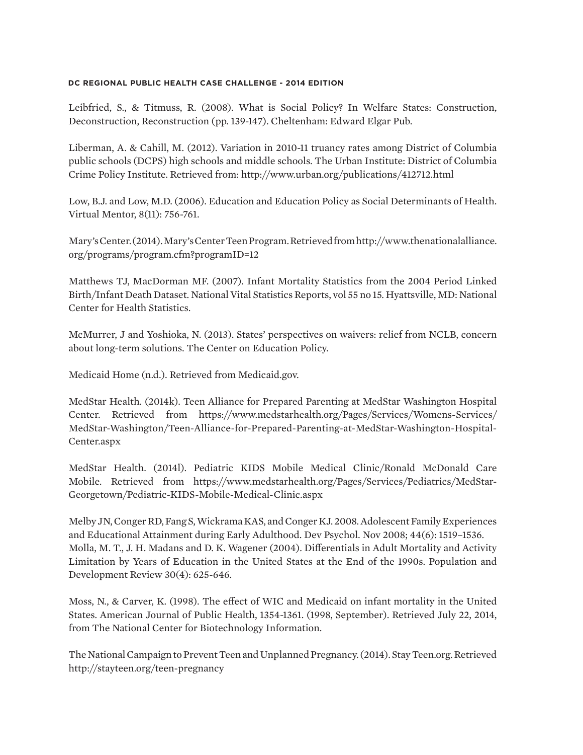Leibfried, S., & Titmuss, R. (2008). What is Social Policy? In Welfare States: Construction, Deconstruction, Reconstruction (pp. 139-147). Cheltenham: Edward Elgar Pub.

Liberman, A. & Cahill, M. (2012). Variation in 2010-11 truancy rates among District of Columbia public schools (DCPS) high schools and middle schools. The Urban Institute: District of Columbia Crime Policy Institute. Retrieved from: http://www.urban.org/publications/412712.html

Low, B.J. and Low, M.D. (2006). Education and Education Policy as Social Determinants of Health. Virtual Mentor, 8(11): 756-761.

Mary's Center. (2014). Mary's Center Teen Program. Retrieved from http://www.thenationalalliance.org/programs/program.cfm?programID=12

Matthews TJ, MacDorman MF. (2007). Infant Mortality Statistics from the 2004 Period Linked Birth/Infant Death Dataset. National Vital Statistics Reports, vol 55 no 15. Hyattsville, MD: National Center for Health Statistics.

McMurrer, J and Yoshioka, N. (2013). States' perspectives on waivers: relief from NCLB, concern about long-term solutions. The Center on Education Policy.

Medicaid Home (n.d.). Retrieved from Medicaid.gov.

MedStar Health. (2014k). Teen Alliance for Prepared Parenting at MedStar Washington Hospital Center. Retrieved from https://www.medstarhealth.org/Pages/Services/Womens-Services/MedStar-Washington/Teen-Alliance-for-Prepared-Parenting-at-MedStar-Washington-Hospital-Center.aspx

MedStar Health. (2014l). Pediatric KIDS Mobile Medical Clinic/Ronald McDonald Care Mobile. Retrieved from https://www.medstarhealth.org/Pages/Services/Pediatrics/MedStar-Georgetown/Pediatric-KIDS-Mobile-Medical-Clinic.aspx

Melby JN, Conger RD, Fang S, Wickrama KAS, and Conger KJ. 2008. Adolescent Family Experiences and Educational Attainment during Early Adulthood. Dev Psychol. Nov 2008; 44(6): 1519–1536.

Molla, M. T., J. H. Madans and D. K. Wagener (2004). Differentials in Adult Mortality and Activity Limitation by Years of Education in the United States at the End of the 1990s. Population and Development Review 30(4): 625-646.

Moss, N., & Carver, K. (1998). The effect of WIC and Medicaid on infant mortality in the United States. American Journal of Public Health, 1354-1361. (1998, September). Retrieved July 22, 2014, from The National Center for Biotechnology Information.

The National Campaign to Prevent Teen and Unplanned Pregnancy. (2014). Stay Teen.org. Retrieved http://stayteen.org/teen-pregnancy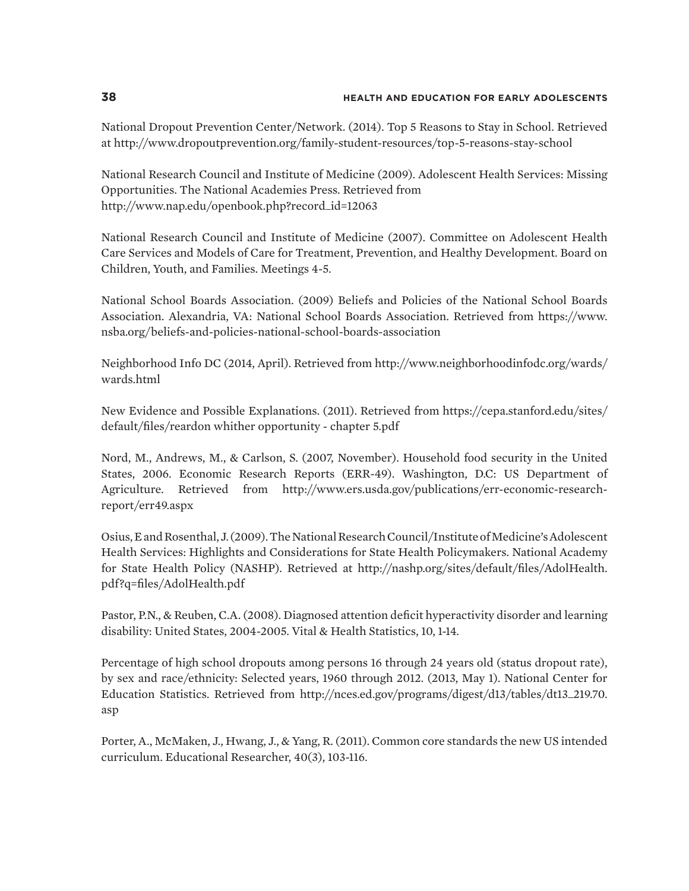National Dropout Prevention Center/Network. (2014). Top 5 Reasons to Stay in School. Retrieved at http://www.dropoutprevention.org/family-student-resources/top-5-reasons-stay-school

National Research Council and Institute of Medicine (2009). Adolescent Health Services: Missing Opportunities. The National Academies Press. Retrieved from http://www.nap.edu/openbook.php?record_id=12063

National Research Council and Institute of Medicine (2007). Committee on Adolescent Health Care Services and Models of Care for Treatment, Prevention, and Healthy Development. Board on Children, Youth, and Families. Meetings 4-5.

National School Boards Association. (2009) Beliefs and Policies of the National School Boards Association. Alexandria, VA: National School Boards Association. Retrieved from https://www.nsba.org/beliefs-and-policies-national-school-boards-association

Neighborhood Info DC (2014, April). Retrieved from http://www.neighborhoodinfodc.org/wards/wards.html

New Evidence and Possible Explanations. (2011). Retrieved from https://cepa.stanford.edu/sites/default/files/reardon whither opportunity - chapter 5.pdf

Nord, M., Andrews, M., & Carlson, S. (2007, November). Household food security in the United States, 2006. Economic Research Reports (ERR-49). Washington, D.C: US Department of Agriculture. Retrieved from http://www.ers.usda.gov/publications/err-economic-research-report/err49.aspx

Osius, E and Rosenthal, J. (2009). The National Research Council/Institute of Medicine's Adolescent Health Services: Highlights and Considerations for State Health Policymakers. National Academy for State Health Policy (NASHP). Retrieved at http://nashp.org/sites/default/files/AdolHealth.pdf?q=files/AdolHealth.pdf

Pastor, P.N., & Reuben, C.A. (2008). Diagnosed attention deficit hyperactivity disorder and learning disability: United States, 2004-2005. Vital & Health Statistics, 10, 1-14.

Percentage of high school dropouts among persons 16 through 24 years old (status dropout rate), by sex and race/ethnicity: Selected years, 1960 through 2012. (2013, May 1). National Center for Education Statistics. Retrieved from http://nces.ed.gov/programs/digest/d13/tables/dt13_219.70.asp

Porter, A., McMaken, J., Hwang, J., & Yang, R. (2011). Common core standards the new US intended curriculum. Educational Researcher, 40(3), 103-116.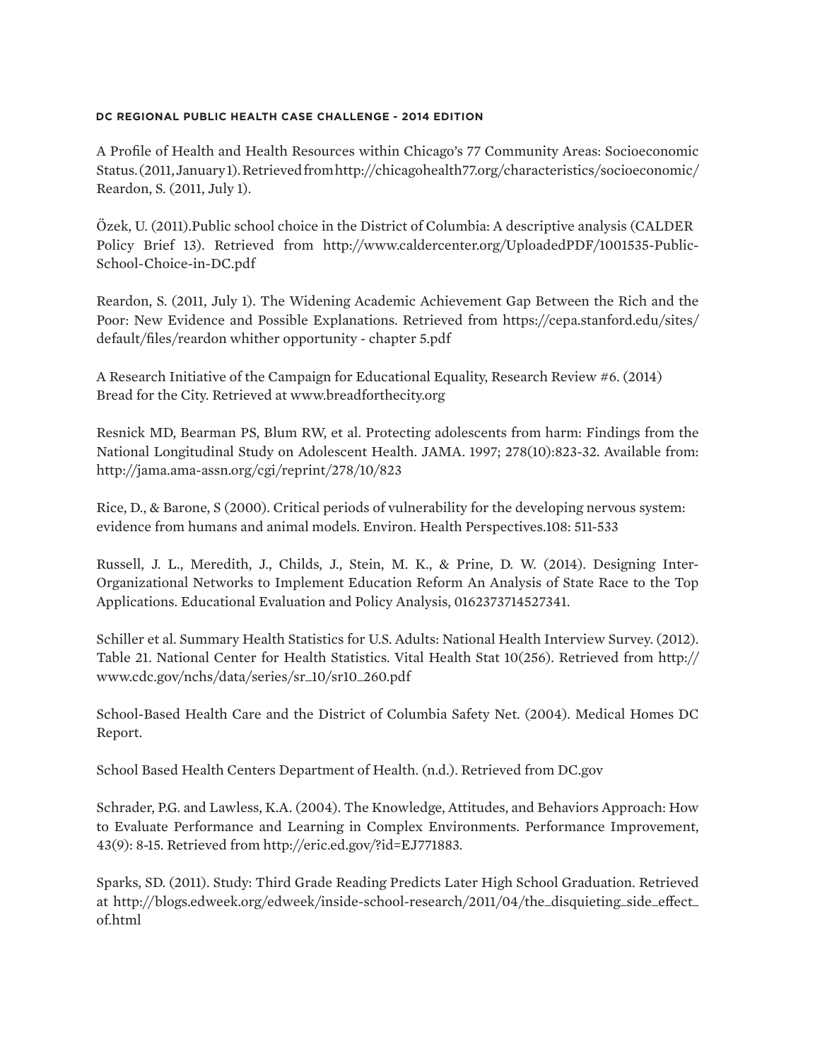A Profile of Health and Health Resources within Chicago's 77 Community Areas: Socioeconomic Status. (2011, January 1). Retrieved from http://chicagohealth77.org/characteristics/socioeconomic/ Reardon, S. (2011, July 1).

Özek, U. (2011).Public school choice in the District of Columbia: A descriptive analysis (CALDER Policy Brief 13). Retrieved from http://www.caldercenter.org/UploadedPDF/1001535-Public-School-Choice-in-DC.pdf

Reardon, S. (2011, July 1). The Widening Academic Achievement Gap Between the Rich and the Poor: New Evidence and Possible Explanations. Retrieved from https://cepa.stanford.edu/sites/default/files/reardon whither opportunity - chapter 5.pdf

A Research Initiative of the Campaign for Educational Equality, Research Review #6. (2014) Bread for the City. Retrieved at www.breadforthecity.org

Resnick MD, Bearman PS, Blum RW, et al. Protecting adolescents from harm: Findings from the National Longitudinal Study on Adolescent Health. JAMA. 1997; 278(10):823-32. Available from: http://jama.ama-assn.org/cgi/reprint/278/10/823

Rice, D., & Barone, S (2000). Critical periods of vulnerability for the developing nervous system: evidence from humans and animal models. Environ. Health Perspectives.108: 511-533

Russell, J. L., Meredith, J., Childs, J., Stein, M. K., & Prine, D. W. (2014). Designing Inter-Organizational Networks to Implement Education Reform An Analysis of State Race to the Top Applications. Educational Evaluation and Policy Analysis, 0162373714527341.

Schiller et al. Summary Health Statistics for U.S. Adults: National Health Interview Survey. (2012). Table 21. National Center for Health Statistics. Vital Health Stat 10(256). Retrieved from http://www.cdc.gov/nchs/data/series/sr_10/sr10_260.pdf

School-Based Health Care and the District of Columbia Safety Net. (2004). Medical Homes DC Report.

School Based Health Centers Department of Health. (n.d.). Retrieved from DC.gov

Schrader, P.G. and Lawless, K.A. (2004). The Knowledge, Attitudes, and Behaviors Approach: How to Evaluate Performance and Learning in Complex Environments. Performance Improvement, 43(9): 8-15. Retrieved from http://eric.ed.gov/?id=EJ771883.

Sparks, SD. (2011). Study: Third Grade Reading Predicts Later High School Graduation. Retrieved at http://blogs.edweek.org/edweek/inside-school-research/2011/04/the_disquieting_side_effect_of.html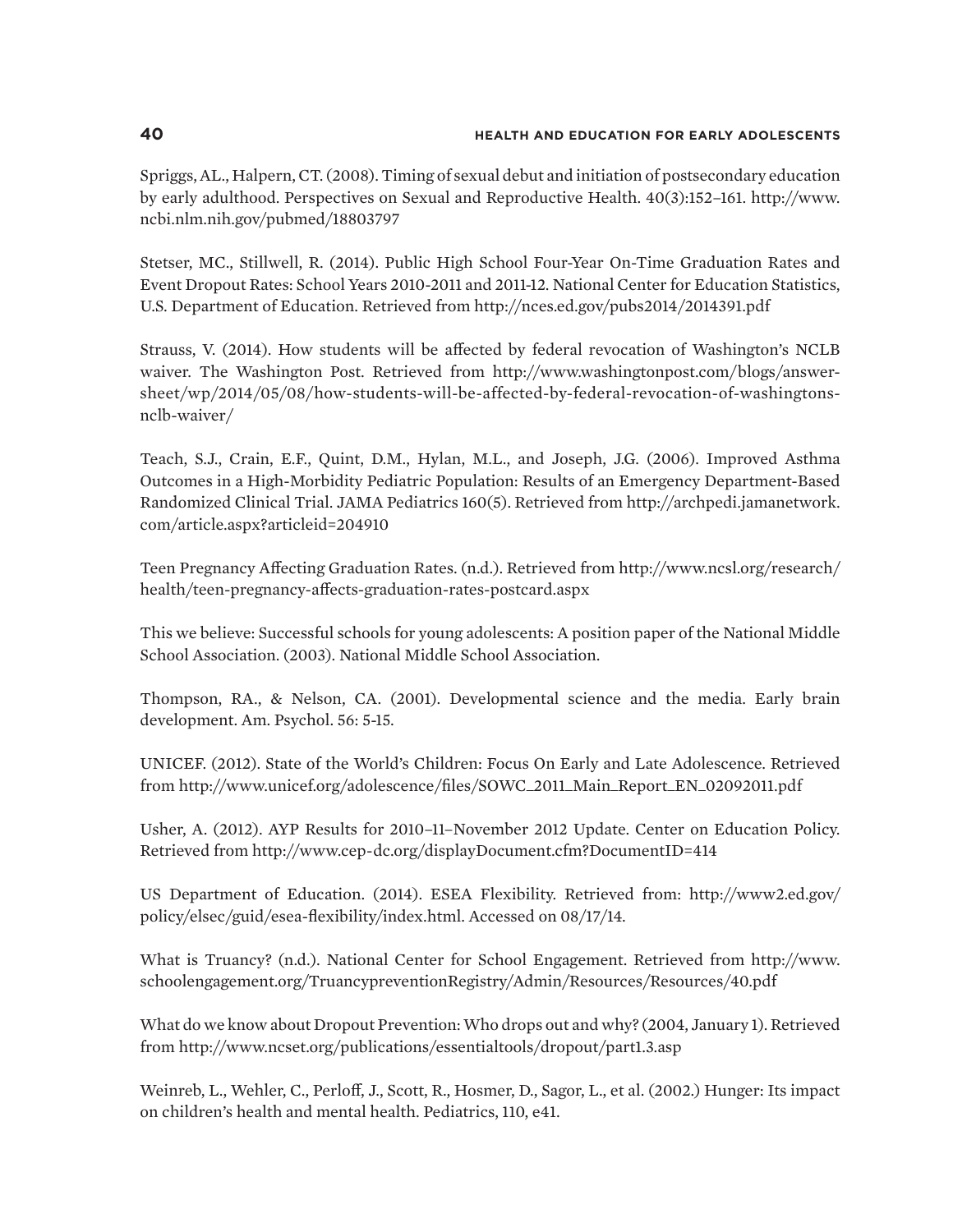Spriggs, AL., Halpern, CT. (2008). Timing of sexual debut and initiation of postsecondary education by early adulthood. Perspectives on Sexual and Reproductive Health. 40(3):152–161. http://www.ncbi.nlm.nih.gov/pubmed/18803797

Stetser, MC., Stillwell, R. (2014). Public High School Four-Year On-Time Graduation Rates and Event Dropout Rates: School Years 2010-2011 and 2011-12. National Center for Education Statistics, U.S. Department of Education. Retrieved from http://nces.ed.gov/pubs2014/2014391.pdf

Strauss, V. (2014). How students will be affected by federal revocation of Washington's NCLB waiver. The Washington Post. Retrieved from http://www.washingtonpost.com/blogs/answer-sheet/wp/2014/05/08/how-students-will-be-affected-by-federal-revocation-of-washingtons-nclb-waiver/

Teach, S.J., Crain, E.F., Quint, D.M., Hylan, M.L., and Joseph, J.G. (2006). Improved Asthma Outcomes in a High-Morbidity Pediatric Population: Results of an Emergency Department-Based Randomized Clinical Trial. JAMA Pediatrics 160(5). Retrieved from http://archpedi.jamanetwork.com/article.aspx?articleid=204910

Teen Pregnancy Affecting Graduation Rates. (n.d.). Retrieved from http://www.ncsl.org/research/health/teen-pregnancy-affects-graduation-rates-postcard.aspx

This we believe: Successful schools for young adolescents: A position paper of the National Middle School Association. (2003). National Middle School Association.

Thompson, RA., & Nelson, CA. (2001). Developmental science and the media. Early brain development. Am. Psychol. 56: 5-15.

UNICEF. (2012). State of the World's Children: Focus On Early and Late Adolescence. Retrieved from http://www.unicef.org/adolescence/files/SOWC_2011_Main_Report_EN_02092011.pdf

Usher, A. (2012). AYP Results for 2010–11–November 2012 Update. Center on Education Policy. Retrieved from http://www.cep-dc.org/displayDocument.cfm?DocumentID=414

US Department of Education. (2014). ESEA Flexibility. Retrieved from: http://www2.ed.gov/policy/elsec/guid/esea-flexibility/index.html. Accessed on 08/17/14.

What is Truancy? (n.d.). National Center for School Engagement. Retrieved from http://www.schoolengagement.org/TruancypreventionRegistry/Admin/Resources/Resources/40.pdf

What do we know about Dropout Prevention: Who drops out and why? (2004, January 1). Retrieved from http://www.ncset.org/publications/essentialtools/dropout/part1.3.asp

Weinreb, L., Wehler, C., Perloff, J., Scott, R., Hosmer, D., Sagor, L., et al. (2002.) Hunger: Its impact on children's health and mental health. Pediatrics, 110, e41.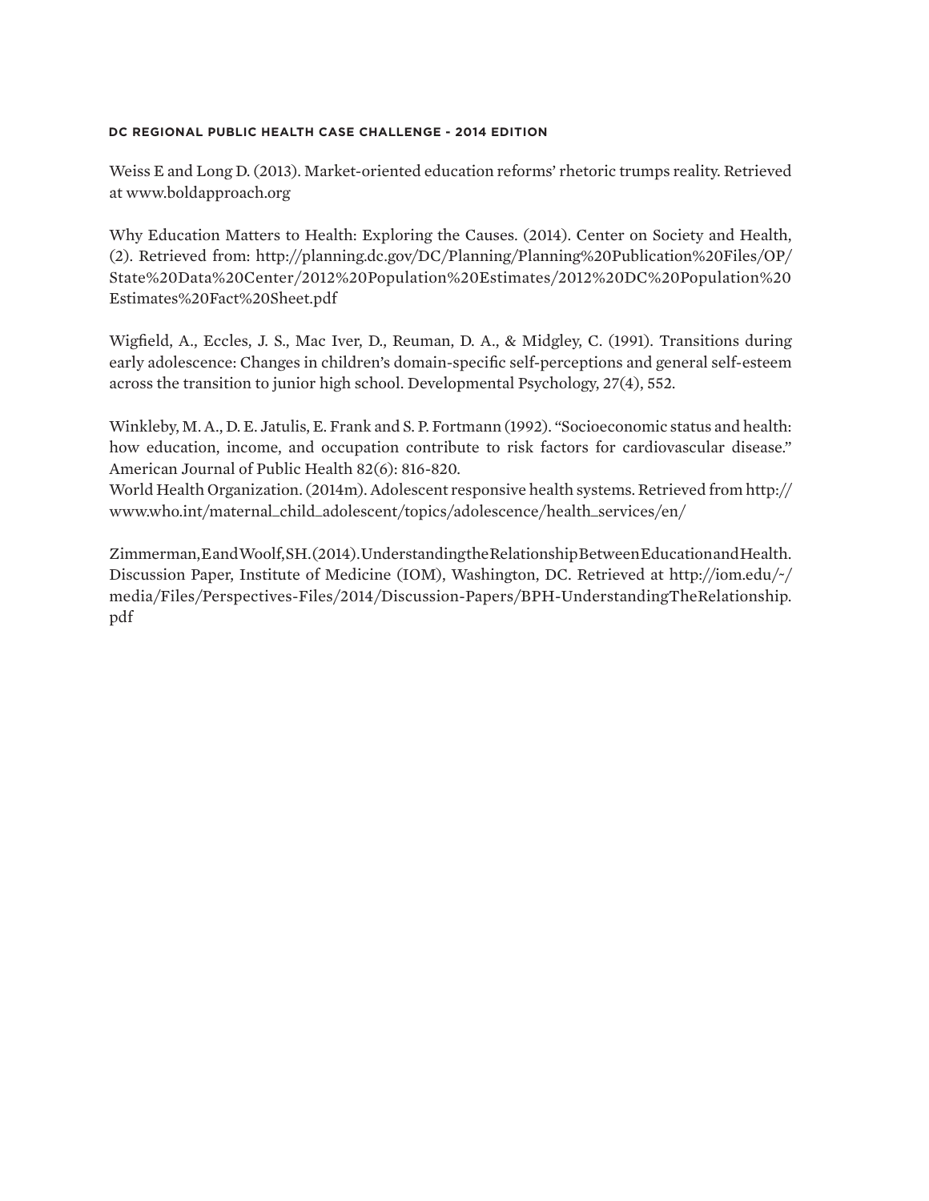Weiss E and Long D. (2013). Market-oriented education reforms' rhetoric trumps reality. Retrieved at www.boldapproach.org

Why Education Matters to Health: Exploring the Causes. (2014). Center on Society and Health, (2). Retrieved from: http://planning.dc.gov/DC/Planning/Planning%20Publication%20Files/OP/State%20Data%20Center/2012%20Population%20Estimates/2012%20DC%20Population%20Estimates%20Fact%20Sheet.pdf

Wigfield, A., Eccles, J. S., Mac Iver, D., Reuman, D. A., & Midgley, C. (1991). Transitions during early adolescence: Changes in children's domain-specific self-perceptions and general self-esteem across the transition to junior high school. Developmental Psychology, 27(4), 552.

Winkleby, M. A., D. E. Jatulis, E. Frank and S. P. Fortmann (1992). "Socioeconomic status and health: how education, income, and occupation contribute to risk factors for cardiovascular disease." American Journal of Public Health 82(6): 816-820.

World Health Organization. (2014m). Adolescent responsive health systems. Retrieved from http://www.who.int/maternal_child_adolescent/topics/adolescence/health_services/en/

Zimmerman, E and Woolf, SH. (2014). Understanding the Relationship Between Education and Health. Discussion Paper, Institute of Medicine (IOM), Washington, DC. Retrieved at http://iom.edu/~/media/Files/Perspectives-Files/2014/Discussion-Papers/BPH-UnderstandingTheRelationship.pdf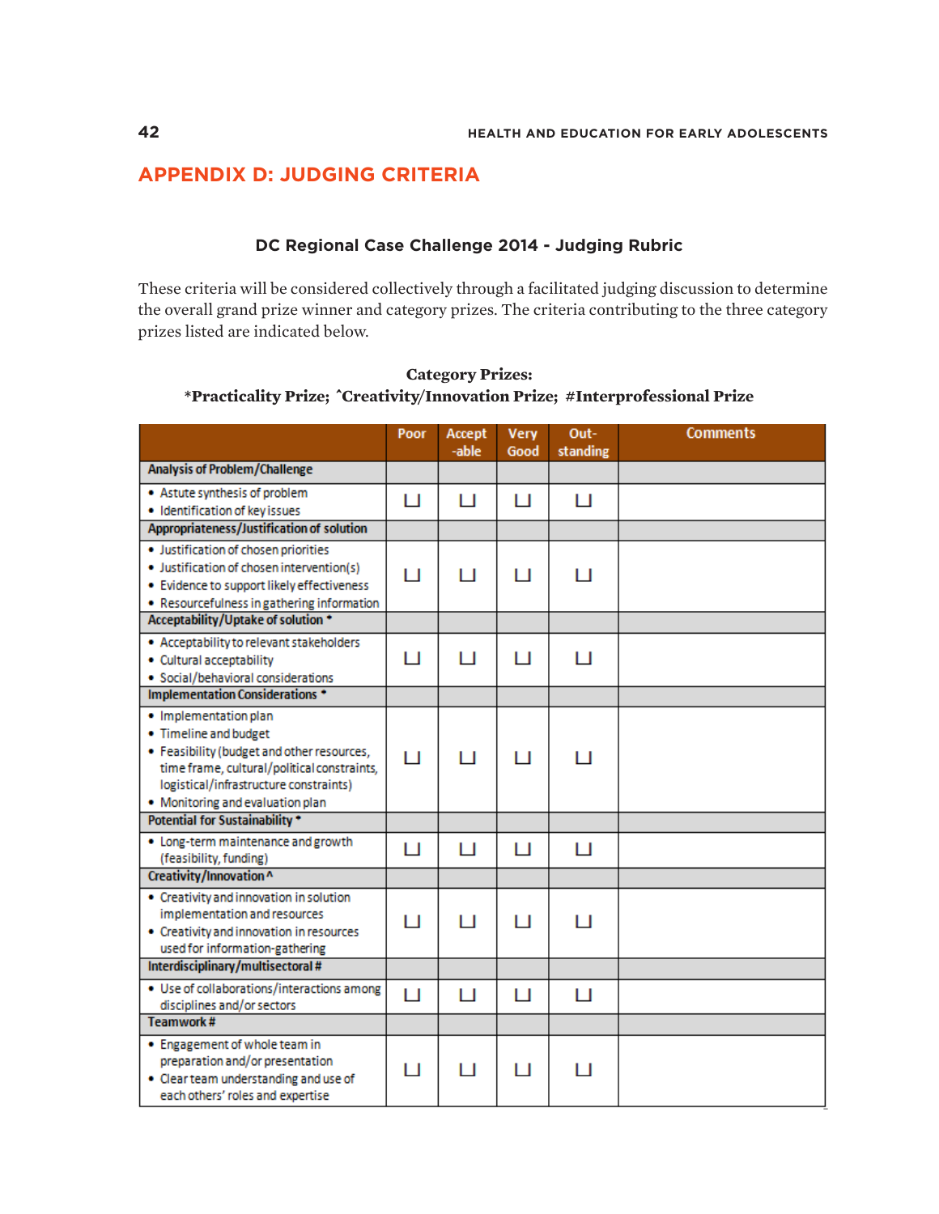## APPENDIX D: JUDGING CRITERIA

### DC Regional Case Challenge 2014 - Judging Rubric

These criteria will be considered collectively through a facilitated judging discussion to determine the overall grand prize winner and category prizes. The criteria contributing to the three category prizes listed are indicated below.

**Category Prizes:**
**\*Practicality Prize; ^Creativity/Innovation Prize; #Interprofessional Prize**

| | Poor | Accept-able | Very Good | Out-standing | Comments |
|---|---|---|---|---|---|
| **Analysis of Problem/Challenge** | | | | | |
| • Astute synthesis of problem<br>• Identification of key issues | ☐ | ☐ | ☐ | ☐ | |
| **Appropriateness/Justification of solution** | | | | | |
| • Justification of chosen priorities<br>• Justification of chosen intervention(s)<br>• Evidence to support likely effectiveness<br>• Resourcefulness in gathering information | ☐ | ☐ | ☐ | ☐ | |
| **Acceptability/Uptake of solution \*** | | | | | |
| • Acceptability to relevant stakeholders<br>• Cultural acceptability<br>• Social/behavioral considerations | ☐ | ☐ | ☐ | ☐ | |
| **Implementation Considerations \*** | | | | | |
| • Implementation plan<br>• Timeline and budget<br>• Feasibility (budget and other resources, time frame, cultural/political constraints, logistical/infrastructure constraints)<br>• Monitoring and evaluation plan | ☐ | ☐ | ☐ | ☐ | |
| **Potential for Sustainability \*** | | | | | |
| • Long-term maintenance and growth (feasibility, funding) | ☐ | ☐ | ☐ | ☐ | |
| **Creativity/Innovation ^** | | | | | |
| • Creativity and innovation in solution implementation and resources<br>• Creativity and innovation in resources used for information-gathering | ☐ | ☐ | ☐ | ☐ | |
| **Interdisciplinary/multisectoral #** | | | | | |
| • Use of collaborations/interactions among disciplines and/or sectors | ☐ | ☐ | ☐ | ☐ | |
| **Teamwork #** | | | | | |
| • Engagement of whole team in preparation and/or presentation<br>• Clear team understanding and use of each others' roles and expertise | ☐ | ☐ | ☐ | ☐ | |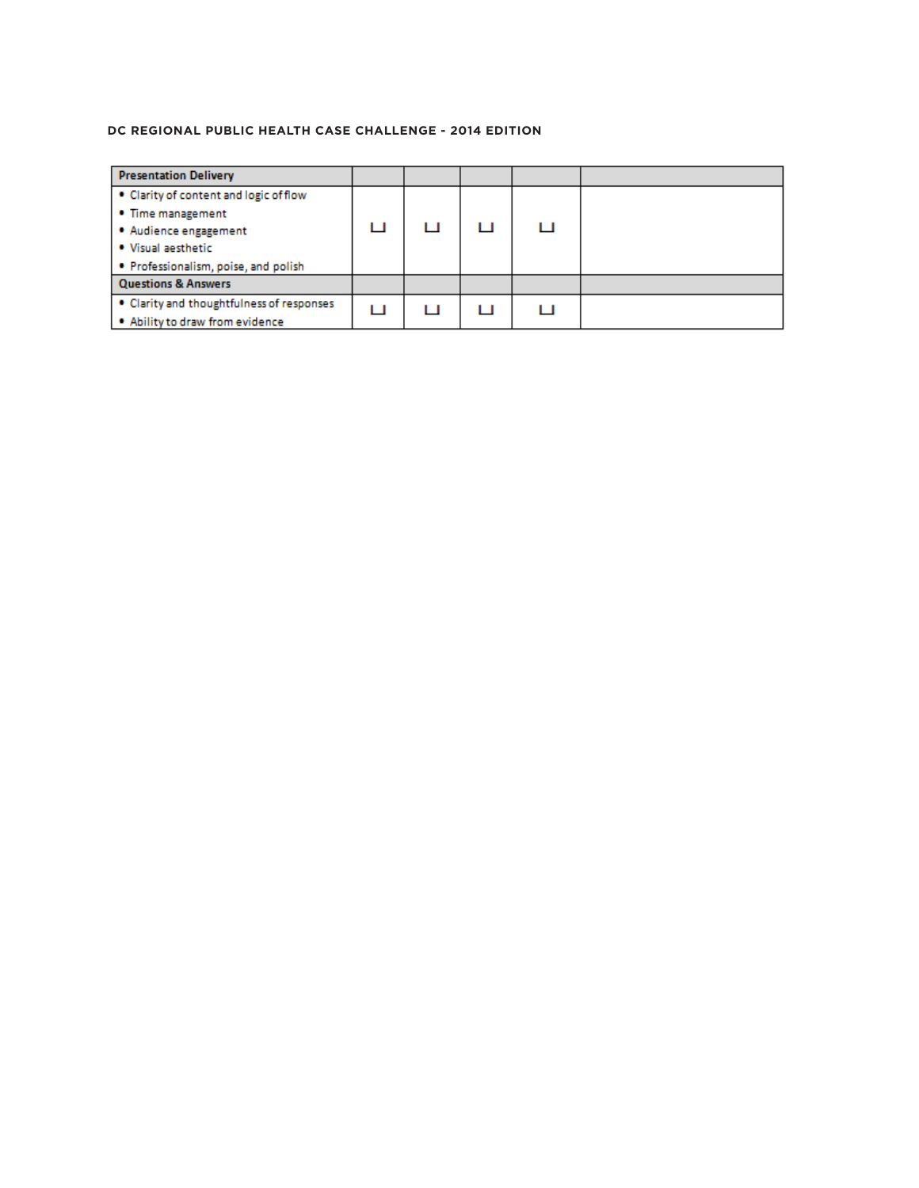**DC REGIONAL PUBLIC HEALTH CASE CHALLENGE - 2014 EDITION**

| Presentation Delivery | | | | | |
|---|---|---|---|---|---|
| • Clarity of content and logic of flow<br>• Time management<br>• Audience engagement<br>• Visual aesthetic<br>• Professionalism, poise, and polish | ☐ | ☐ | ☐ | ☐ | |
| **Questions & Answers** | | | | | |
| • Clarity and thoughtfulness of responses<br>• Ability to draw from evidence | ☐ | ☐ | ☐ | ☐ | |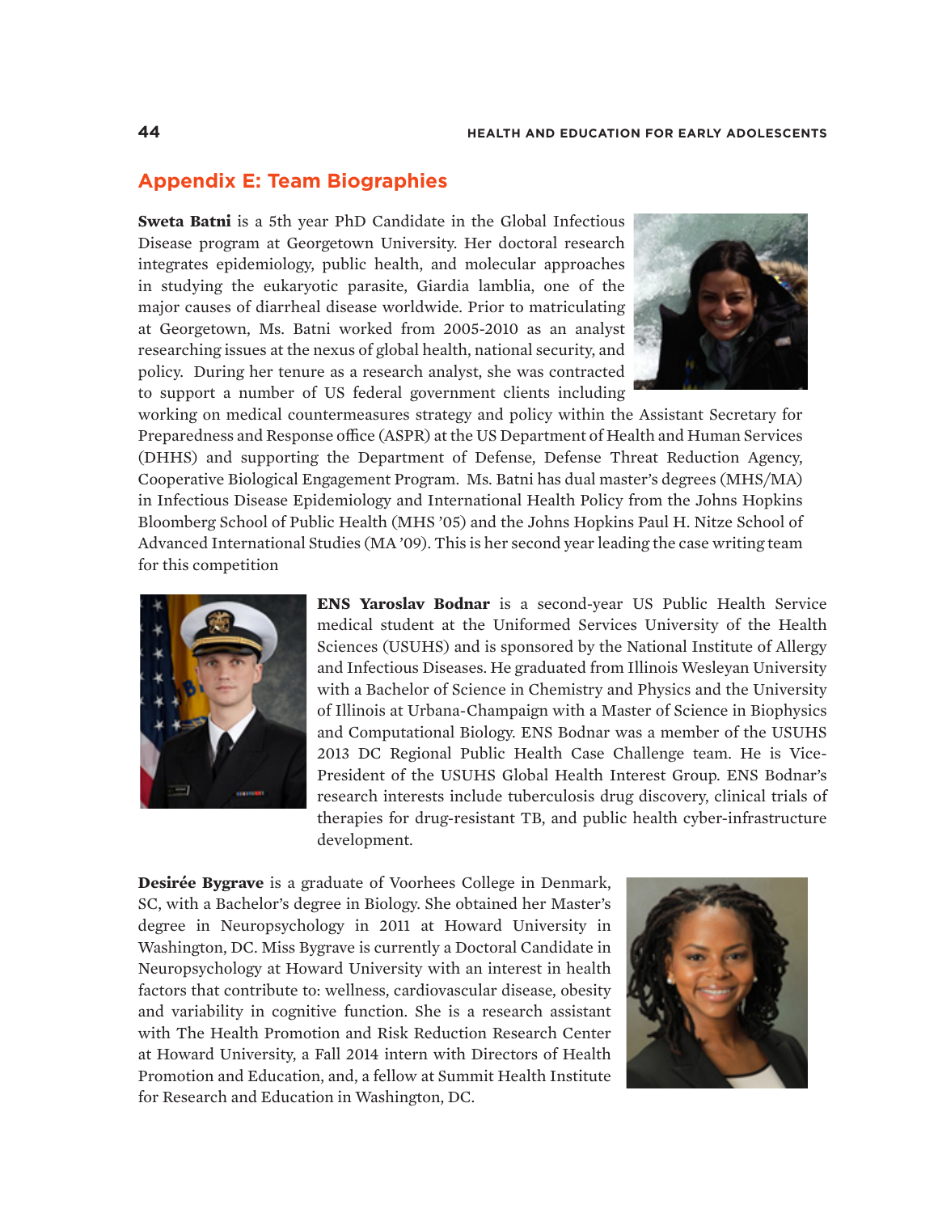## Appendix E: Team Biographies

**Sweta Batni** is a 5th year PhD Candidate in the Global Infectious Disease program at Georgetown University. Her doctoral research integrates epidemiology, public health, and molecular approaches in studying the eukaryotic parasite, Giardia lamblia, one of the major causes of diarrheal disease worldwide. Prior to matriculating at Georgetown, Ms. Batni worked from 2005-2010 as an analyst researching issues at the nexus of global health, national security, and policy. During her tenure as a research analyst, she was contracted to support a number of US federal government clients including working on medical countermeasures strategy and policy within the Assistant Secretary for Preparedness and Response office (ASPR) at the US Department of Health and Human Services (DHHS) and supporting the Department of Defense, Defense Threat Reduction Agency, Cooperative Biological Engagement Program. Ms. Batni has dual master's degrees (MHS/MA) in Infectious Disease Epidemiology and International Health Policy from the Johns Hopkins Bloomberg School of Public Health (MHS '05) and the Johns Hopkins Paul H. Nitze School of Advanced International Studies (MA '09). This is her second year leading the case writing team for this competition

**ENS Yaroslav Bodnar** is a second-year US Public Health Service medical student at the Uniformed Services University of the Health Sciences (USUHS) and is sponsored by the National Institute of Allergy and Infectious Diseases. He graduated from Illinois Wesleyan University with a Bachelor of Science in Chemistry and Physics and the University of Illinois at Urbana-Champaign with a Master of Science in Biophysics and Computational Biology. ENS Bodnar was a member of the USUHS 2013 DC Regional Public Health Case Challenge team. He is Vice-President of the USUHS Global Health Interest Group. ENS Bodnar's research interests include tuberculosis drug discovery, clinical trials of therapies for drug-resistant TB, and public health cyber-infrastructure development.

**Desirée Bygrave** is a graduate of Voorhees College in Denmark, SC, with a Bachelor's degree in Biology. She obtained her Master's degree in Neuropsychology in 2011 at Howard University in Washington, DC. Miss Bygrave is currently a Doctoral Candidate in Neuropsychology at Howard University with an interest in health factors that contribute to: wellness, cardiovascular disease, obesity and variability in cognitive function. She is a research assistant with The Health Promotion and Risk Reduction Research Center at Howard University, a Fall 2014 intern with Directors of Health Promotion and Education, and, a fellow at Summit Health Institute for Research and Education in Washington, DC.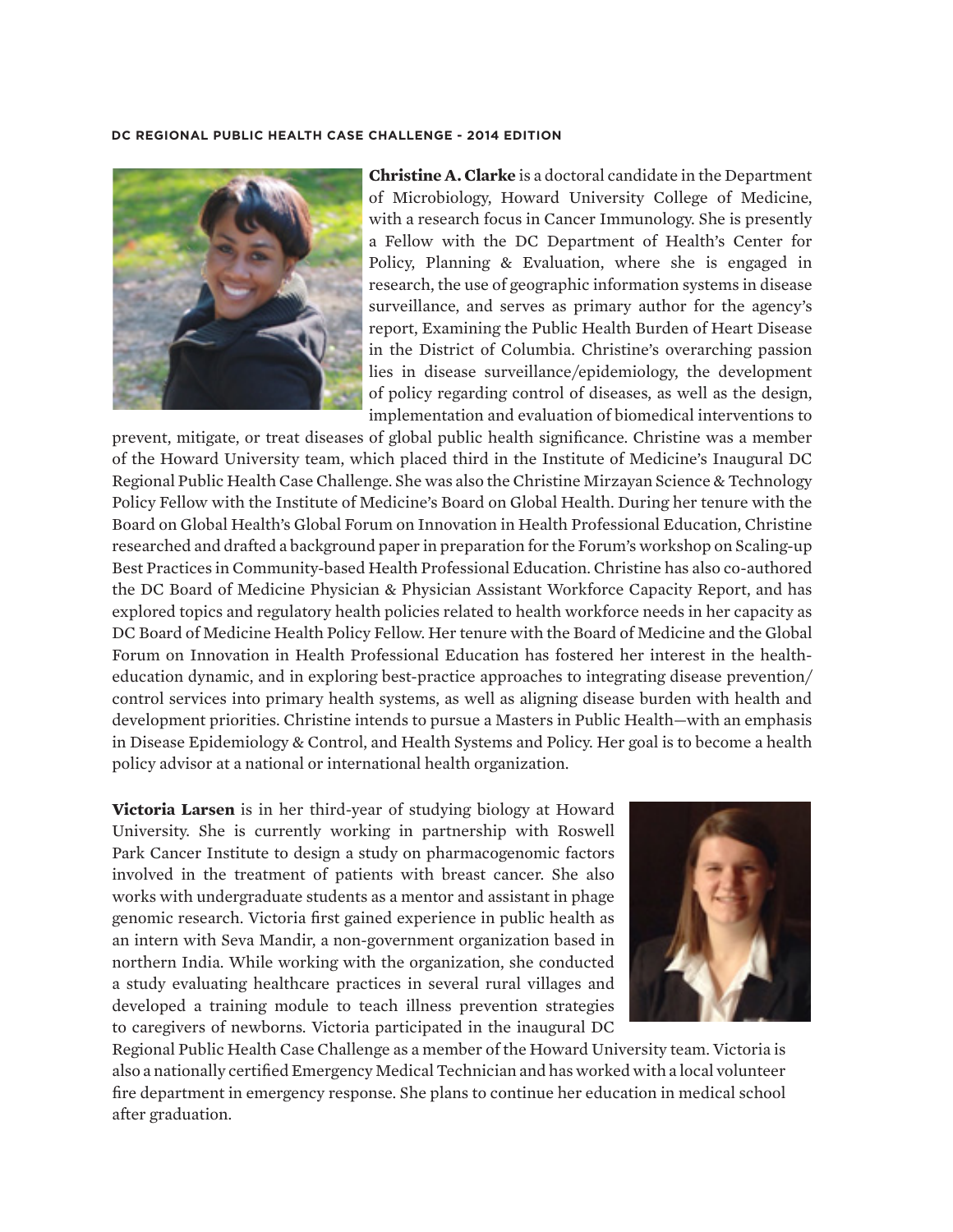**Christine A. Clarke** is a doctoral candidate in the Department of Microbiology, Howard University College of Medicine, with a research focus in Cancer Immunology. She is presently a Fellow with the DC Department of Health's Center for Policy, Planning & Evaluation, where she is engaged in research, the use of geographic information systems in disease surveillance, and serves as primary author for the agency's report, Examining the Public Health Burden of Heart Disease in the District of Columbia. Christine's overarching passion lies in disease surveillance/epidemiology, the development of policy regarding control of diseases, as well as the design, implementation and evaluation of biomedical interventions to prevent, mitigate, or treat diseases of global public health significance. Christine was a member of the Howard University team, which placed third in the Institute of Medicine's Inaugural DC Regional Public Health Case Challenge. She was also the Christine Mirzayan Science & Technology Policy Fellow with the Institute of Medicine's Board on Global Health. During her tenure with the Board on Global Health's Global Forum on Innovation in Health Professional Education, Christine researched and drafted a background paper in preparation for the Forum's workshop on Scaling-up Best Practices in Community-based Health Professional Education. Christine has also co-authored the DC Board of Medicine Physician & Physician Assistant Workforce Capacity Report, and has explored topics and regulatory health policies related to health workforce needs in her capacity as DC Board of Medicine Health Policy Fellow. Her tenure with the Board of Medicine and the Global Forum on Innovation in Health Professional Education has fostered her interest in the health-education dynamic, and in exploring best-practice approaches to integrating disease prevention/control services into primary health systems, as well as aligning disease burden with health and development priorities. Christine intends to pursue a Masters in Public Health—with an emphasis in Disease Epidemiology & Control, and Health Systems and Policy. Her goal is to become a health policy advisor at a national or international health organization.

**Victoria Larsen** is in her third-year of studying biology at Howard University. She is currently working in partnership with Roswell Park Cancer Institute to design a study on pharmacogenomic factors involved in the treatment of patients with breast cancer. She also works with undergraduate students as a mentor and assistant in phage genomic research. Victoria first gained experience in public health as an intern with Seva Mandir, a non-government organization based in northern India. While working with the organization, she conducted a study evaluating healthcare practices in several rural villages and developed a training module to teach illness prevention strategies to caregivers of newborns. Victoria participated in the inaugural DC Regional Public Health Case Challenge as a member of the Howard University team. Victoria is also a nationally certified Emergency Medical Technician and has worked with a local volunteer fire department in emergency response. She plans to continue her education in medical school after graduation.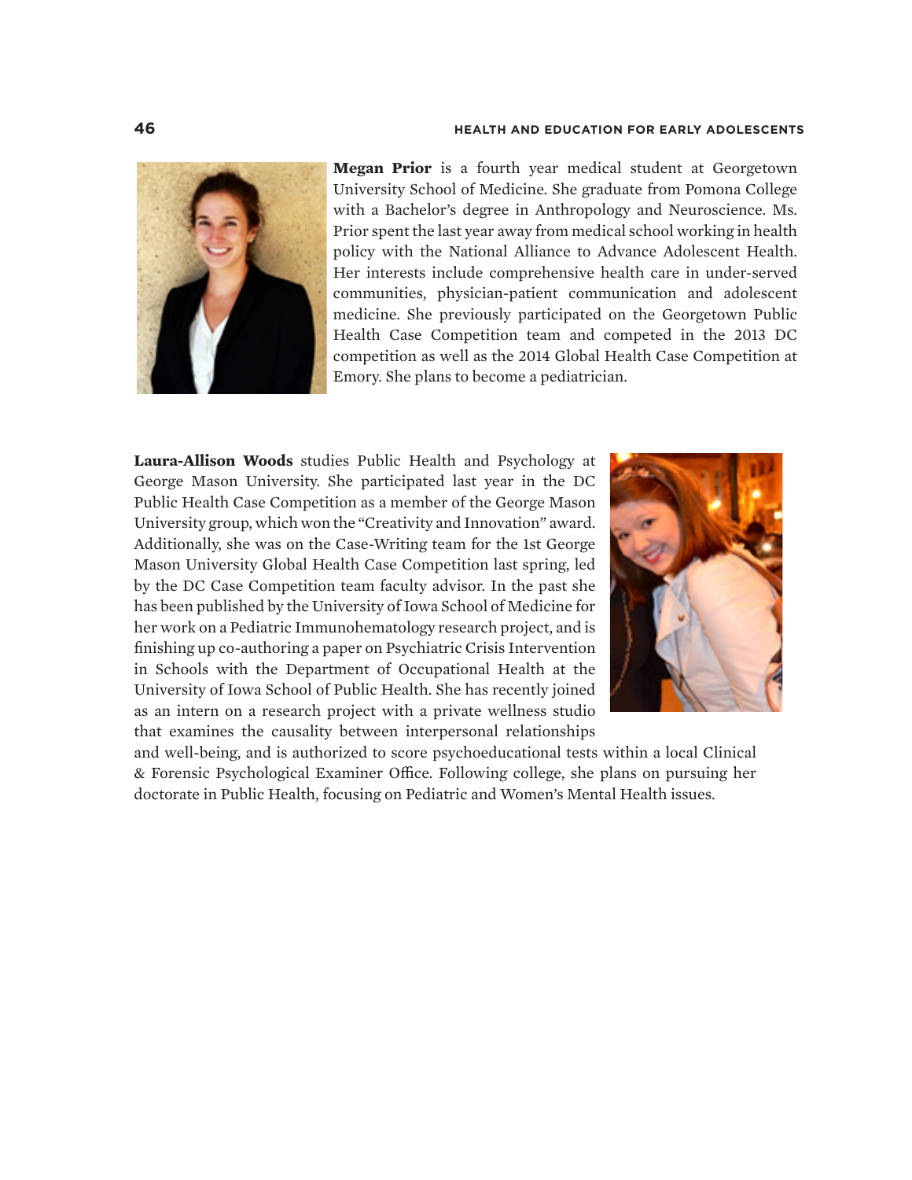**Megan Prior** is a fourth year medical student at Georgetown University School of Medicine. She graduate from Pomona College with a Bachelor's degree in Anthropology and Neuroscience. Ms. Prior spent the last year away from medical school working in health policy with the National Alliance to Advance Adolescent Health. Her interests include comprehensive health care in under-served communities, physician-patient communication and adolescent medicine. She previously participated on the Georgetown Public Health Case Competition team and competed in the 2013 DC competition as well as the 2014 Global Health Case Competition at Emory. She plans to become a pediatrician.

**Laura-Allison Woods** studies Public Health and Psychology at George Mason University. She participated last year in the DC Public Health Case Competition as a member of the George Mason University group, which won the "Creativity and Innovation" award. Additionally, she was on the Case-Writing team for the 1st George Mason University Global Health Case Competition last spring, led by the DC Case Competition team faculty advisor. In the past she has been published by the University of Iowa School of Medicine for her work on a Pediatric Immunohematology research project, and is finishing up co-authoring a paper on Psychiatric Crisis Intervention in Schools with the Department of Occupational Health at the University of Iowa School of Public Health. She has recently joined as an intern on a research project with a private wellness studio that examines the causality between interpersonal relationships and well-being, and is authorized to score psychoeducational tests within a local Clinical & Forensic Psychological Examiner Office. Following college, she plans on pursuing her doctorate in Public Health, focusing on Pediatric and Women's Mental Health issues.